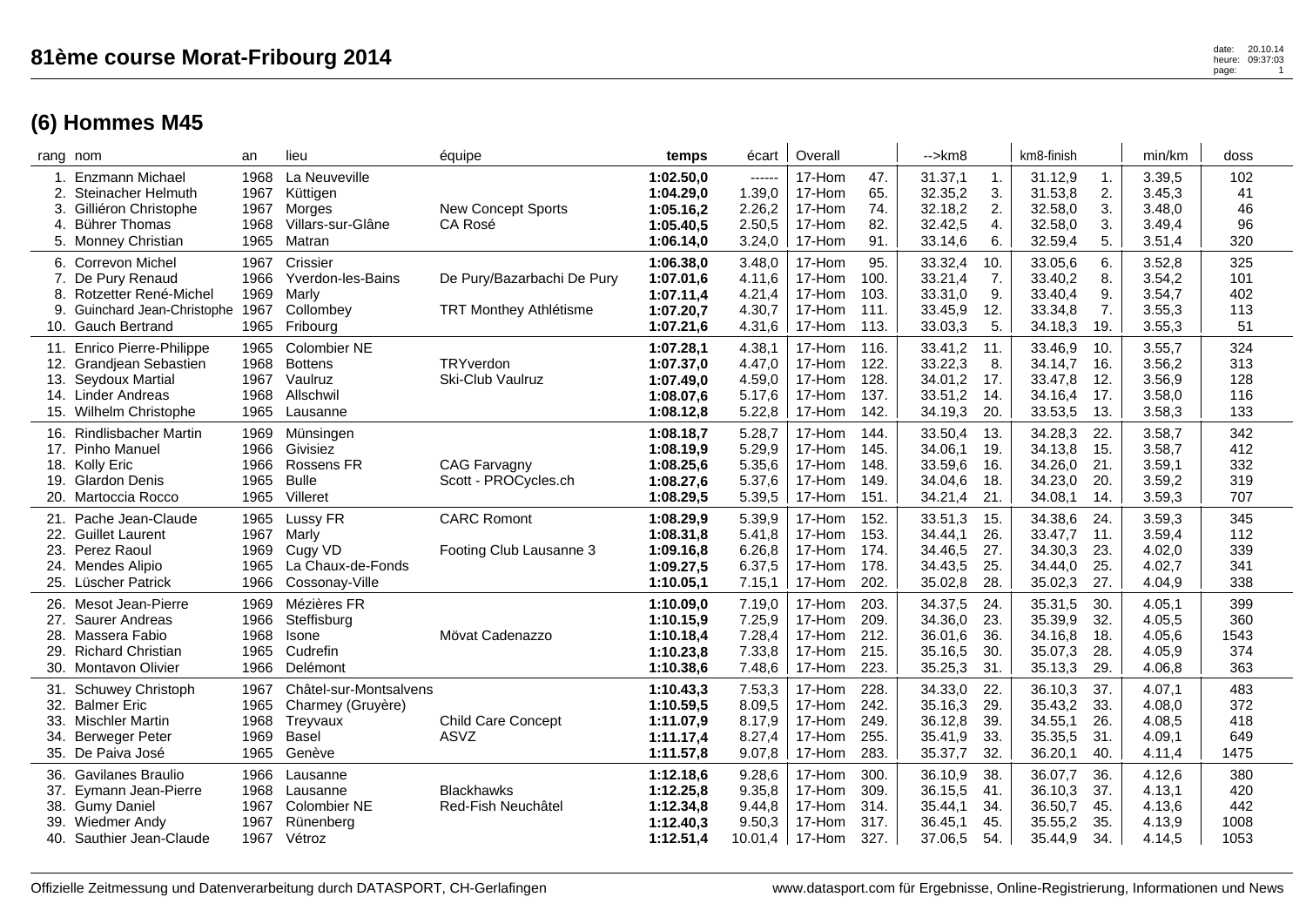# 81ème course Morat-Fribourg 2014

## (6) Hommes M45

| rang | nom | an | lieu | équipe | temps | écart | Overall | | -->km8 | | km8-finish | | min/km | doss |
|---|---|---|---|---|---|---|---|---|---|---|---|---|---|---|
| 1. | Enzmann Michael | 1968 | La Neuveville | | **1:02.50,0** | ------ | 17-Hom | 47. | 31.37,1 | 1. | 31.12,9 | 1. | 3.39,5 | 102 |
| 2. | Steinacher Helmuth | 1967 | Küttigen | | **1:04.29,0** | 1.39,0 | 17-Hom | 65. | 32.35,2 | 3. | 31.53,8 | 2. | 3.45,3 | 41 |
| 3. | Gilliéron Christophe | 1967 | Morges | New Concept Sports | **1:05.16,2** | 2.26,2 | 17-Hom | 74. | 32.18,2 | 2. | 32.58,0 | 3. | 3.48,0 | 46 |
| 4. | Bührer Thomas | 1968 | Villars-sur-Glâne | CA Rosé | **1:05.40,5** | 2.50,5 | 17-Hom | 82. | 32.42,5 | 4. | 32.58,0 | 3. | 3.49,4 | 96 |
| 5. | Monney Christian | 1965 | Matran | | **1:06.14,0** | 3.24,0 | 17-Hom | 91. | 33.14,6 | 6. | 32.59,4 | 5. | 3.51,4 | 320 |
| 6. | Correvon Michel | 1967 | Crissier | | **1:06.38,0** | 3.48,0 | 17-Hom | 95. | 33.32,4 | 10. | 33.05,6 | 6. | 3.52,8 | 325 |
| 7. | De Pury Renaud | 1966 | Yverdon-les-Bains | De Pury/Bazarbachi De Pury | **1:07.01,6** | 4.11,6 | 17-Hom | 100. | 33.21,4 | 7. | 33.40,2 | 8. | 3.54,2 | 101 |
| 8. | Rotzetter René-Michel | 1969 | Marly | | **1:07.11,4** | 4.21,4 | 17-Hom | 103. | 33.31,0 | 9. | 33.40,4 | 9. | 3.54,7 | 402 |
| 9. | Guinchard Jean-Christophe | 1967 | Collombey | TRT Monthey Athlétisme | **1:07.20,7** | 4.30,7 | 17-Hom | 111. | 33.45,9 | 12. | 33.34,8 | 7. | 3.55,3 | 113 |
| 10. | Gauch Bertrand | 1965 | Fribourg | | **1:07.21,6** | 4.31,6 | 17-Hom | 113. | 33.03,3 | 5. | 34.18,3 | 19. | 3.55,3 | 51 |
| 11. | Enrico Pierre-Philippe | 1965 | Colombier NE | | **1:07.28,1** | 4.38,1 | 17-Hom | 116. | 33.41,2 | 11. | 33.46,9 | 10. | 3.55,7 | 324 |
| 12. | Grandjean Sebastien | 1968 | Bottens | TRYverdon | **1:07.37,0** | 4.47,0 | 17-Hom | 122. | 33.22,3 | 8. | 34.14,7 | 16. | 3.56,2 | 313 |
| 13. | Seydoux Martial | 1967 | Vaulruz | Ski-Club Vaulruz | **1:07.49,0** | 4.59,0 | 17-Hom | 128. | 34.01,2 | 17. | 33.47,8 | 12. | 3.56,9 | 128 |
| 14. | Linder Andreas | 1968 | Allschwil | | **1:08.07,6** | 5.17,6 | 17-Hom | 137. | 33.51,2 | 14. | 34.16,4 | 17. | 3.58,0 | 116 |
| 15. | Wilhelm Christophe | 1965 | Lausanne | | **1:08.12,8** | 5.22,8 | 17-Hom | 142. | 34.19,3 | 20. | 33.53,5 | 13. | 3.58,3 | 133 |
| 16. | Rindlisbacher Martin | 1969 | Münsingen | | **1:08.18,7** | 5.28,7 | 17-Hom | 144. | 33.50,4 | 13. | 34.28,3 | 22. | 3.58,7 | 342 |
| 17. | Pinho Manuel | 1966 | Givisiez | | **1:08.19,9** | 5.29,9 | 17-Hom | 145. | 34.06,1 | 19. | 34.13,8 | 15. | 3.58,7 | 412 |
| 18. | Kolly Eric | 1966 | Rossens FR | CAG Farvagny | **1:08.25,6** | 5.35,6 | 17-Hom | 148. | 33.59,6 | 16. | 34.26,0 | 21. | 3.59,1 | 332 |
| 19. | Glardon Denis | 1965 | Bulle | Scott - PROCycles.ch | **1:08.27,6** | 5.37,6 | 17-Hom | 149. | 34.04,6 | 18. | 34.23,0 | 20. | 3.59,2 | 319 |
| 20. | Martoccia Rocco | 1965 | Villeret | | **1:08.29,5** | 5.39,5 | 17-Hom | 151. | 34.21,4 | 21. | 34.08,1 | 14. | 3.59,3 | 707 |
| 21. | Pache Jean-Claude | 1965 | Lussy FR | CARC Romont | **1:08.29,9** | 5.39,9 | 17-Hom | 152. | 33.51,3 | 15. | 34.38,6 | 24. | 3.59,3 | 345 |
| 22. | Guillet Laurent | 1967 | Marly | | **1:08.31,8** | 5.41,8 | 17-Hom | 153. | 34.44,1 | 26. | 33.47,7 | 11. | 3.59,4 | 112 |
| 23. | Perez Raoul | 1969 | Cugy VD | Footing Club Lausanne 3 | **1:09.16,8** | 6.26,8 | 17-Hom | 174. | 34.46,5 | 27. | 34.30,3 | 23. | 4.02,0 | 339 |
| 24. | Mendes Alipio | 1965 | La Chaux-de-Fonds | | **1:09.27,5** | 6.37,5 | 17-Hom | 178. | 34.43,5 | 25. | 34.44,0 | 25. | 4.02,7 | 341 |
| 25. | Lüscher Patrick | 1966 | Cossonay-Ville | | **1:10.05,1** | 7.15,1 | 17-Hom | 202. | 35.02,8 | 28. | 35.02,3 | 27. | 4.04,9 | 338 |
| 26. | Mesot Jean-Pierre | 1969 | Mézières FR | | **1:10.09,0** | 7.19,0 | 17-Hom | 203. | 34.37,5 | 24. | 35.31,5 | 30. | 4.05,1 | 399 |
| 27. | Saurer Andreas | 1966 | Steffisburg | | **1:10.15,9** | 7.25,9 | 17-Hom | 209. | 34.36,0 | 23. | 35.39,9 | 32. | 4.05,5 | 360 |
| 28. | Massera Fabio | 1968 | Isone | Mövat Cadenazzo | **1:10.18,4** | 7.28,4 | 17-Hom | 212. | 36.01,6 | 36. | 34.16,8 | 18. | 4.05,6 | 1543 |
| 29. | Richard Christian | 1965 | Cudrefin | | **1:10.23,8** | 7.33,8 | 17-Hom | 215. | 35.16,5 | 30. | 35.07,3 | 28. | 4.05,9 | 374 |
| 30. | Montavon Olivier | 1966 | Delémont | | **1:10.38,6** | 7.48,6 | 17-Hom | 223. | 35.25,3 | 31. | 35.13,3 | 29. | 4.06,8 | 363 |
| 31. | Schuwey Christoph | 1967 | Châtel-sur-Montsalvens | | **1:10.43,3** | 7.53,3 | 17-Hom | 228. | 34.33,0 | 22. | 36.10,3 | 37. | 4.07,1 | 483 |
| 32. | Balmer Eric | 1965 | Charmey (Gruyère) | | **1:10.59,5** | 8.09,5 | 17-Hom | 242. | 35.16,3 | 29. | 35.43,2 | 33. | 4.08,0 | 372 |
| 33. | Mischler Martin | 1968 | Treyvaux | Child Care Concept | **1:11.07,9** | 8.17,9 | 17-Hom | 249. | 36.12,8 | 39. | 34.55,1 | 26. | 4.08,5 | 418 |
| 34. | Berweger Peter | 1969 | Basel | ASVZ | **1:11.17,4** | 8.27,4 | 17-Hom | 255. | 35.41,9 | 33. | 35.35,5 | 31. | 4.09,1 | 649 |
| 35. | De Paiva José | 1965 | Genève | | **1:11.57,8** | 9.07,8 | 17-Hom | 283. | 35.37,7 | 32. | 36.20,1 | 40. | 4.11,4 | 1475 |
| 36. | Gavilanes Braulio | 1966 | Lausanne | | **1:12.18,6** | 9.28,6 | 17-Hom | 300. | 36.10,9 | 38. | 36.07,7 | 36. | 4.12,6 | 380 |
| 37. | Eymann Jean-Pierre | 1968 | Lausanne | Blackhawks | **1:12.25,8** | 9.35,8 | 17-Hom | 309. | 36.15,5 | 41. | 36.10,3 | 37. | 4.13,1 | 420 |
| 38. | Gumy Daniel | 1967 | Colombier NE | Red-Fish Neuchâtel | **1:12.34,8** | 9.44,8 | 17-Hom | 314. | 35.44,1 | 34. | 36.50,7 | 45. | 4.13,6 | 442 |
| 39. | Wiedmer Andy | 1967 | Rünenberg | | **1:12.40,3** | 9.50,3 | 17-Hom | 317. | 36.45,1 | 45. | 35.55,2 | 35. | 4.13,9 | 1008 |
| 40. | Sauthier Jean-Claude | 1967 | Vétroz | | **1:12.51,4** | 10.01,4 | 17-Hom | 327. | 37.06,5 | 54. | 35.44,9 | 34. | 4.14,5 | 1053 |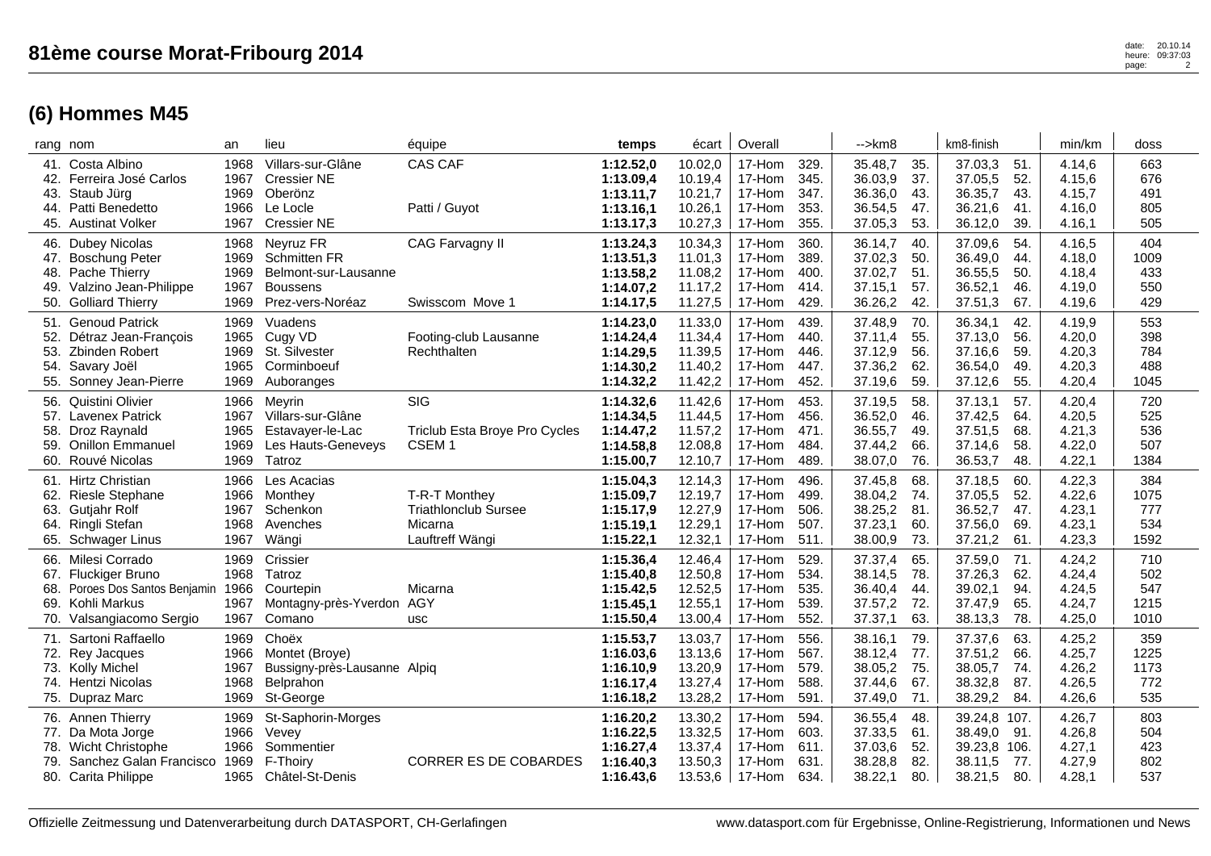# 81ème course Morat-Fribourg 2014

## (6) Hommes M45

| rang | nom | an | lieu | équipe | temps | écart | Overall | | -->km8 | | km8-finish | | min/km | doss |
|---|---|---|---|---|---|---|---|---|---|---|---|---|---|---|
| 41. | Costa Albino | 1968 | Villars-sur-Glâne | CAS CAF | **1:12.52,0** | 10.02,0 | 17-Hom | 329. | 35.48,7 | 35. | 37.03,3 | 51. | 4.14,6 | 663 |
| 42. | Ferreira José Carlos | 1967 | Cressier NE | | **1:13.09,4** | 10.19,4 | 17-Hom | 345. | 36.03,9 | 37. | 37.05,5 | 52. | 4.15,6 | 676 |
| 43. | Staub Jürg | 1969 | Oberönz | | **1:13.11,7** | 10.21,7 | 17-Hom | 347. | 36.36,0 | 43. | 36.35,7 | 43. | 4.15,7 | 491 |
| 44. | Patti Benedetto | 1966 | Le Locle | Patti / Guyot | **1:13.16,1** | 10.26,1 | 17-Hom | 353. | 36.54,5 | 47. | 36.21,6 | 41. | 4.16,0 | 805 |
| 45. | Austinat Volker | 1967 | Cressier NE | | **1:13.17,3** | 10.27,3 | 17-Hom | 355. | 37.05,3 | 53. | 36.12,0 | 39. | 4.16,1 | 505 |
| 46. | Dubey Nicolas | 1968 | Neyruz FR | CAG Farvagny II | **1:13.24,3** | 10.34,3 | 17-Hom | 360. | 36.14,7 | 40. | 37.09,6 | 54. | 4.16,5 | 404 |
| 47. | Boschung Peter | 1969 | Schmitten FR | | **1:13.51,3** | 11.01,3 | 17-Hom | 389. | 37.02,3 | 50. | 36.49,0 | 44. | 4.18,0 | 1009 |
| 48. | Pache Thierry | 1969 | Belmont-sur-Lausanne | | **1:13.58,2** | 11.08,2 | 17-Hom | 400. | 37.02,7 | 51. | 36.55,5 | 50. | 4.18,4 | 433 |
| 49. | Valzino Jean-Philippe | 1967 | Boussens | | **1:14.07,2** | 11.17,2 | 17-Hom | 414. | 37.15,1 | 57. | 36.52,1 | 46. | 4.19,0 | 550 |
| 50. | Golliard Thierry | 1969 | Prez-vers-Noréaz | Swisscom Move 1 | **1:14.17,5** | 11.27,5 | 17-Hom | 429. | 36.26,2 | 42. | 37.51,3 | 67. | 4.19,6 | 429 |
| 51. | Genoud Patrick | 1969 | Vuadens | | **1:14.23,0** | 11.33,0 | 17-Hom | 439. | 37.48,9 | 70. | 36.34,1 | 42. | 4.19,9 | 553 |
| 52. | Détraz Jean-François | 1965 | Cugy VD | Footing-club Lausanne | **1:14.24,4** | 11.34,4 | 17-Hom | 440. | 37.11,4 | 55. | 37.13,0 | 56. | 4.20,0 | 398 |
| 53. | Zbinden Robert | 1969 | St. Silvester | Rechthalten | **1:14.29,5** | 11.39,5 | 17-Hom | 446. | 37.12,9 | 56. | 37.16,6 | 59. | 4.20,3 | 784 |
| 54. | Savary Joël | 1965 | Corminboeuf | | **1:14.30,2** | 11.40,2 | 17-Hom | 447. | 37.36,2 | 62. | 36.54,0 | 49. | 4.20,3 | 488 |
| 55. | Sonney Jean-Pierre | 1969 | Auboranges | | **1:14.32,2** | 11.42,2 | 17-Hom | 452. | 37.19,6 | 59. | 37.12,6 | 55. | 4.20,4 | 1045 |
| 56. | Quistini Olivier | 1966 | Meyrin | SIG | **1:14.32,6** | 11.42,6 | 17-Hom | 453. | 37.19,5 | 58. | 37.13,1 | 57. | 4.20,4 | 720 |
| 57. | Lavenex Patrick | 1967 | Villars-sur-Glâne | | **1:14.34,5** | 11.44,5 | 17-Hom | 456. | 36.52,0 | 46. | 37.42,5 | 64. | 4.20,5 | 525 |
| 58. | Droz Raynald | 1965 | Estavayer-le-Lac | Triclub Esta Broye Pro Cycles | **1:14.47,2** | 11.57,2 | 17-Hom | 471. | 36.55,7 | 49. | 37.51,5 | 68. | 4.21,3 | 536 |
| 59. | Onillon Emmanuel | 1969 | Les Hauts-Geneveys | CSEM 1 | **1:14.58,8** | 12.08,8 | 17-Hom | 484. | 37.44,2 | 66. | 37.14,6 | 58. | 4.22,0 | 507 |
| 60. | Rouvé Nicolas | 1969 | Tatroz | | **1:15.00,7** | 12.10,7 | 17-Hom | 489. | 38.07,0 | 76. | 36.53,7 | 48. | 4.22,1 | 1384 |
| 61. | Hirtz Christian | 1966 | Les Acacias | | **1:15.04,3** | 12.14,3 | 17-Hom | 496. | 37.45,8 | 68. | 37.18,5 | 60. | 4.22,3 | 384 |
| 62. | Riesle Stephane | 1966 | Monthey | T-R-T Monthey | **1:15.09,7** | 12.19,7 | 17-Hom | 499. | 38.04,2 | 74. | 37.05,5 | 52. | 4.22,6 | 1075 |
| 63. | Gutjahr Rolf | 1967 | Schenkon | Triathlonclub Sursee | **1:15.17,9** | 12.27,9 | 17-Hom | 506. | 38.25,2 | 81. | 36.52,7 | 47. | 4.23,1 | 777 |
| 64. | Ringli Stefan | 1968 | Avenches | Micarna | **1:15.19,1** | 12.29,1 | 17-Hom | 507. | 37.23,1 | 60. | 37.56,0 | 69. | 4.23,1 | 534 |
| 65. | Schwager Linus | 1967 | Wängi | Lauftreff Wängi | **1:15.22,1** | 12.32,1 | 17-Hom | 511. | 38.00,9 | 73. | 37.21,2 | 61. | 4.23,3 | 1592 |
| 66. | Milesi Corrado | 1969 | Crissier | | **1:15.36,4** | 12.46,4 | 17-Hom | 529. | 37.37,4 | 65. | 37.59,0 | 71. | 4.24,2 | 710 |
| 67. | Fluckiger Bruno | 1968 | Tatroz | | **1:15.40,8** | 12.50,8 | 17-Hom | 534. | 38.14,5 | 78. | 37.26,3 | 62. | 4.24,4 | 502 |
| 68. | Poroes Dos Santos Benjamin | 1966 | Courtepin | Micarna | **1:15.42,5** | 12.52,5 | 17-Hom | 535. | 36.40,4 | 44. | 39.02,1 | 94. | 4.24,5 | 547 |
| 69. | Kohli Markus | 1967 | Montagny-près-Yverdon | AGY | **1:15.45,1** | 12.55,1 | 17-Hom | 539. | 37.57,2 | 72. | 37.47,9 | 65. | 4.24,7 | 1215 |
| 70. | Valsangiacomo Sergio | 1967 | Comano | usc | **1:15.50,4** | 13.00,4 | 17-Hom | 552. | 37.37,1 | 63. | 38.13,3 | 78. | 4.25,0 | 1010 |
| 71. | Sartoni Raffaello | 1969 | Choëx | | **1:15.53,7** | 13.03,7 | 17-Hom | 556. | 38.16,1 | 79. | 37.37,6 | 63. | 4.25,2 | 359 |
| 72. | Rey Jacques | 1966 | Montet (Broye) | | **1:16.03,6** | 13.13,6 | 17-Hom | 567. | 38.12,4 | 77. | 37.51,2 | 66. | 4.25,7 | 1225 |
| 73. | Kolly Michel | 1967 | Bussigny-près-Lausanne | Alpiq | **1:16.10,9** | 13.20,9 | 17-Hom | 579. | 38.05,2 | 75. | 38.05,7 | 74. | 4.26,2 | 1173 |
| 74. | Hentzi Nicolas | 1968 | Belprahon | | **1:16.17,4** | 13.27,4 | 17-Hom | 588. | 37.44,6 | 67. | 38.32,8 | 87. | 4.26,5 | 772 |
| 75. | Dupraz Marc | 1969 | St-George | | **1:16.18,2** | 13.28,2 | 17-Hom | 591. | 37.49,0 | 71. | 38.29,2 | 84. | 4.26,6 | 535 |
| 76. | Annen Thierry | 1969 | St-Saphorin-Morges | | **1:16.20,2** | 13.30,2 | 17-Hom | 594. | 36.55,4 | 48. | 39.24,8 | 107. | 4.26,7 | 803 |
| 77. | Da Mota Jorge | 1966 | Vevey | | **1:16.22,5** | 13.32,5 | 17-Hom | 603. | 37.33,5 | 61. | 38.49,0 | 91. | 4.26,8 | 504 |
| 78. | Wicht Christophe | 1966 | Sommentier | | **1:16.27,4** | 13.37,4 | 17-Hom | 611. | 37.03,6 | 52. | 39.23,8 | 106. | 4.27,1 | 423 |
| 79. | Sanchez Galan Francisco | 1969 | F-Thoiry | CORRER ES DE COBARDES | **1:16.40,3** | 13.50,3 | 17-Hom | 631. | 38.28,8 | 82. | 38.11,5 | 77. | 4.27,9 | 802 |
| 80. | Carita Philippe | 1965 | Châtel-St-Denis | | **1:16.43,6** | 13.53,6 | 17-Hom | 634. | 38.22,1 | 80. | 38.21,5 | 80. | 4.28,1 | 537 |

Offizielle Zeitmessung und Datenverarbeitung durch DATASPORT, CH-Gerlafingen — www.datasport.com für Ergebnisse, Online-Registrierung, Informationen und News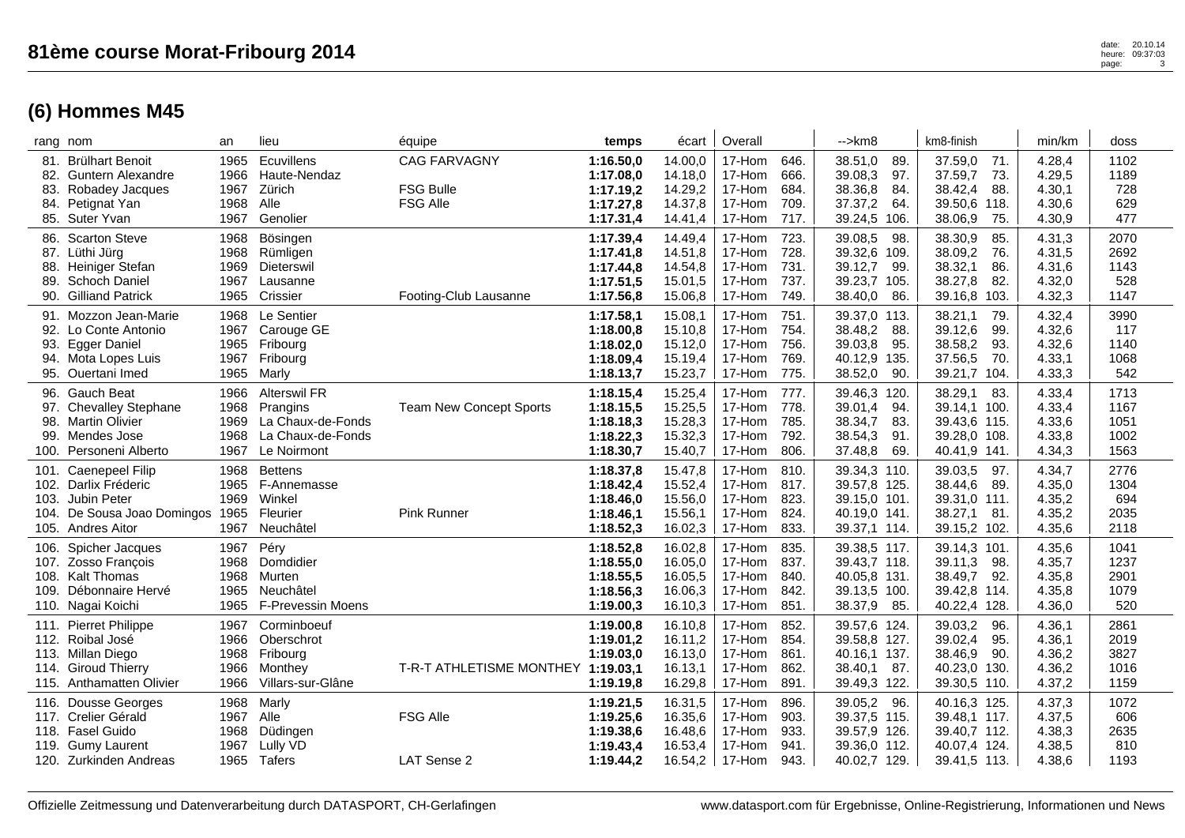# 81ème course Morat-Fribourg 2014

## (6) Hommes M45

| rang | nom | an | lieu | équipe | temps | écart | Overall | | -->km8 | | km8-finish | | min/km | doss |
|---|---|---|---|---|---|---|---|---|---|---|---|---|---|---|
| 81. | Brülhart Benoit | 1965 | Ecuvillens | CAG FARVAGNY | **1:16.50,0** | 14.00,0 | 17-Hom | 646. | 38.51,0 | 89. | 37.59,0 | 71. | 4.28,4 | 1102 |
| 82. | Guntern Alexandre | 1966 | Haute-Nendaz | | **1:17.08,0** | 14.18,0 | 17-Hom | 666. | 39.08,3 | 97. | 37.59,7 | 73. | 4.29,5 | 1189 |
| 83. | Robadey Jacques | 1967 | Zürich | FSG Bulle | **1:17.19,2** | 14.29,2 | 17-Hom | 684. | 38.36,8 | 84. | 38.42,4 | 88. | 4.30,1 | 728 |
| 84. | Petignat Yan | 1968 | Alle | FSG Alle | **1:17.27,8** | 14.37,8 | 17-Hom | 709. | 37.37,2 | 64. | 39.50,6 | 118. | 4.30,6 | 629 |
| 85. | Suter Yvan | 1967 | Genolier | | **1:17.31,4** | 14.41,4 | 17-Hom | 717. | 39.24,5 | 106. | 38.06,9 | 75. | 4.30,9 | 477 |
| 86. | Scarton Steve | 1968 | Bösingen | | **1:17.39,4** | 14.49,4 | 17-Hom | 723. | 39.08,5 | 98. | 38.30,9 | 85. | 4.31,3 | 2070 |
| 87. | Lüthi Jürg | 1968 | Rümligen | | **1:17.41,8** | 14.51,8 | 17-Hom | 728. | 39.32,6 | 109. | 38.09,2 | 76. | 4.31,5 | 2692 |
| 88. | Heiniger Stefan | 1969 | Dieterswil | | **1:17.44,8** | 14.54,8 | 17-Hom | 731. | 39.12,7 | 99. | 38.32,1 | 86. | 4.31,6 | 1143 |
| 89. | Schoch Daniel | 1967 | Lausanne | | **1:17.51,5** | 15.01,5 | 17-Hom | 737. | 39.23,7 | 105. | 38.27,8 | 82. | 4.32,0 | 528 |
| 90. | Gilliand Patrick | 1965 | Crissier | Footing-Club Lausanne | **1:17.56,8** | 15.06,8 | 17-Hom | 749. | 38.40,0 | 86. | 39.16,8 | 103. | 4.32,3 | 1147 |
| 91. | Mozzon Jean-Marie | 1968 | Le Sentier | | **1:17.58,1** | 15.08,1 | 17-Hom | 751. | 39.37,0 | 113. | 38.21,1 | 79. | 4.32,4 | 3990 |
| 92. | Lo Conte Antonio | 1967 | Carouge GE | | **1:18.00,8** | 15.10,8 | 17-Hom | 754. | 38.48,2 | 88. | 39.12,6 | 99. | 4.32,6 | 117 |
| 93. | Egger Daniel | 1965 | Fribourg | | **1:18.02,0** | 15.12,0 | 17-Hom | 756. | 39.03,8 | 95. | 38.58,2 | 93. | 4.32,6 | 1140 |
| 94. | Mota Lopes Luis | 1967 | Fribourg | | **1:18.09,4** | 15.19,4 | 17-Hom | 769. | 40.12,9 | 135. | 37.56,5 | 70. | 4.33,1 | 1068 |
| 95. | Ouertani Imed | 1965 | Marly | | **1:18.13,7** | 15.23,7 | 17-Hom | 775. | 38.52,0 | 90. | 39.21,7 | 104. | 4.33,3 | 542 |
| 96. | Gauch Beat | 1966 | Alterswil FR | | **1:18.15,4** | 15.25,4 | 17-Hom | 777. | 39.46,3 | 120. | 38.29,1 | 83. | 4.33,4 | 1713 |
| 97. | Chevalley Stephane | 1968 | Prangins | Team New Concept Sports | **1:18.15,5** | 15.25,5 | 17-Hom | 778. | 39.01,4 | 94. | 39.14,1 | 100. | 4.33,4 | 1167 |
| 98. | Martin Olivier | 1969 | La Chaux-de-Fonds | | **1:18.18,3** | 15.28,3 | 17-Hom | 785. | 38.34,7 | 83. | 39.43,6 | 115. | 4.33,6 | 1051 |
| 99. | Mendes Jose | 1968 | La Chaux-de-Fonds | | **1:18.22,3** | 15.32,3 | 17-Hom | 792. | 38.54,3 | 91. | 39.28,0 | 108. | 4.33,8 | 1002 |
| 100. | Personeni Alberto | 1967 | Le Noirmont | | **1:18.30,7** | 15.40,7 | 17-Hom | 806. | 37.48,8 | 69. | 40.41,9 | 141. | 4.34,3 | 1563 |
| 101. | Caenepeel Filip | 1968 | Bettens | | **1:18.37,8** | 15.47,8 | 17-Hom | 810. | 39.34,3 | 110. | 39.03,5 | 97. | 4.34,7 | 2776 |
| 102. | Darlix Fréderic | 1965 | F-Annemasse | | **1:18.42,4** | 15.52,4 | 17-Hom | 817. | 39.57,8 | 125. | 38.44,6 | 89. | 4.35,0 | 1304 |
| 103. | Jubin Peter | 1969 | Winkel | | **1:18.46,0** | 15.56,0 | 17-Hom | 823. | 39.15,0 | 101. | 39.31,0 | 111. | 4.35,2 | 694 |
| 104. | De Sousa Joao Domingos | 1965 | Fleurier | Pink Runner | **1:18.46,1** | 15.56,1 | 17-Hom | 824. | 40.19,0 | 141. | 38.27,1 | 81. | 4.35,2 | 2035 |
| 105. | Andres Aitor | 1967 | Neuchâtel | | **1:18.52,3** | 16.02,3 | 17-Hom | 833. | 39.37,1 | 114. | 39.15,2 | 102. | 4.35,6 | 2118 |
| 106. | Spicher Jacques | 1967 | Péry | | **1:18.52,8** | 16.02,8 | 17-Hom | 835. | 39.38,5 | 117. | 39.14,3 | 101. | 4.35,6 | 1041 |
| 107. | Zosso François | 1968 | Domdidier | | **1:18.55,0** | 16.05,0 | 17-Hom | 837. | 39.43,7 | 118. | 39.11,3 | 98. | 4.35,7 | 1237 |
| 108. | Kalt Thomas | 1968 | Murten | | **1:18.55,5** | 16.05,5 | 17-Hom | 840. | 40.05,8 | 131. | 38.49,7 | 92. | 4.35,8 | 2901 |
| 109. | Débonnaire Hervé | 1965 | Neuchâtel | | **1:18.56,3** | 16.06,3 | 17-Hom | 842. | 39.13,5 | 100. | 39.42,8 | 114. | 4.35,8 | 1079 |
| 110. | Nagai Koichi | 1965 | F-Prevessin Moens | | **1:19.00,3** | 16.10,3 | 17-Hom | 851. | 38.37,9 | 85. | 40.22,4 | 128. | 4.36,0 | 520 |
| 111. | Pierret Philippe | 1967 | Corminboeuf | | **1:19.00,8** | 16.10,8 | 17-Hom | 852. | 39.57,6 | 124. | 39.03,2 | 96. | 4.36,1 | 2861 |
| 112. | Roibal José | 1966 | Oberschrot | | **1:19.01,2** | 16.11,2 | 17-Hom | 854. | 39.58,8 | 127. | 39.02,4 | 95. | 4.36,1 | 2019 |
| 113. | Millan Diego | 1968 | Fribourg | | **1:19.03,0** | 16.13,0 | 17-Hom | 861. | 40.16,1 | 137. | 38.46,9 | 90. | 4.36,2 | 3827 |
| 114. | Giroud Thierry | 1966 | Monthey | T-R-T ATHLETISME MONTHEY | **1:19.03,1** | 16.13,1 | 17-Hom | 862. | 38.40,1 | 87. | 40.23,0 | 130. | 4.36,2 | 1016 |
| 115. | Anthamatten Olivier | 1966 | Villars-sur-Glâne | | **1:19.19,8** | 16.29,8 | 17-Hom | 891. | 39.49,3 | 122. | 39.30,5 | 110. | 4.37,2 | 1159 |
| 116. | Dousse Georges | 1968 | Marly | | **1:19.21,5** | 16.31,5 | 17-Hom | 896. | 39.05,2 | 96. | 40.16,3 | 125. | 4.37,3 | 1072 |
| 117. | Crelier Gérald | 1967 | Alle | FSG Alle | **1:19.25,6** | 16.35,6 | 17-Hom | 903. | 39.37,5 | 115. | 39.48,1 | 117. | 4.37,5 | 606 |
| 118. | Fasel Guido | 1968 | Düdingen | | **1:19.38,6** | 16.48,6 | 17-Hom | 933. | 39.57,9 | 126. | 39.40,7 | 112. | 4.38,3 | 2635 |
| 119. | Gumy Laurent | 1967 | Lully VD | | **1:19.43,4** | 16.53,4 | 17-Hom | 941. | 39.36,0 | 112. | 40.07,4 | 124. | 4.38,5 | 810 |
| 120. | Zurkinden Andreas | 1965 | Tafers | LAT Sense 2 | **1:19.44,2** | 16.54,2 | 17-Hom | 943. | 40.02,7 | 129. | 39.41,5 | 113. | 4.38,6 | 1193 |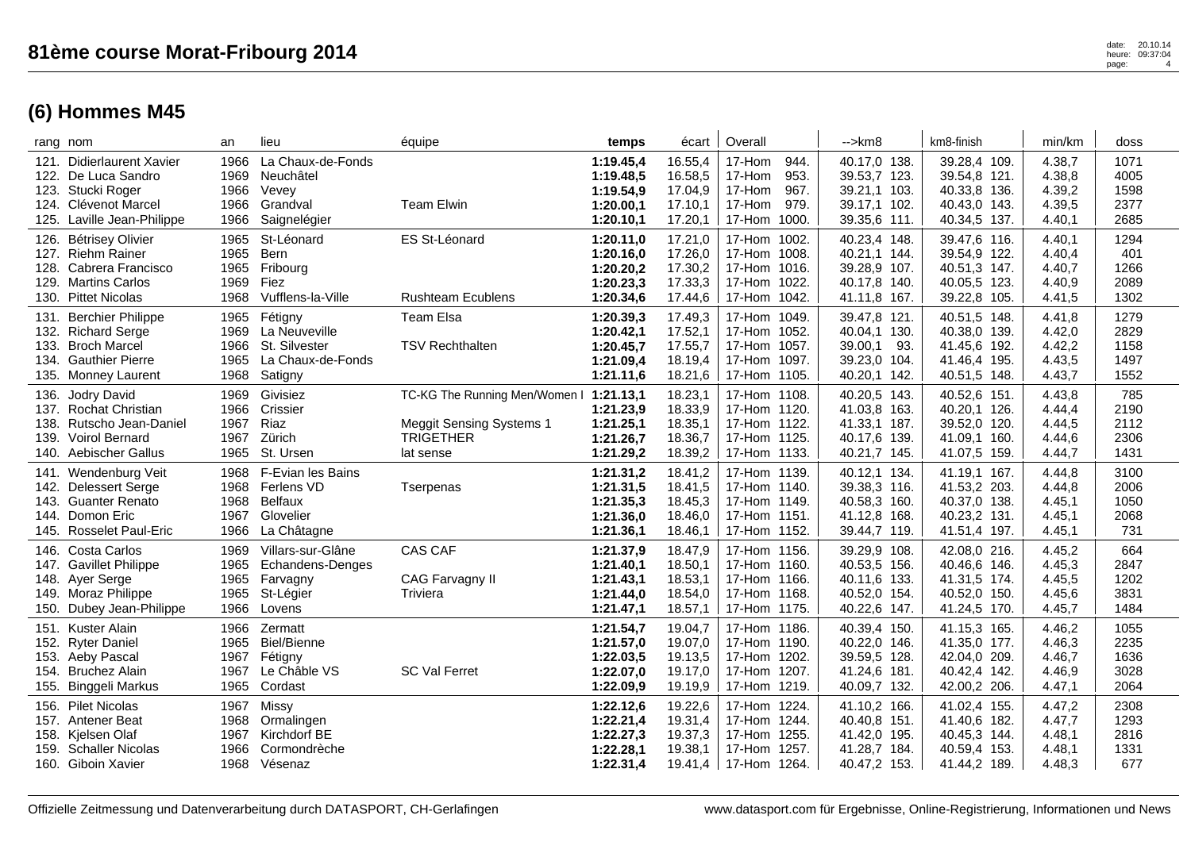# 81ème course Morat-Fribourg 2014

## (6) Hommes M45

| rang | nom | an | lieu | équipe | temps | écart | Overall | | -->km8 | | km8-finish | | min/km | doss |
|---|---|---|---|---|---|---|---|---|---|---|---|---|---|---|
| 121. | Didierlaurent Xavier | 1966 | La Chaux-de-Fonds | | **1:19.45,4** | 16.55,4 | 17-Hom | 944. | 40.17,0 | 138. | 39.28,4 | 109. | 4.38,7 | 1071 |
| 122. | De Luca Sandro | 1969 | Neuchâtel | | **1:19.48,5** | 16.58,5 | 17-Hom | 953. | 39.53,7 | 123. | 39.54,8 | 121. | 4.38,8 | 4005 |
| 123. | Stucki Roger | 1966 | Vevey | | **1:19.54,9** | 17.04,9 | 17-Hom | 967. | 39.21,1 | 103. | 40.33,8 | 136. | 4.39,2 | 1598 |
| 124. | Clévenot Marcel | 1966 | Grandval | Team Elwin | **1:20.00,1** | 17.10,1 | 17-Hom | 979. | 39.17,1 | 102. | 40.43,0 | 143. | 4.39,5 | 2377 |
| 125. | Laville Jean-Philippe | 1966 | Saignelégier | | **1:20.10,1** | 17.20,1 | 17-Hom | 1000. | 39.35,6 | 111. | 40.34,5 | 137. | 4.40,1 | 2685 |
| 126. | Bétrisey Olivier | 1965 | St-Léonard | ES St-Léonard | **1:20.11,0** | 17.21,0 | 17-Hom | 1002. | 40.23,4 | 148. | 39.47,6 | 116. | 4.40,1 | 1294 |
| 127. | Riehm Rainer | 1965 | Bern | | **1:20.16,0** | 17.26,0 | 17-Hom | 1008. | 40.21,1 | 144. | 39.54,9 | 122. | 4.40,4 | 401 |
| 128. | Cabrera Francisco | 1965 | Fribourg | | **1:20.20,2** | 17.30,2 | 17-Hom | 1016. | 39.28,9 | 107. | 40.51,3 | 147. | 4.40,7 | 1266 |
| 129. | Martins Carlos | 1969 | Fiez | | **1:20.23,3** | 17.33,3 | 17-Hom | 1022. | 40.17,8 | 140. | 40.05,5 | 123. | 4.40,9 | 2089 |
| 130. | Pittet Nicolas | 1968 | Vufflens-la-Ville | Rushteam Ecublens | **1:20.34,6** | 17.44,6 | 17-Hom | 1042. | 41.11,8 | 167. | 39.22,8 | 105. | 4.41,5 | 1302 |
| 131. | Berchier Philippe | 1965 | Fétigny | Team Elsa | **1:20.39,3** | 17.49,3 | 17-Hom | 1049. | 39.47,8 | 121. | 40.51,5 | 148. | 4.41,8 | 1279 |
| 132. | Richard Serge | 1969 | La Neuveville | | **1:20.42,1** | 17.52,1 | 17-Hom | 1052. | 40.04,1 | 130. | 40.38,0 | 139. | 4.42,0 | 2829 |
| 133. | Broch Marcel | 1966 | St. Silvester | TSV Rechthalten | **1:20.45,7** | 17.55,7 | 17-Hom | 1057. | 39.00,1 | 93. | 41.45,6 | 192. | 4.42,2 | 1158 |
| 134. | Gauthier Pierre | 1965 | La Chaux-de-Fonds | | **1:21.09,4** | 18.19,4 | 17-Hom | 1097. | 39.23,0 | 104. | 41.46,4 | 195. | 4.43,5 | 1497 |
| 135. | Monney Laurent | 1968 | Satigny | | **1:21.11,6** | 18.21,6 | 17-Hom | 1105. | 40.20,1 | 142. | 40.51,5 | 148. | 4.43,7 | 1552 |
| 136. | Jodry David | 1969 | Givisiez | TC-KG The Running Men/Women I | **1:21.13,1** | 18.23,1 | 17-Hom | 1108. | 40.20,5 | 143. | 40.52,6 | 151. | 4.43,8 | 785 |
| 137. | Rochat Christian | 1966 | Crissier | | **1:21.23,9** | 18.33,9 | 17-Hom | 1120. | 41.03,8 | 163. | 40.20,1 | 126. | 4.44,4 | 2190 |
| 138. | Rutscho Jean-Daniel | 1967 | Riaz | Meggit Sensing Systems 1 | **1:21.25,1** | 18.35,1 | 17-Hom | 1122. | 41.33,1 | 187. | 39.52,0 | 120. | 4.44,5 | 2112 |
| 139. | Voirol Bernard | 1967 | Zürich | TRIGETHER | **1:21.26,7** | 18.36,7 | 17-Hom | 1125. | 40.17,6 | 139. | 41.09,1 | 160. | 4.44,6 | 2306 |
| 140. | Aebischer Gallus | 1965 | St. Ursen | lat sense | **1:21.29,2** | 18.39,2 | 17-Hom | 1133. | 40.21,7 | 145. | 41.07,5 | 159. | 4.44,7 | 1431 |
| 141. | Wendenburg Veit | 1968 | F-Evian les Bains | | **1:21.31,2** | 18.41,2 | 17-Hom | 1139. | 40.12,1 | 134. | 41.19,1 | 167. | 4.44,8 | 3100 |
| 142. | Delessert Serge | 1968 | Ferlens VD | Tserpenas | **1:21.31,5** | 18.41,5 | 17-Hom | 1140. | 39.38,3 | 116. | 41.53,2 | 203. | 4.44,8 | 2006 |
| 143. | Guanter Renato | 1968 | Belfaux | | **1:21.35,3** | 18.45,3 | 17-Hom | 1149. | 40.58,3 | 160. | 40.37,0 | 138. | 4.45,1 | 1050 |
| 144. | Domon Eric | 1967 | Glovelier | | **1:21.36,0** | 18.46,0 | 17-Hom | 1151. | 41.12,8 | 168. | 40.23,2 | 131. | 4.45,1 | 2068 |
| 145. | Rosselet Paul-Eric | 1966 | La Châtagne | | **1:21.36,1** | 18.46,1 | 17-Hom | 1152. | 39.44,7 | 119. | 41.51,4 | 197. | 4.45,1 | 731 |
| 146. | Costa Carlos | 1969 | Villars-sur-Glâne | CAS CAF | **1:21.37,9** | 18.47,9 | 17-Hom | 1156. | 39.29,9 | 108. | 42.08,0 | 216. | 4.45,2 | 664 |
| 147. | Gavillet Philippe | 1965 | Echandens-Denges | | **1:21.40,1** | 18.50,1 | 17-Hom | 1160. | 40.53,5 | 156. | 40.46,6 | 146. | 4.45,3 | 2847 |
| 148. | Ayer Serge | 1965 | Farvagny | CAG Farvagny II | **1:21.43,1** | 18.53,1 | 17-Hom | 1166. | 40.11,6 | 133. | 41.31,5 | 174. | 4.45,5 | 1202 |
| 149. | Moraz Philippe | 1965 | St-Légier | Triviera | **1:21.44,0** | 18.54,0 | 17-Hom | 1168. | 40.52,0 | 154. | 40.52,0 | 150. | 4.45,6 | 3831 |
| 150. | Dubey Jean-Philippe | 1966 | Lovens | | **1:21.47,1** | 18.57,1 | 17-Hom | 1175. | 40.22,6 | 147. | 41.24,5 | 170. | 4.45,7 | 1484 |
| 151. | Kuster Alain | 1966 | Zermatt | | **1:21.54,7** | 19.04,7 | 17-Hom | 1186. | 40.39,4 | 150. | 41.15,3 | 165. | 4.46,2 | 1055 |
| 152. | Ryter Daniel | 1965 | Biel/Bienne | | **1:21.57,0** | 19.07,0 | 17-Hom | 1190. | 40.22,0 | 146. | 41.35,0 | 177. | 4.46,3 | 2235 |
| 153. | Aeby Pascal | 1967 | Fétigny | | **1:22.03,5** | 19.13,5 | 17-Hom | 1202. | 39.59,5 | 128. | 42.04,0 | 209. | 4.46,7 | 1636 |
| 154. | Bruchez Alain | 1967 | Le Châble VS | SC Val Ferret | **1:22.07,0** | 19.17,0 | 17-Hom | 1207. | 41.24,6 | 181. | 40.42,4 | 142. | 4.46,9 | 3028 |
| 155. | Binggeli Markus | 1965 | Cordast | | **1:22.09,9** | 19.19,9 | 17-Hom | 1219. | 40.09,7 | 132. | 42.00,2 | 206. | 4.47,1 | 2064 |
| 156. | Pilet Nicolas | 1967 | Missy | | **1:22.12,6** | 19.22,6 | 17-Hom | 1224. | 41.10,2 | 166. | 41.02,4 | 155. | 4.47,2 | 2308 |
| 157. | Antener Beat | 1968 | Ormalingen | | **1:22.21,4** | 19.31,4 | 17-Hom | 1244. | 40.40,8 | 151. | 41.40,6 | 182. | 4.47,7 | 1293 |
| 158. | Kjelsen Olaf | 1967 | Kirchdorf BE | | **1:22.27,3** | 19.37,3 | 17-Hom | 1255. | 41.42,0 | 195. | 40.45,3 | 144. | 4.48,1 | 2816 |
| 159. | Schaller Nicolas | 1966 | Cormondrèche | | **1:22.28,1** | 19.38,1 | 17-Hom | 1257. | 41.28,7 | 184. | 40.59,4 | 153. | 4.48,1 | 1331 |
| 160. | Giboin Xavier | 1968 | Vésenaz | | **1:22.31,4** | 19.41,4 | 17-Hom | 1264. | 40.47,2 | 153. | 41.44,2 | 189. | 4.48,3 | 677 |

Offizielle Zeitmessung und Datenverarbeitung durch DATASPORT, CH-Gerlafingen — www.datasport.com für Ergebnisse, Online-Registrierung, Informationen und News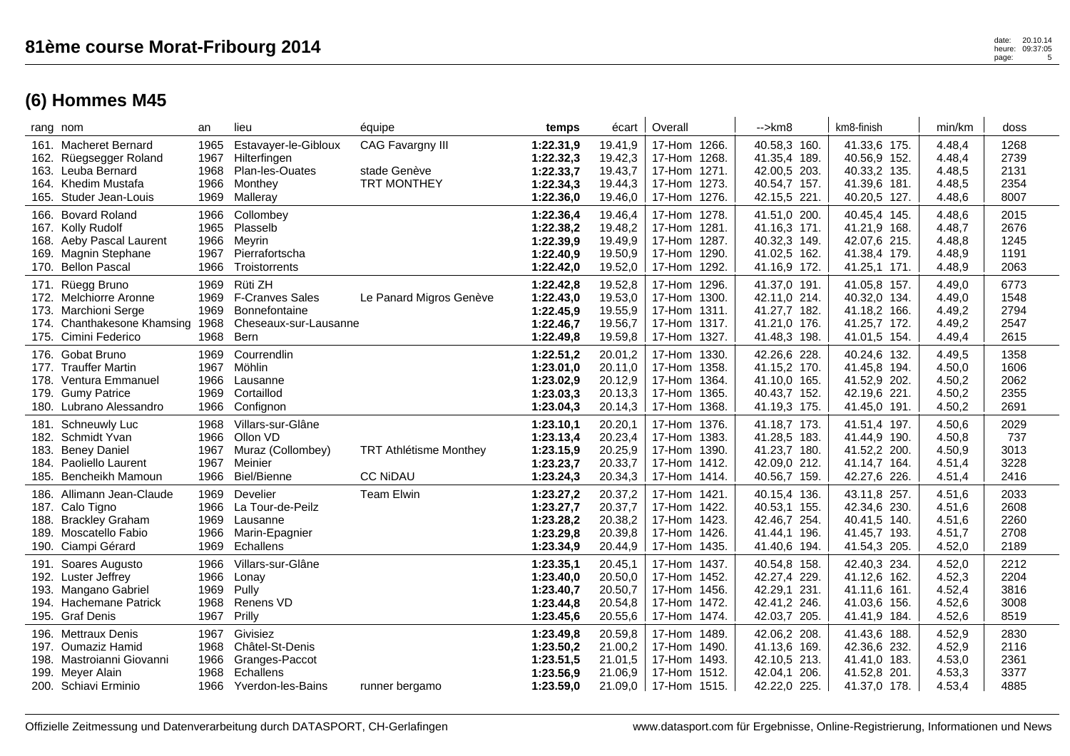# 81ème course Morat-Fribourg 2014

## (6) Hommes M45

| rang | nom | an | lieu | équipe | temps | écart | Overall | -->km8 | km8-finish | min/km | doss |
|---|---|---|---|---|---|---|---|---|---|---|---|
| 161. | Macheret Bernard | 1965 | Estavayer-le-Gibloux | CAG Favargny III | **1:22.31,9** | 19.41,9 | 17-Hom 1266. | 40.58,3 160. | 41.33,6 175. | 4.48,4 | 1268 |
| 162. | Rüegsegger Roland | 1967 | Hilterfingen | | **1:22.32,3** | 19.42,3 | 17-Hom 1268. | 41.35,4 189. | 40.56,9 152. | 4.48,4 | 2739 |
| 163. | Leuba Bernard | 1968 | Plan-les-Ouates | stade Genève | **1:22.33,7** | 19.43,7 | 17-Hom 1271. | 42.00,5 203. | 40.33,2 135. | 4.48,5 | 2131 |
| 164. | Khedim Mustafa | 1966 | Monthey | TRT MONTHEY | **1:22.34,3** | 19.44,3 | 17-Hom 1273. | 40.54,7 157. | 41.39,6 181. | 4.48,5 | 2354 |
| 165. | Studer Jean-Louis | 1969 | Malleray | | **1:22.36,0** | 19.46,0 | 17-Hom 1276. | 42.15,5 221. | 40.20,5 127. | 4.48,6 | 8007 |
| 166. | Bovard Roland | 1966 | Collombey | | **1:22.36,4** | 19.46,4 | 17-Hom 1278. | 41.51,0 200. | 40.45,4 145. | 4.48,6 | 2015 |
| 167. | Kolly Rudolf | 1965 | Plasselb | | **1:22.38,2** | 19.48,2 | 17-Hom 1281. | 41.16,3 171. | 41.21,9 168. | 4.48,7 | 2676 |
| 168. | Aeby Pascal Laurent | 1966 | Meyrin | | **1:22.39,9** | 19.49,9 | 17-Hom 1287. | 40.32,3 149. | 42.07,6 215. | 4.48,8 | 1245 |
| 169. | Magnin Stephane | 1967 | Pierrafortscha | | **1:22.40,9** | 19.50,9 | 17-Hom 1290. | 41.02,5 162. | 41.38,4 179. | 4.48,9 | 1191 |
| 170. | Bellon Pascal | 1966 | Troistorrents | | **1:22.42,0** | 19.52,0 | 17-Hom 1292. | 41.16,9 172. | 41.25,1 171. | 4.48,9 | 2063 |
| 171. | Rüegg Bruno | 1969 | Rüti ZH | | **1:22.42,8** | 19.52,8 | 17-Hom 1296. | 41.37,0 191. | 41.05,8 157. | 4.49,0 | 6773 |
| 172. | Melchiorre Aronne | 1969 | F-Cranves Sales | Le Panard Migros Genève | **1:22.43,0** | 19.53,0 | 17-Hom 1300. | 42.11,0 214. | 40.32,0 134. | 4.49,0 | 1548 |
| 173. | Marchioni Serge | 1969 | Bonnefontaine | | **1:22.45,9** | 19.55,9 | 17-Hom 1311. | 41.27,7 182. | 41.18,2 166. | 4.49,2 | 2794 |
| 174. | Chanthakesone Khamsing | 1968 | Cheseaux-sur-Lausanne | | **1:22.46,7** | 19.56,7 | 17-Hom 1317. | 41.21,0 176. | 41.25,7 172. | 4.49,2 | 2547 |
| 175. | Cimini Federico | 1968 | Bern | | **1:22.49,8** | 19.59,8 | 17-Hom 1327. | 41.48,3 198. | 41.01,5 154. | 4.49,4 | 2615 |
| 176. | Gobat Bruno | 1969 | Courrendlin | | **1:22.51,2** | 20.01,2 | 17-Hom 1330. | 42.26,6 228. | 40.24,6 132. | 4.49,5 | 1358 |
| 177. | Trauffer Martin | 1967 | Möhlin | | **1:23.01,0** | 20.11,0 | 17-Hom 1358. | 41.15,2 170. | 41.45,8 194. | 4.50,0 | 1606 |
| 178. | Ventura Emmanuel | 1966 | Lausanne | | **1:23.02,9** | 20.12,9 | 17-Hom 1364. | 41.10,0 165. | 41.52,9 202. | 4.50,2 | 2062 |
| 179. | Gumy Patrice | 1969 | Cortaillod | | **1:23.03,3** | 20.13,3 | 17-Hom 1365. | 40.43,7 152. | 42.19,6 221. | 4.50,2 | 2355 |
| 180. | Lubrano Alessandro | 1966 | Confignon | | **1:23.04,3** | 20.14,3 | 17-Hom 1368. | 41.19,3 175. | 41.45,0 191. | 4.50,2 | 2691 |
| 181. | Schneuwly Luc | 1968 | Villars-sur-Glâne | | **1:23.10,1** | 20.20,1 | 17-Hom 1376. | 41.18,7 173. | 41.51,4 197. | 4.50,6 | 2029 |
| 182. | Schmidt Yvan | 1966 | Ollon VD | | **1:23.13,4** | 20.23,4 | 17-Hom 1383. | 41.28,5 183. | 41.44,9 190. | 4.50,8 | 737 |
| 183. | Beney Daniel | 1967 | Muraz (Collombey) | TRT Athlétisme Monthey | **1:23.15,9** | 20.25,9 | 17-Hom 1390. | 41.23,7 180. | 41.52,2 200. | 4.50,9 | 3013 |
| 184. | Paoliello Laurent | 1967 | Meinier | | **1:23.23,7** | 20.33,7 | 17-Hom 1412. | 42.09,0 212. | 41.14,7 164. | 4.51,4 | 3228 |
| 185. | Bencheikh Mamoun | 1966 | Biel/Bienne | CC NiDAU | **1:23.24,3** | 20.34,3 | 17-Hom 1414. | 40.56,7 159. | 42.27,6 226. | 4.51,4 | 2416 |
| 186. | Allimann Jean-Claude | 1969 | Develier | Team Elwin | **1:23.27,2** | 20.37,2 | 17-Hom 1421. | 40.15,4 136. | 43.11,8 257. | 4.51,6 | 2033 |
| 187. | Calo Tigno | 1966 | La Tour-de-Peilz | | **1:23.27,7** | 20.37,7 | 17-Hom 1422. | 40.53,1 155. | 42.34,6 230. | 4.51,6 | 2608 |
| 188. | Brackley Graham | 1969 | Lausanne | | **1:23.28,2** | 20.38,2 | 17-Hom 1423. | 42.46,7 254. | 40.41,5 140. | 4.51,6 | 2260 |
| 189. | Moscatello Fabio | 1966 | Marin-Epagnier | | **1:23.29,8** | 20.39,8 | 17-Hom 1426. | 41.44,1 196. | 41.45,7 193. | 4.51,7 | 2708 |
| 190. | Ciampi Gérard | 1969 | Echallens | | **1:23.34,9** | 20.44,9 | 17-Hom 1435. | 41.40,6 194. | 41.54,3 205. | 4.52,0 | 2189 |
| 191. | Soares Augusto | 1966 | Villars-sur-Glâne | | **1:23.35,1** | 20.45,1 | 17-Hom 1437. | 40.54,8 158. | 42.40,3 234. | 4.52,0 | 2212 |
| 192. | Luster Jeffrey | 1966 | Lonay | | **1:23.40,0** | 20.50,0 | 17-Hom 1452. | 42.27,4 229. | 41.12,6 162. | 4.52,3 | 2204 |
| 193. | Mangano Gabriel | 1969 | Pully | | **1:23.40,7** | 20.50,7 | 17-Hom 1456. | 42.29,1 231. | 41.11,6 161. | 4.52,4 | 3816 |
| 194. | Hachemane Patrick | 1968 | Renens VD | | **1:23.44,8** | 20.54,8 | 17-Hom 1472. | 42.41,2 246. | 41.03,6 156. | 4.52,6 | 3008 |
| 195. | Graf Denis | 1967 | Prilly | | **1:23.45,6** | 20.55,6 | 17-Hom 1474. | 42.03,7 205. | 41.41,9 184. | 4.52,6 | 8519 |
| 196. | Mettraux Denis | 1967 | Givisiez | | **1:23.49,8** | 20.59,8 | 17-Hom 1489. | 42.06,2 208. | 41.43,6 188. | 4.52,9 | 2830 |
| 197. | Oumaziz Hamid | 1968 | Châtel-St-Denis | | **1:23.50,2** | 21.00,2 | 17-Hom 1490. | 41.13,6 169. | 42.36,6 232. | 4.52,9 | 2116 |
| 198. | Mastroianni Giovanni | 1966 | Granges-Paccot | | **1:23.51,5** | 21.01,5 | 17-Hom 1493. | 42.10,5 213. | 41.41,0 183. | 4.53,0 | 2361 |
| 199. | Meyer Alain | 1968 | Echallens | | **1:23.56,9** | 21.06,9 | 17-Hom 1512. | 42.04,1 206. | 41.52,8 201. | 4.53,3 | 3377 |
| 200. | Schiavi Erminio | 1966 | Yverdon-les-Bains | runner bergamo | **1:23.59,0** | 21.09,0 | 17-Hom 1515. | 42.22,0 225. | 41.37,0 178. | 4.53,4 | 4885 |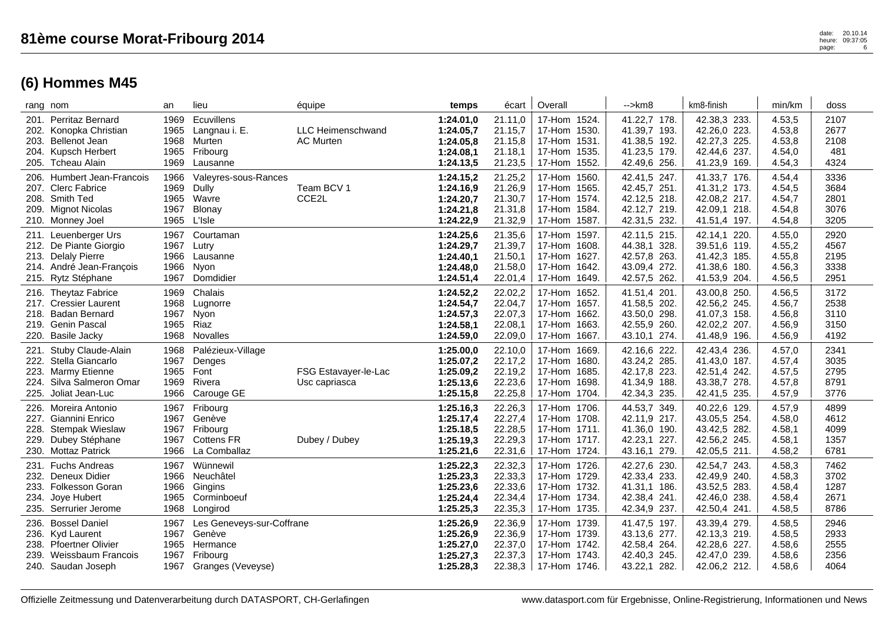# 81ème course Morat-Fribourg 2014

## (6) Hommes M45

| rang | nom | an | lieu | équipe | temps | écart | Overall | -->km8 | km8-finish | min/km | doss |
|---|---|---|---|---|---|---|---|---|---|---|---|
| 201. | Perritaz Bernard | 1969 | Ecuvillens | | **1:24.01,0** | 21.11,0 | 17-Hom 1524. | 41.22,7 178. | 42.38,3 233. | 4.53,5 | 2107 |
| 202. | Konopka Christian | 1965 | Langnau i. E. | LLC Heimenschwand | **1:24.05,7** | 21.15,7 | 17-Hom 1530. | 41.39,7 193. | 42.26,0 223. | 4.53,8 | 2677 |
| 203. | Bellenot Jean | 1968 | Murten | AC Murten | **1:24.05,8** | 21.15,8 | 17-Hom 1531. | 41.38,5 192. | 42.27,3 225. | 4.53,8 | 2108 |
| 204. | Kupsch Herbert | 1965 | Fribourg | | **1:24.08,1** | 21.18,1 | 17-Hom 1535. | 41.23,5 179. | 42.44,6 237. | 4.54,0 | 481 |
| 205. | Tcheau Alain | 1969 | Lausanne | | **1:24.13,5** | 21.23,5 | 17-Hom 1552. | 42.49,6 256. | 41.23,9 169. | 4.54,3 | 4324 |
| 206. | Humbert Jean-Francois | 1966 | Valeyres-sous-Rances | | **1:24.15,2** | 21.25,2 | 17-Hom 1560. | 42.41,5 247. | 41.33,7 176. | 4.54,4 | 3336 |
| 207. | Clerc Fabrice | 1969 | Dully | Team BCV 1 | **1:24.16,9** | 21.26,9 | 17-Hom 1565. | 42.45,7 251. | 41.31,2 173. | 4.54,5 | 3684 |
| 208. | Smith Ted | 1965 | Wavre | CCE2L | **1:24.20,7** | 21.30,7 | 17-Hom 1574. | 42.12,5 218. | 42.08,2 217. | 4.54,7 | 2801 |
| 209. | Mignot Nicolas | 1967 | Blonay | | **1:24.21,8** | 21.31,8 | 17-Hom 1584. | 42.12,7 219. | 42.09,1 218. | 4.54,8 | 3076 |
| 210. | Monney Joel | 1965 | L'Isle | | **1:24.22,9** | 21.32,9 | 17-Hom 1587. | 42.31,5 232. | 41.51,4 197. | 4.54,8 | 3205 |
| 211. | Leuenberger Urs | 1967 | Courtaman | | **1:24.25,6** | 21.35,6 | 17-Hom 1597. | 42.11,5 215. | 42.14,1 220. | 4.55,0 | 2920 |
| 212. | De Piante Giorgio | 1967 | Lutry | | **1:24.29,7** | 21.39,7 | 17-Hom 1608. | 44.38,1 328. | 39.51,6 119. | 4.55,2 | 4567 |
| 213. | Delaly Pierre | 1966 | Lausanne | | **1:24.40,1** | 21.50,1 | 17-Hom 1627. | 42.57,8 263. | 41.42,3 185. | 4.55,8 | 2195 |
| 214. | André Jean-François | 1966 | Nyon | | **1:24.48,0** | 21.58,0 | 17-Hom 1642. | 43.09,4 272. | 41.38,6 180. | 4.56,3 | 3338 |
| 215. | Rytz Stéphane | 1967 | Domdidier | | **1:24.51,4** | 22.01,4 | 17-Hom 1649. | 42.57,5 262. | 41.53,9 204. | 4.56,5 | 2951 |
| 216. | Theytaz Fabrice | 1969 | Chalais | | **1:24.52,2** | 22.02,2 | 17-Hom 1652. | 41.51,4 201. | 43.00,8 250. | 4.56,5 | 3172 |
| 217. | Cressier Laurent | 1968 | Lugnorre | | **1:24.54,7** | 22.04,7 | 17-Hom 1657. | 41.58,5 202. | 42.56,2 245. | 4.56,7 | 2538 |
| 218. | Badan Bernard | 1967 | Nyon | | **1:24.57,3** | 22.07,3 | 17-Hom 1662. | 43.50,0 298. | 41.07,3 158. | 4.56,8 | 3110 |
| 219. | Genin Pascal | 1965 | Riaz | | **1:24.58,1** | 22.08,1 | 17-Hom 1663. | 42.55,9 260. | 42.02,2 207. | 4.56,9 | 3150 |
| 220. | Basile Jacky | 1968 | Novalles | | **1:24.59,0** | 22.09,0 | 17-Hom 1667. | 43.10,1 274. | 41.48,9 196. | 4.56,9 | 4192 |
| 221. | Stuby Claude-Alain | 1968 | Palézieux-Village | | **1:25.00,0** | 22.10,0 | 17-Hom 1669. | 42.16,6 222. | 42.43,4 236. | 4.57,0 | 2341 |
| 222. | Stella Giancarlo | 1967 | Denges | | **1:25.07,2** | 22.17,2 | 17-Hom 1680. | 43.24,2 285. | 41.43,0 187. | 4.57,4 | 3035 |
| 223. | Marmy Etienne | 1965 | Font | FSG Estavayer-le-Lac | **1:25.09,2** | 22.19,2 | 17-Hom 1685. | 42.17,8 223. | 42.51,4 242. | 4.57,5 | 2795 |
| 224. | Silva Salmeron Omar | 1969 | Rivera | Usc capriasca | **1:25.13,6** | 22.23,6 | 17-Hom 1698. | 41.34,9 188. | 43.38,7 278. | 4.57,8 | 8791 |
| 225. | Joliat Jean-Luc | 1966 | Carouge GE | | **1:25.15,8** | 22.25,8 | 17-Hom 1704. | 42.34,3 235. | 42.41,5 235. | 4.57,9 | 3776 |
| 226. | Moreira Antonio | 1967 | Fribourg | | **1:25.16,3** | 22.26,3 | 17-Hom 1706. | 44.53,7 349. | 40.22,6 129. | 4.57,9 | 4899 |
| 227. | Giannini Enrico | 1967 | Genève | | **1:25.17,4** | 22.27,4 | 17-Hom 1708. | 42.11,9 217. | 43.05,5 254. | 4.58,0 | 4612 |
| 228. | Stempak Wieslaw | 1967 | Fribourg | | **1:25.18,5** | 22.28,5 | 17-Hom 1711. | 41.36,0 190. | 43.42,5 282. | 4.58,1 | 4099 |
| 229. | Dubey Stéphane | 1967 | Cottens FR | Dubey / Dubey | **1:25.19,3** | 22.29,3 | 17-Hom 1717. | 42.23,1 227. | 42.56,2 245. | 4.58,1 | 1357 |
| 230. | Mottaz Patrick | 1966 | La Comballaz | | **1:25.21,6** | 22.31,6 | 17-Hom 1724. | 43.16,1 279. | 42.05,5 211. | 4.58,2 | 6781 |
| 231. | Fuchs Andreas | 1967 | Wünnewil | | **1:25.22,3** | 22.32,3 | 17-Hom 1726. | 42.27,6 230. | 42.54,7 243. | 4.58,3 | 7462 |
| 232. | Deneux Didier | 1966 | Neuchâtel | | **1:25.23,3** | 22.33,3 | 17-Hom 1729. | 42.33,4 233. | 42.49,9 240. | 4.58,3 | 3702 |
| 233. | Folkesson Goran | 1966 | Gingins | | **1:25.23,6** | 22.33,6 | 17-Hom 1732. | 41.31,1 186. | 43.52,5 283. | 4.58,4 | 1287 |
| 234. | Joye Hubert | 1965 | Corminboeuf | | **1:25.24,4** | 22.34,4 | 17-Hom 1734. | 42.38,4 241. | 42.46,0 238. | 4.58,4 | 2671 |
| 235. | Serrurier Jerome | 1968 | Longirod | | **1:25.25,3** | 22.35,3 | 17-Hom 1735. | 42.34,9 237. | 42.50,4 241. | 4.58,5 | 8786 |
| 236. | Bossel Daniel | 1967 | Les Geneveys-sur-Coffrane | | **1:25.26,9** | 22.36,9 | 17-Hom 1739. | 41.47,5 197. | 43.39,4 279. | 4.58,5 | 2946 |
| 236. | Kyd Laurent | 1967 | Genève | | **1:25.26,9** | 22.36,9 | 17-Hom 1739. | 43.13,6 277. | 42.13,3 219. | 4.58,5 | 2933 |
| 238. | Pfoertner Olivier | 1965 | Hermance | | **1:25.27,0** | 22.37,0 | 17-Hom 1742. | 42.58,4 264. | 42.28,6 227. | 4.58,6 | 2555 |
| 239. | Weissbaum Francois | 1967 | Fribourg | | **1:25.27,3** | 22.37,3 | 17-Hom 1743. | 42.40,3 245. | 42.47,0 239. | 4.58,6 | 2356 |
| 240. | Saudan Joseph | 1967 | Granges (Veveyse) | | **1:25.28,3** | 22.38,3 | 17-Hom 1746. | 43.22,1 282. | 42.06,2 212. | 4.58,6 | 4064 |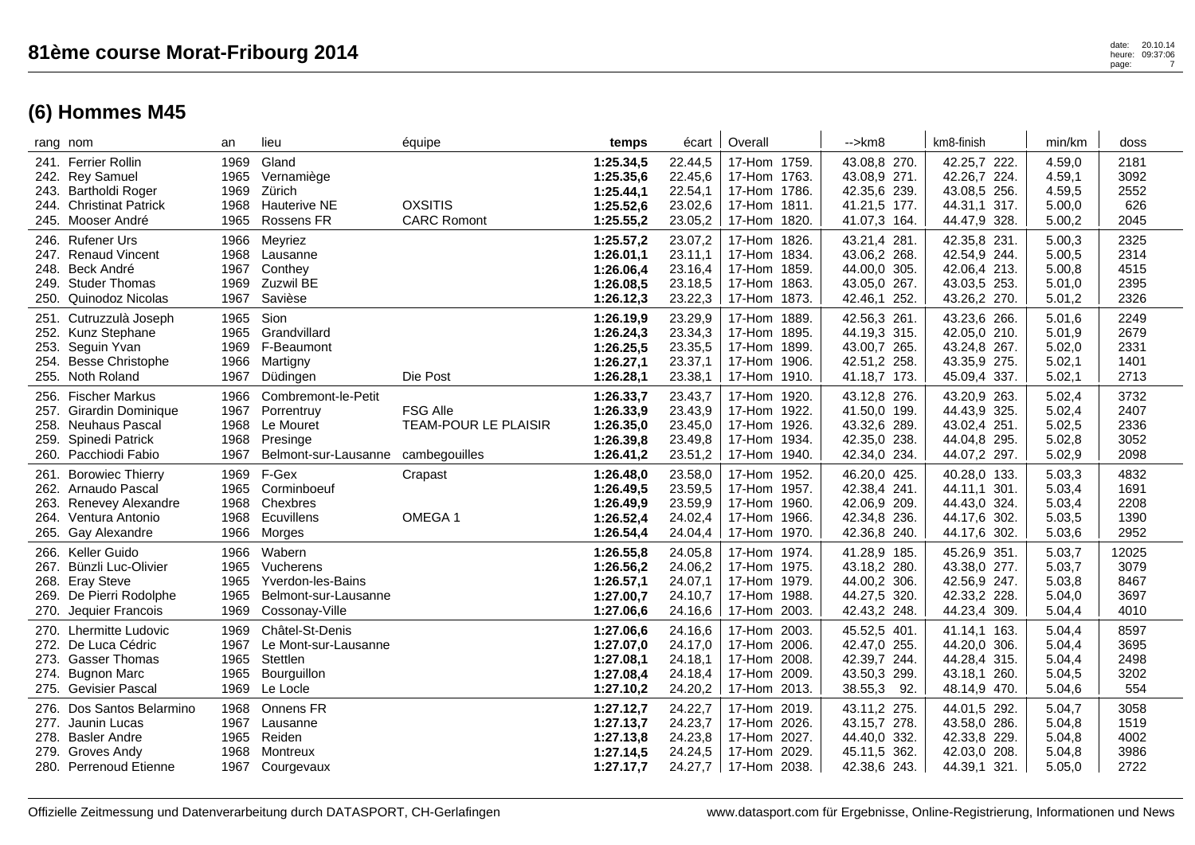# 81ème course Morat-Fribourg 2014

## (6) Hommes M45

| rang | nom | an | lieu | équipe | temps | écart | Overall | -->km8 | km8-finish | min/km | doss |
|---|---|---|---|---|---|---|---|---|---|---|---|
| 241. | Ferrier Rollin | 1969 | Gland | | **1:25.34,5** | 22.44,5 | 17-Hom 1759. | 43.08,8 270. | 42.25,7 222. | 4.59,0 | 2181 |
| 242. | Rey Samuel | 1965 | Vernamiège | | **1:25.35,6** | 22.45,6 | 17-Hom 1763. | 43.08,9 271. | 42.26,7 224. | 4.59,1 | 3092 |
| 243. | Bartholdi Roger | 1969 | Zürich | | **1:25.44,1** | 22.54,1 | 17-Hom 1786. | 42.35,6 239. | 43.08,5 256. | 4.59,5 | 2552 |
| 244. | Christinat Patrick | 1968 | Hauterive NE | OXSITIS | **1:25.52,6** | 23.02,6 | 17-Hom 1811. | 41.21,5 177. | 44.31,1 317. | 5.00,0 | 626 |
| 245. | Mooser André | 1965 | Rossens FR | CARC Romont | **1:25.55,2** | 23.05,2 | 17-Hom 1820. | 41.07,3 164. | 44.47,9 328. | 5.00,2 | 2045 |
| 246. | Rufener Urs | 1966 | Meyriez | | **1:25.57,2** | 23.07,2 | 17-Hom 1826. | 43.21,4 281. | 42.35,8 231. | 5.00,3 | 2325 |
| 247. | Renaud Vincent | 1968 | Lausanne | | **1:26.01,1** | 23.11,1 | 17-Hom 1834. | 43.06,2 268. | 42.54,9 244. | 5.00,5 | 2314 |
| 248. | Beck André | 1967 | Conthey | | **1:26.06,4** | 23.16,4 | 17-Hom 1859. | 44.00,0 305. | 42.06,4 213. | 5.00,8 | 4515 |
| 249. | Studer Thomas | 1969 | Zuzwil BE | | **1:26.08,5** | 23.18,5 | 17-Hom 1863. | 43.05,0 267. | 43.03,5 253. | 5.01,0 | 2395 |
| 250. | Quinodoz Nicolas | 1967 | Savièse | | **1:26.12,3** | 23.22,3 | 17-Hom 1873. | 42.46,1 252. | 43.26,2 270. | 5.01,2 | 2326 |
| 251. | Cutruzzulà Joseph | 1965 | Sion | | **1:26.19,9** | 23.29,9 | 17-Hom 1889. | 42.56,3 261. | 43.23,6 266. | 5.01,6 | 2249 |
| 252. | Kunz Stephane | 1965 | Grandvillard | | **1:26.24,3** | 23.34,3 | 17-Hom 1895. | 44.19,3 315. | 42.05,0 210. | 5.01,9 | 2679 |
| 253. | Seguin Yvan | 1969 | F-Beaumont | | **1:26.25,5** | 23.35,5 | 17-Hom 1899. | 43.00,7 265. | 43.24,8 267. | 5.02,0 | 2331 |
| 254. | Besse Christophe | 1966 | Martigny | | **1:26.27,1** | 23.37,1 | 17-Hom 1906. | 42.51,2 258. | 43.35,9 275. | 5.02,1 | 1401 |
| 255. | Noth Roland | 1967 | Düdingen | Die Post | **1:26.28,1** | 23.38,1 | 17-Hom 1910. | 41.18,7 173. | 45.09,4 337. | 5.02,1 | 2713 |
| 256. | Fischer Markus | 1966 | Combremont-le-Petit | | **1:26.33,7** | 23.43,7 | 17-Hom 1920. | 43.12,8 276. | 43.20,9 263. | 5.02,4 | 3732 |
| 257. | Girardin Dominique | 1967 | Porrentruy | FSG Alle | **1:26.33,9** | 23.43,9 | 17-Hom 1922. | 41.50,0 199. | 44.43,9 325. | 5.02,4 | 2407 |
| 258. | Neuhaus Pascal | 1968 | Le Mouret | TEAM-POUR LE PLAISIR | **1:26.35,0** | 23.45,0 | 17-Hom 1926. | 43.32,6 289. | 43.02,4 251. | 5.02,5 | 2336 |
| 259. | Spinedi Patrick | 1968 | Presinge | | **1:26.39,8** | 23.49,8 | 17-Hom 1934. | 42.35,0 238. | 44.04,8 295. | 5.02,8 | 3052 |
| 260. | Pacchiodi Fabio | 1967 | Belmont-sur-Lausanne | cambegouilles | **1:26.41,2** | 23.51,2 | 17-Hom 1940. | 42.34,0 234. | 44.07,2 297. | 5.02,9 | 2098 |
| 261. | Borowiec Thierry | 1969 | F-Gex | Crapast | **1:26.48,0** | 23.58,0 | 17-Hom 1952. | 46.20,0 425. | 40.28,0 133. | 5.03,3 | 4832 |
| 262. | Arnaudo Pascal | 1965 | Corminboeuf | | **1:26.49,5** | 23.59,5 | 17-Hom 1957. | 42.38,4 241. | 44.11,1 301. | 5.03,4 | 1691 |
| 263. | Renevey Alexandre | 1968 | Chexbres | | **1:26.49,9** | 23.59,9 | 17-Hom 1960. | 42.06,9 209. | 44.43,0 324. | 5.03,4 | 2208 |
| 264. | Ventura Antonio | 1968 | Ecuvillens | OMEGA 1 | **1:26.52,4** | 24.02,4 | 17-Hom 1966. | 42.34,8 236. | 44.17,6 302. | 5.03,5 | 1390 |
| 265. | Gay Alexandre | 1966 | Morges | | **1:26.54,4** | 24.04,4 | 17-Hom 1970. | 42.36,8 240. | 44.17,6 302. | 5.03,6 | 2952 |
| 266. | Keller Guido | 1966 | Wabern | | **1:26.55,8** | 24.05,8 | 17-Hom 1974. | 41.28,9 185. | 45.26,9 351. | 5.03,7 | 12025 |
| 267. | Bünzli Luc-Olivier | 1965 | Vucherens | | **1:26.56,2** | 24.06,2 | 17-Hom 1975. | 43.18,2 280. | 43.38,0 277. | 5.03,7 | 3079 |
| 268. | Eray Steve | 1965 | Yverdon-les-Bains | | **1:26.57,1** | 24.07,1 | 17-Hom 1979. | 44.00,2 306. | 42.56,9 247. | 5.03,8 | 8467 |
| 269. | De Pierri Rodolphe | 1965 | Belmont-sur-Lausanne | | **1:27.00,7** | 24.10,7 | 17-Hom 1988. | 44.27,5 320. | 42.33,2 228. | 5.04,0 | 3697 |
| 270. | Jequier Francois | 1969 | Cossonay-Ville | | **1:27.06,6** | 24.16,6 | 17-Hom 2003. | 42.43,2 248. | 44.23,4 309. | 5.04,4 | 4010 |
| 270. | Lhermitte Ludovic | 1969 | Châtel-St-Denis | | **1:27.06,6** | 24.16,6 | 17-Hom 2003. | 45.52,5 401. | 41.14,1 163. | 5.04,4 | 8597 |
| 272. | De Luca Cédric | 1967 | Le Mont-sur-Lausanne | | **1:27.07,0** | 24.17,0 | 17-Hom 2006. | 42.47,0 255. | 44.20,0 306. | 5.04,4 | 3695 |
| 273. | Gasser Thomas | 1965 | Stettlen | | **1:27.08,1** | 24.18,1 | 17-Hom 2008. | 42.39,7 244. | 44.28,4 315. | 5.04,4 | 2498 |
| 274. | Bugnon Marc | 1965 | Bourguillon | | **1:27.08,4** | 24.18,4 | 17-Hom 2009. | 43.50,3 299. | 43.18,1 260. | 5.04,5 | 3202 |
| 275. | Gevisier Pascal | 1969 | Le Locle | | **1:27.10,2** | 24.20,2 | 17-Hom 2013. | 38.55,3 92. | 48.14,9 470. | 5.04,6 | 554 |
| 276. | Dos Santos Belarmino | 1968 | Onnens FR | | **1:27.12,7** | 24.22,7 | 17-Hom 2019. | 43.11,2 275. | 44.01,5 292. | 5.04,7 | 3058 |
| 277. | Jaunin Lucas | 1967 | Lausanne | | **1:27.13,7** | 24.23,7 | 17-Hom 2026. | 43.15,7 278. | 43.58,0 286. | 5.04,8 | 1519 |
| 278. | Basler Andre | 1965 | Reiden | | **1:27.13,8** | 24.23,8 | 17-Hom 2027. | 44.40,0 332. | 42.33,8 229. | 5.04,8 | 4002 |
| 279. | Groves Andy | 1968 | Montreux | | **1:27.14,5** | 24.24,5 | 17-Hom 2029. | 45.11,5 362. | 42.03,0 208. | 5.04,8 | 3986 |
| 280. | Perrenoud Etienne | 1967 | Courgevaux | | **1:27.17,7** | 24.27,7 | 17-Hom 2038. | 42.38,6 243. | 44.39,1 321. | 5.05,0 | 2722 |

Offizielle Zeitmessung und Datenverarbeitung durch DATASPORT, CH-Gerlafingen — www.datasport.com für Ergebnisse, Online-Registrierung, Informationen und News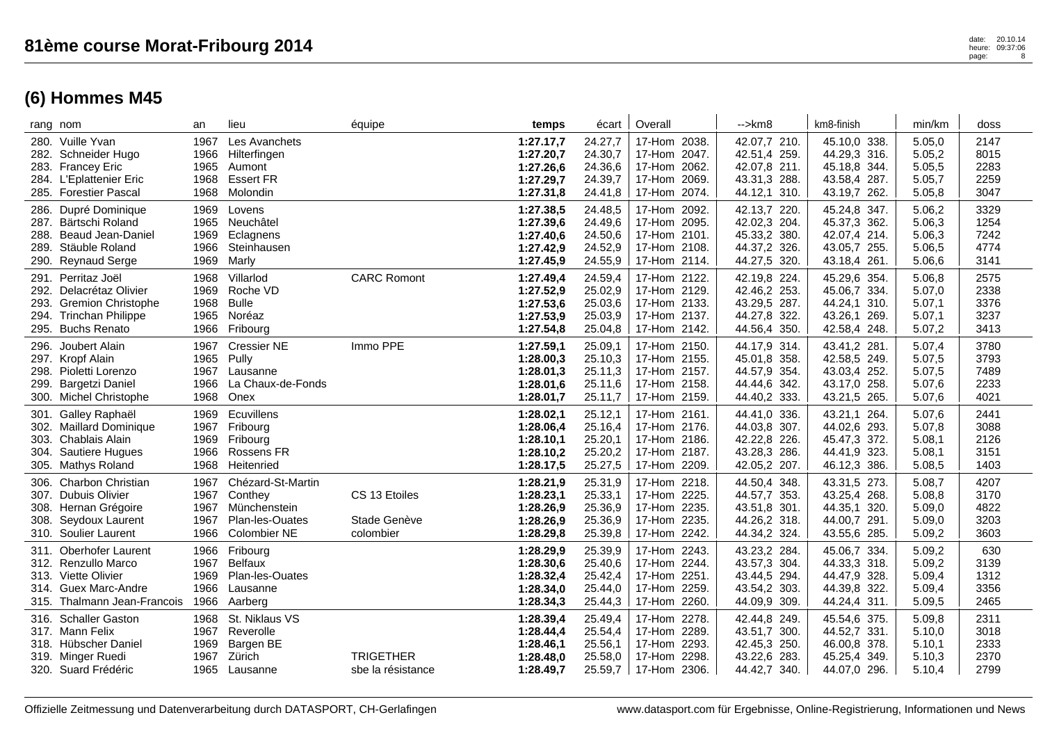# 81ème course Morat-Fribourg 2014

## (6) Hommes M45

| rang | nom | an | lieu | équipe | temps | écart | Overall | -->km8 | km8-finish | min/km | doss |
|---|---|---|---|---|---|---|---|---|---|---|---|
| 280. | Vuille Yvan | 1967 | Les Avanchets | | **1:27.17,7** | 24.27,7 | 17-Hom 2038. | 42.07,7 210. | 45.10,0 338. | 5.05,0 | 2147 |
| 282. | Schneider Hugo | 1966 | Hilterfingen | | **1:27.20,7** | 24.30,7 | 17-Hom 2047. | 42.51,4 259. | 44.29,3 316. | 5.05,2 | 8015 |
| 283. | Francey Eric | 1965 | Aumont | | **1:27.26,6** | 24.36,6 | 17-Hom 2062. | 42.07,8 211. | 45.18,8 344. | 5.05,5 | 2283 |
| 284. | L'Eplattenier Eric | 1968 | Essert FR | | **1:27.29,7** | 24.39,7 | 17-Hom 2069. | 43.31,3 288. | 43.58,4 287. | 5.05,7 | 2259 |
| 285. | Forestier Pascal | 1968 | Molondin | | **1:27.31,8** | 24.41,8 | 17-Hom 2074. | 44.12,1 310. | 43.19,7 262. | 5.05,8 | 3047 |
| 286. | Dupré Dominique | 1969 | Lovens | | **1:27.38,5** | 24.48,5 | 17-Hom 2092. | 42.13,7 220. | 45.24,8 347. | 5.06,2 | 3329 |
| 287. | Bärtschi Roland | 1965 | Neuchâtel | | **1:27.39,6** | 24.49,6 | 17-Hom 2095. | 42.02,3 204. | 45.37,3 362. | 5.06,3 | 1254 |
| 288. | Beaud Jean-Daniel | 1969 | Eclagnens | | **1:27.40,6** | 24.50,6 | 17-Hom 2101. | 45.33,2 380. | 42.07,4 214. | 5.06,3 | 7242 |
| 289. | Stäuble Roland | 1966 | Steinhausen | | **1:27.42,9** | 24.52,9 | 17-Hom 2108. | 44.37,2 326. | 43.05,7 255. | 5.06,5 | 4774 |
| 290. | Reynaud Serge | 1969 | Marly | | **1:27.45,9** | 24.55,9 | 17-Hom 2114. | 44.27,5 320. | 43.18,4 261. | 5.06,6 | 3141 |
| 291. | Perritaz Joël | 1968 | Villarlod | CARC Romont | **1:27.49,4** | 24.59,4 | 17-Hom 2122. | 42.19,8 224. | 45.29,6 354. | 5.06,8 | 2575 |
| 292. | Delacrétaz Olivier | 1969 | Roche VD | | **1:27.52,9** | 25.02,9 | 17-Hom 2129. | 42.46,2 253. | 45.06,7 334. | 5.07,0 | 2338 |
| 293. | Gremion Christophe | 1968 | Bulle | | **1:27.53,6** | 25.03,6 | 17-Hom 2133. | 43.29,5 287. | 44.24,1 310. | 5.07,1 | 3376 |
| 294. | Trinchan Philippe | 1965 | Noréaz | | **1:27.53,9** | 25.03,9 | 17-Hom 2137. | 44.27,8 322. | 43.26,1 269. | 5.07,1 | 3237 |
| 295. | Buchs Renato | 1966 | Fribourg | | **1:27.54,8** | 25.04,8 | 17-Hom 2142. | 44.56,4 350. | 42.58,4 248. | 5.07,2 | 3413 |
| 296. | Joubert Alain | 1967 | Cressier NE | Immo PPE | **1:27.59,1** | 25.09,1 | 17-Hom 2150. | 44.17,9 314. | 43.41,2 281. | 5.07,4 | 3780 |
| 297. | Kropf Alain | 1965 | Pully | | **1:28.00,3** | 25.10,3 | 17-Hom 2155. | 45.01,8 358. | 42.58,5 249. | 5.07,5 | 3793 |
| 298. | Pioletti Lorenzo | 1967 | Lausanne | | **1:28.01,3** | 25.11,3 | 17-Hom 2157. | 44.57,9 354. | 43.03,4 252. | 5.07,5 | 7489 |
| 299. | Bargetzi Daniel | 1966 | La Chaux-de-Fonds | | **1:28.01,6** | 25.11,6 | 17-Hom 2158. | 44.44,6 342. | 43.17,0 258. | 5.07,6 | 2233 |
| 300. | Michel Christophe | 1968 | Onex | | **1:28.01,7** | 25.11,7 | 17-Hom 2159. | 44.40,2 333. | 43.21,5 265. | 5.07,6 | 4021 |
| 301. | Galley Raphaël | 1969 | Ecuvillens | | **1:28.02,1** | 25.12,1 | 17-Hom 2161. | 44.41,0 336. | 43.21,1 264. | 5.07,6 | 2441 |
| 302. | Maillard Dominique | 1967 | Fribourg | | **1:28.06,4** | 25.16,4 | 17-Hom 2176. | 44.03,8 307. | 44.02,6 293. | 5.07,8 | 3088 |
| 303. | Chablais Alain | 1969 | Fribourg | | **1:28.10,1** | 25.20,1 | 17-Hom 2186. | 42.22,8 226. | 45.47,3 372. | 5.08,1 | 2126 |
| 304. | Sautiere Hugues | 1966 | Rossens FR | | **1:28.10,2** | 25.20,2 | 17-Hom 2187. | 43.28,3 286. | 44.41,9 323. | 5.08,1 | 3151 |
| 305. | Mathys Roland | 1968 | Heitenried | | **1:28.17,5** | 25.27,5 | 17-Hom 2209. | 42.05,2 207. | 46.12,3 386. | 5.08,5 | 1403 |
| 306. | Charbon Christian | 1967 | Chézard-St-Martin | | **1:28.21,9** | 25.31,9 | 17-Hom 2218. | 44.50,4 348. | 43.31,5 273. | 5.08,7 | 4207 |
| 307. | Dubuis Olivier | 1967 | Conthey | CS 13 Etoiles | **1:28.23,1** | 25.33,1 | 17-Hom 2225. | 44.57,7 353. | 43.25,4 268. | 5.08,8 | 3170 |
| 308. | Hernan Grégoire | 1967 | Münchenstein | | **1:28.26,9** | 25.36,9 | 17-Hom 2235. | 43.51,8 301. | 44.35,1 320. | 5.09,0 | 4822 |
| 308. | Seydoux Laurent | 1967 | Plan-les-Ouates | Stade Genève | **1:28.26,9** | 25.36,9 | 17-Hom 2235. | 44.26,2 318. | 44.00,7 291. | 5.09,0 | 3203 |
| 310. | Soulier Laurent | 1966 | Colombier NE | colombier | **1:28.29,8** | 25.39,8 | 17-Hom 2242. | 44.34,2 324. | 43.55,6 285. | 5.09,2 | 3603 |
| 311. | Oberhofer Laurent | 1966 | Fribourg | | **1:28.29,9** | 25.39,9 | 17-Hom 2243. | 43.23,2 284. | 45.06,7 334. | 5.09,2 | 630 |
| 312. | Renzullo Marco | 1967 | Belfaux | | **1:28.30,6** | 25.40,6 | 17-Hom 2244. | 43.57,3 304. | 44.33,3 318. | 5.09,2 | 3139 |
| 313. | Viette Olivier | 1969 | Plan-les-Ouates | | **1:28.32,4** | 25.42,4 | 17-Hom 2251. | 43.44,5 294. | 44.47,9 328. | 5.09,4 | 1312 |
| 314. | Guex Marc-Andre | 1966 | Lausanne | | **1:28.34,0** | 25.44,0 | 17-Hom 2259. | 43.54,2 303. | 44.39,8 322. | 5.09,4 | 3356 |
| 315. | Thalmann Jean-Francois | 1966 | Aarberg | | **1:28.34,3** | 25.44,3 | 17-Hom 2260. | 44.09,9 309. | 44.24,4 311. | 5.09,5 | 2465 |
| 316. | Schaller Gaston | 1968 | St. Niklaus VS | | **1:28.39,4** | 25.49,4 | 17-Hom 2278. | 42.44,8 249. | 45.54,6 375. | 5.09,8 | 2311 |
| 317. | Mann Felix | 1967 | Reverolle | | **1:28.44,4** | 25.54,4 | 17-Hom 2289. | 43.51,7 300. | 44.52,7 331. | 5.10,0 | 3018 |
| 318. | Hübscher Daniel | 1969 | Bargen BE | | **1:28.46,1** | 25.56,1 | 17-Hom 2293. | 42.45,3 250. | 46.00,8 378. | 5.10,1 | 2333 |
| 319. | Minger Ruedi | 1967 | Zürich | TRIGETHER | **1:28.48,0** | 25.58,0 | 17-Hom 2298. | 43.22,6 283. | 45.25,4 349. | 5.10,3 | 2370 |
| 320. | Suard Frédéric | 1965 | Lausanne | sbe la résistance | **1:28.49,7** | 25.59,7 | 17-Hom 2306. | 44.42,7 340. | 44.07,0 296. | 5.10,4 | 2799 |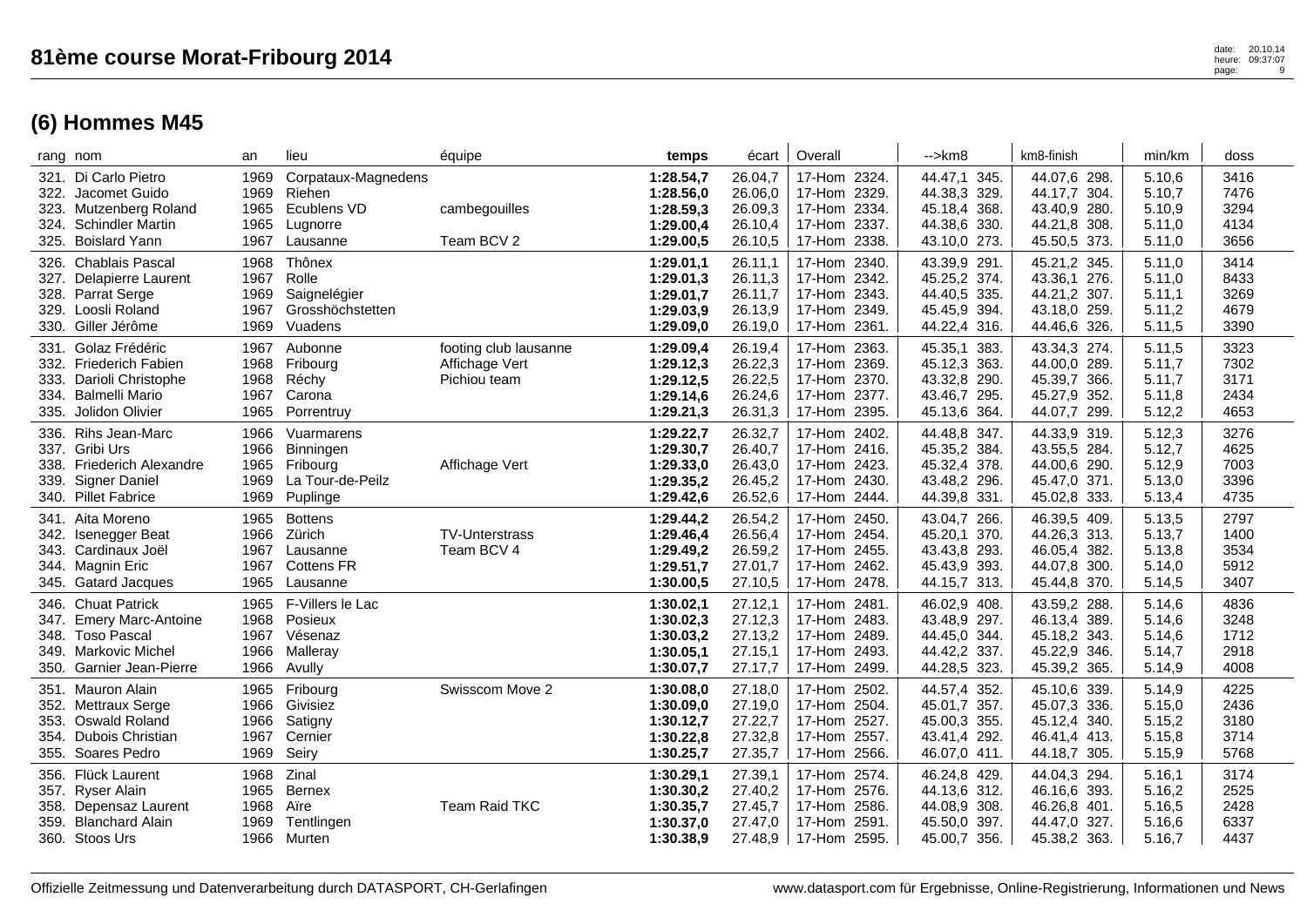# 81ème course Morat-Fribourg 2014

## (6) Hommes M45

| rang | nom | an | lieu | équipe | temps | écart | Overall | -->km8 | km8-finish | min/km | doss |
|---|---|---|---|---|---|---|---|---|---|---|---|
| 321. | Di Carlo Pietro | 1969 | Corpataux-Magnedens | | **1:28.54,7** | 26.04,7 | 17-Hom 2324. | 44.47,1 345. | 44.07,6 298. | 5.10,6 | 3416 |
| 322. | Jacomet Guido | 1969 | Riehen | | **1:28.56,0** | 26.06,0 | 17-Hom 2329. | 44.38,3 329. | 44.17,7 304. | 5.10,7 | 7476 |
| 323. | Mutzenberg Roland | 1965 | Ecublens VD | cambegouilles | **1:28.59,3** | 26.09,3 | 17-Hom 2334. | 45.18,4 368. | 43.40,9 280. | 5.10,9 | 3294 |
| 324. | Schindler Martin | 1965 | Lugnorre | | **1:29.00,4** | 26.10,4 | 17-Hom 2337. | 44.38,6 330. | 44.21,8 308. | 5.11,0 | 4134 |
| 325. | Boislard Yann | 1967 | Lausanne | Team BCV 2 | **1:29.00,5** | 26.10,5 | 17-Hom 2338. | 43.10,0 273. | 45.50,5 373. | 5.11,0 | 3656 |
| 326. | Chablais Pascal | 1968 | Thônex | | **1:29.01,1** | 26.11,1 | 17-Hom 2340. | 43.39,9 291. | 45.21,2 345. | 5.11,0 | 3414 |
| 327. | Delapierre Laurent | 1967 | Rolle | | **1:29.01,3** | 26.11,3 | 17-Hom 2342. | 45.25,2 374. | 43.36,1 276. | 5.11,0 | 8433 |
| 328. | Parrat Serge | 1969 | Saignelégier | | **1:29.01,7** | 26.11,7 | 17-Hom 2343. | 44.40,5 335. | 44.21,2 307. | 5.11,1 | 3269 |
| 329. | Loosli Roland | 1967 | Grosshöchstetten | | **1:29.03,9** | 26.13,9 | 17-Hom 2349. | 45.45,9 394. | 43.18,0 259. | 5.11,2 | 4679 |
| 330. | Giller Jérôme | 1969 | Vuadens | | **1:29.09,0** | 26.19,0 | 17-Hom 2361. | 44.22,4 316. | 44.46,6 326. | 5.11,5 | 3390 |
| 331. | Golaz Frédéric | 1967 | Aubonne | footing club lausanne | **1:29.09,4** | 26.19,4 | 17-Hom 2363. | 45.35,1 383. | 43.34,3 274. | 5.11,5 | 3323 |
| 332. | Friederich Fabien | 1968 | Fribourg | Affichage Vert | **1:29.12,3** | 26.22,3 | 17-Hom 2369. | 45.12,3 363. | 44.00,0 289. | 5.11,7 | 7302 |
| 333. | Darioli Christophe | 1968 | Réchy | Pichiou team | **1:29.12,5** | 26.22,5 | 17-Hom 2370. | 43.32,8 290. | 45.39,7 366. | 5.11,7 | 3171 |
| 334. | Balmelli Mario | 1967 | Carona | | **1:29.14,6** | 26.24,6 | 17-Hom 2377. | 43.46,7 295. | 45.27,9 352. | 5.11,8 | 2434 |
| 335. | Jolidon Olivier | 1965 | Porrentruy | | **1:29.21,3** | 26.31,3 | 17-Hom 2395. | 45.13,6 364. | 44.07,7 299. | 5.12,2 | 4653 |
| 336. | Rihs Jean-Marc | 1966 | Vuarmarens | | **1:29.22,7** | 26.32,7 | 17-Hom 2402. | 44.48,8 347. | 44.33,9 319. | 5.12,3 | 3276 |
| 337. | Gribi Urs | 1966 | Binningen | | **1:29.30,7** | 26.40,7 | 17-Hom 2416. | 45.35,2 384. | 43.55,5 284. | 5.12,7 | 4625 |
| 338. | Friederich Alexandre | 1965 | Fribourg | Affichage Vert | **1:29.33,0** | 26.43,0 | 17-Hom 2423. | 45.32,4 378. | 44.00,6 290. | 5.12,9 | 7003 |
| 339. | Signer Daniel | 1969 | La Tour-de-Peilz | | **1:29.35,2** | 26.45,2 | 17-Hom 2430. | 43.48,2 296. | 45.47,0 371. | 5.13,0 | 3396 |
| 340. | Pillet Fabrice | 1969 | Puplinge | | **1:29.42,6** | 26.52,6 | 17-Hom 2444. | 44.39,8 331. | 45.02,8 333. | 5.13,4 | 4735 |
| 341. | Aita Moreno | 1965 | Bottens | | **1:29.44,2** | 26.54,2 | 17-Hom 2450. | 43.04,7 266. | 46.39,5 409. | 5.13,5 | 2797 |
| 342. | Isenegger Beat | 1966 | Zürich | TV-Unterstrass | **1:29.46,4** | 26.56,4 | 17-Hom 2454. | 45.20,1 370. | 44.26,3 313. | 5.13,7 | 1400 |
| 343. | Cardinaux Joël | 1967 | Lausanne | Team BCV 4 | **1:29.49,2** | 26.59,2 | 17-Hom 2455. | 43.43,8 293. | 46.05,4 382. | 5.13,8 | 3534 |
| 344. | Magnin Eric | 1967 | Cottens FR | | **1:29.51,7** | 27.01,7 | 17-Hom 2462. | 45.43,9 393. | 44.07,8 300. | 5.14,0 | 5912 |
| 345. | Gatard Jacques | 1965 | Lausanne | | **1:30.00,5** | 27.10,5 | 17-Hom 2478. | 44.15,7 313. | 45.44,8 370. | 5.14,5 | 3407 |
| 346. | Chuat Patrick | 1965 | F-Villers le Lac | | **1:30.02,1** | 27.12,1 | 17-Hom 2481. | 46.02,9 408. | 43.59,2 288. | 5.14,6 | 4836 |
| 347. | Emery Marc-Antoine | 1968 | Posieux | | **1:30.02,3** | 27.12,3 | 17-Hom 2483. | 43.48,9 297. | 46.13,4 389. | 5.14,6 | 3248 |
| 348. | Toso Pascal | 1967 | Vésenaz | | **1:30.03,2** | 27.13,2 | 17-Hom 2489. | 44.45,0 344. | 45.18,2 343. | 5.14,6 | 1712 |
| 349. | Markovic Michel | 1966 | Malleray | | **1:30.05,1** | 27.15,1 | 17-Hom 2493. | 44.42,2 337. | 45.22,9 346. | 5.14,7 | 2918 |
| 350. | Garnier Jean-Pierre | 1966 | Avully | | **1:30.07,7** | 27.17,7 | 17-Hom 2499. | 44.28,5 323. | 45.39,2 365. | 5.14,9 | 4008 |
| 351. | Mauron Alain | 1965 | Fribourg | Swisscom Move 2 | **1:30.08,0** | 27.18,0 | 17-Hom 2502. | 44.57,4 352. | 45.10,6 339. | 5.14,9 | 4225 |
| 352. | Mettraux Serge | 1966 | Givisiez | | **1:30.09,0** | 27.19,0 | 17-Hom 2504. | 45.01,7 357. | 45.07,3 336. | 5.15,0 | 2436 |
| 353. | Oswald Roland | 1966 | Satigny | | **1:30.12,7** | 27.22,7 | 17-Hom 2527. | 45.00,3 355. | 45.12,4 340. | 5.15,2 | 3180 |
| 354. | Dubois Christian | 1967 | Cernier | | **1:30.22,8** | 27.32,8 | 17-Hom 2557. | 43.41,4 292. | 46.41,4 413. | 5.15,8 | 3714 |
| 355. | Soares Pedro | 1969 | Seiry | | **1:30.25,7** | 27.35,7 | 17-Hom 2566. | 46.07,0 411. | 44.18,7 305. | 5.15,9 | 5768 |
| 356. | Flück Laurent | 1968 | Zinal | | **1:30.29,1** | 27.39,1 | 17-Hom 2574. | 46.24,8 429. | 44.04,3 294. | 5.16,1 | 3174 |
| 357. | Ryser Alain | 1965 | Bernex | | **1:30.30,2** | 27.40,2 | 17-Hom 2576. | 44.13,6 312. | 46.16,6 393. | 5.16,2 | 2525 |
| 358. | Depensaz Laurent | 1968 | Aïre | Team Raid TKC | **1:30.35,7** | 27.45,7 | 17-Hom 2586. | 44.08,9 308. | 46.26,8 401. | 5.16,5 | 2428 |
| 359. | Blanchard Alain | 1969 | Tentlingen | | **1:30.37,0** | 27.47,0 | 17-Hom 2591. | 45.50,0 397. | 44.47,0 327. | 5.16,6 | 6337 |
| 360. | Stoos Urs | 1966 | Murten | | **1:30.38,9** | 27.48,9 | 17-Hom 2595. | 45.00,7 356. | 45.38,2 363. | 5.16,7 | 4437 |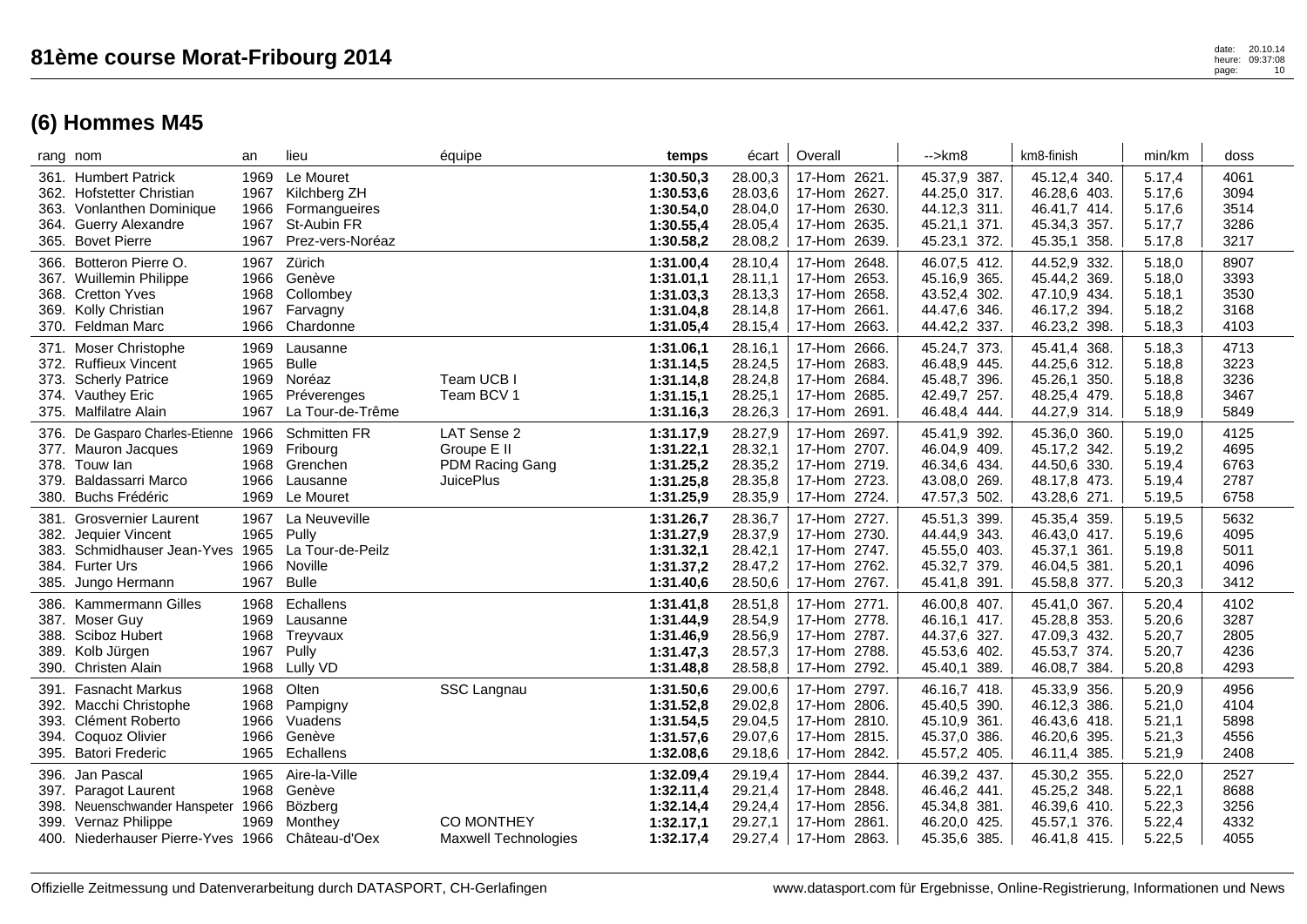# 81ème course Morat-Fribourg 2014

## (6) Hommes M45

| rang | nom | an | lieu | équipe | temps | écart | Overall | -->km8 | km8-finish | min/km | doss |
|---|---|---|---|---|---|---|---|---|---|---|---|
| 361. | Humbert Patrick | 1969 | Le Mouret | | **1:30.50,3** | 28.00,3 | 17-Hom 2621. | 45.37,9 387. | 45.12,4 340. | 5.17,4 | 4061 |
| 362. | Hofstetter Christian | 1967 | Kilchberg ZH | | **1:30.53,6** | 28.03,6 | 17-Hom 2627. | 44.25,0 317. | 46.28,6 403. | 5.17,6 | 3094 |
| 363. | Vonlanthen Dominique | 1966 | Formangueires | | **1:30.54,0** | 28.04,0 | 17-Hom 2630. | 44.12,3 311. | 46.41,7 414. | 5.17,6 | 3514 |
| 364. | Guerry Alexandre | 1967 | St-Aubin FR | | **1:30.55,4** | 28.05,4 | 17-Hom 2635. | 45.21,1 371. | 45.34,3 357. | 5.17,7 | 3286 |
| 365. | Bovet Pierre | 1967 | Prez-vers-Noréaz | | **1:30.58,2** | 28.08,2 | 17-Hom 2639. | 45.23,1 372. | 45.35,1 358. | 5.17,8 | 3217 |
| 366. | Botteron Pierre O. | 1967 | Zürich | | **1:31.00,4** | 28.10,4 | 17-Hom 2648. | 46.07,5 412. | 44.52,9 332. | 5.18,0 | 8907 |
| 367. | Wuillemin Philippe | 1966 | Genève | | **1:31.01,1** | 28.11,1 | 17-Hom 2653. | 45.16,9 365. | 45.44,2 369. | 5.18,0 | 3393 |
| 368. | Cretton Yves | 1968 | Collombey | | **1:31.03,3** | 28.13,3 | 17-Hom 2658. | 43.52,4 302. | 47.10,9 434. | 5.18,1 | 3530 |
| 369. | Kolly Christian | 1967 | Farvagny | | **1:31.04,8** | 28.14,8 | 17-Hom 2661. | 44.47,6 346. | 46.17,2 394. | 5.18,2 | 3168 |
| 370. | Feldman Marc | 1966 | Chardonne | | **1:31.05,4** | 28.15,4 | 17-Hom 2663. | 44.42,2 337. | 46.23,2 398. | 5.18,3 | 4103 |
| 371. | Moser Christophe | 1969 | Lausanne | | **1:31.06,1** | 28.16,1 | 17-Hom 2666. | 45.24,7 373. | 45.41,4 368. | 5.18,3 | 4713 |
| 372. | Ruffieux Vincent | 1965 | Bulle | | **1:31.14,5** | 28.24,5 | 17-Hom 2683. | 46.48,9 445. | 44.25,6 312. | 5.18,8 | 3223 |
| 373. | Scherly Patrice | 1969 | Noréaz | Team UCB I | **1:31.14,8** | 28.24,8 | 17-Hom 2684. | 45.48,7 396. | 45.26,1 350. | 5.18,8 | 3236 |
| 374. | Vauthey Eric | 1965 | Préverenges | Team BCV 1 | **1:31.15,1** | 28.25,1 | 17-Hom 2685. | 42.49,7 257. | 48.25,4 479. | 5.18,8 | 3467 |
| 375. | Malfilatre Alain | 1967 | La Tour-de-Trême | | **1:31.16,3** | 28.26,3 | 17-Hom 2691. | 46.48,4 444. | 44.27,9 314. | 5.18,9 | 5849 |
| 376. | De Gasparo Charles-Etienne | 1966 | Schmitten FR | LAT Sense 2 | **1:31.17,9** | 28.27,9 | 17-Hom 2697. | 45.41,9 392. | 45.36,0 360. | 5.19,0 | 4125 |
| 377. | Mauron Jacques | 1969 | Fribourg | Groupe E II | **1:31.22,1** | 28.32,1 | 17-Hom 2707. | 46.04,9 409. | 45.17,2 342. | 5.19,2 | 4695 |
| 378. | Touw Ian | 1968 | Grenchen | PDM Racing Gang | **1:31.25,2** | 28.35,2 | 17-Hom 2719. | 46.34,6 434. | 44.50,6 330. | 5.19,4 | 6763 |
| 379. | Baldassarri Marco | 1966 | Lausanne | JuicePlus | **1:31.25,8** | 28.35,8 | 17-Hom 2723. | 43.08,0 269. | 48.17,8 473. | 5.19,4 | 2787 |
| 380. | Buchs Frédéric | 1969 | Le Mouret | | **1:31.25,9** | 28.35,9 | 17-Hom 2724. | 47.57,3 502. | 43.28,6 271. | 5.19,5 | 6758 |
| 381. | Grosvernier Laurent | 1967 | La Neuveville | | **1:31.26,7** | 28.36,7 | 17-Hom 2727. | 45.51,3 399. | 45.35,4 359. | 5.19,5 | 5632 |
| 382. | Jequier Vincent | 1965 | Pully | | **1:31.27,9** | 28.37,9 | 17-Hom 2730. | 44.44,9 343. | 46.43,0 417. | 5.19,6 | 4095 |
| 383. | Schmidhauser Jean-Yves | 1965 | La Tour-de-Peilz | | **1:31.32,1** | 28.42,1 | 17-Hom 2747. | 45.55,0 403. | 45.37,1 361. | 5.19,8 | 5011 |
| 384. | Furter Urs | 1966 | Noville | | **1:31.37,2** | 28.47,2 | 17-Hom 2762. | 45.32,7 379. | 46.04,5 381. | 5.20,1 | 4096 |
| 385. | Jungo Hermann | 1967 | Bulle | | **1:31.40,6** | 28.50,6 | 17-Hom 2767. | 45.41,8 391. | 45.58,8 377. | 5.20,3 | 3412 |
| 386. | Kammermann Gilles | 1968 | Echallens | | **1:31.41,8** | 28.51,8 | 17-Hom 2771. | 46.00,8 407. | 45.41,0 367. | 5.20,4 | 4102 |
| 387. | Moser Guy | 1969 | Lausanne | | **1:31.44,9** | 28.54,9 | 17-Hom 2778. | 46.16,1 417. | 45.28,8 353. | 5.20,6 | 3287 |
| 388. | Sciboz Hubert | 1968 | Treyvaux | | **1:31.46,9** | 28.56,9 | 17-Hom 2787. | 44.37,6 327. | 47.09,3 432. | 5.20,7 | 2805 |
| 389. | Kolb Jürgen | 1967 | Pully | | **1:31.47,3** | 28.57,3 | 17-Hom 2788. | 45.53,6 402. | 45.53,7 374. | 5.20,7 | 4236 |
| 390. | Christen Alain | 1968 | Lully VD | | **1:31.48,8** | 28.58,8 | 17-Hom 2792. | 45.40,1 389. | 46.08,7 384. | 5.20,8 | 4293 |
| 391. | Fasnacht Markus | 1968 | Olten | SSC Langnau | **1:31.50,6** | 29.00,6 | 17-Hom 2797. | 46.16,7 418. | 45.33,9 356. | 5.20,9 | 4956 |
| 392. | Macchi Christophe | 1968 | Pampigny | | **1:31.52,8** | 29.02,8 | 17-Hom 2806. | 45.40,5 390. | 46.12,3 386. | 5.21,0 | 4104 |
| 393. | Clément Roberto | 1966 | Vuadens | | **1:31.54,5** | 29.04,5 | 17-Hom 2810. | 45.10,9 361. | 46.43,6 418. | 5.21,1 | 5898 |
| 394. | Coquoz Olivier | 1966 | Genève | | **1:31.57,6** | 29.07,6 | 17-Hom 2815. | 45.37,0 386. | 46.20,6 395. | 5.21,3 | 4556 |
| 395. | Batori Frederic | 1965 | Echallens | | **1:32.08,6** | 29.18,6 | 17-Hom 2842. | 45.57,2 405. | 46.11,4 385. | 5.21,9 | 2408 |
| 396. | Jan Pascal | 1965 | Aire-la-Ville | | **1:32.09,4** | 29.19,4 | 17-Hom 2844. | 46.39,2 437. | 45.30,2 355. | 5.22,0 | 2527 |
| 397. | Paragot Laurent | 1968 | Genève | | **1:32.11,4** | 29.21,4 | 17-Hom 2848. | 46.46,2 441. | 45.25,2 348. | 5.22,1 | 8688 |
| 398. | Neuenschwander Hanspeter | 1966 | Bözberg | | **1:32.14,4** | 29.24,4 | 17-Hom 2856. | 45.34,8 381. | 46.39,6 410. | 5.22,3 | 3256 |
| 399. | Vernaz Philippe | 1969 | Monthey | CO MONTHEY | **1:32.17,1** | 29.27,1 | 17-Hom 2861. | 46.20,0 425. | 45.57,1 376. | 5.22,4 | 4332 |
| 400. | Niederhauser Pierre-Yves | 1966 | Château-d'Oex | Maxwell Technologies | **1:32.17,4** | 29.27,4 | 17-Hom 2863. | 45.35,6 385. | 46.41,8 415. | 5.22,5 | 4055 |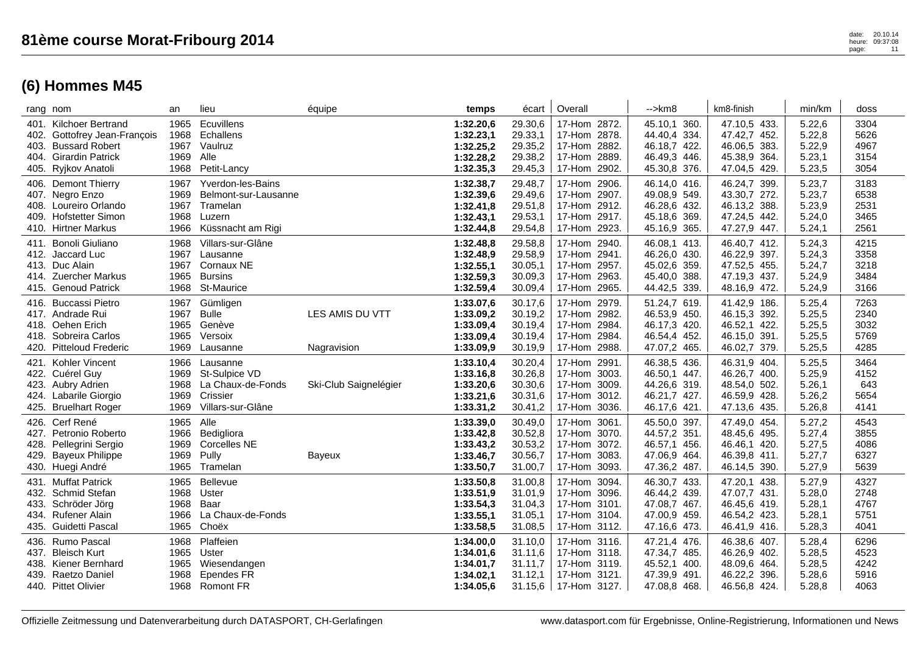# 81ème course Morat-Fribourg 2014

## (6) Hommes M45

| rang | nom | an | lieu | équipe | temps | écart | Overall | -->km8 | km8-finish | min/km | doss |
|---|---|---|---|---|---|---|---|---|---|---|---|
| 401. | Kilchoer Bertrand | 1965 | Ecuvillens | | **1:32.20,6** | 29.30,6 | 17-Hom 2872. | 45.10,1 360. | 47.10,5 433. | 5.22,6 | 3304 |
| 402. | Gottofrey Jean-François | 1968 | Echallens | | **1:32.23,1** | 29.33,1 | 17-Hom 2878. | 44.40,4 334. | 47.42,7 452. | 5.22,8 | 5626 |
| 403. | Bussard Robert | 1967 | Vaulruz | | **1:32.25,2** | 29.35,2 | 17-Hom 2882. | 46.18,7 422. | 46.06,5 383. | 5.22,9 | 4967 |
| 404. | Girardin Patrick | 1969 | Alle | | **1:32.28,2** | 29.38,2 | 17-Hom 2889. | 46.49,3 446. | 45.38,9 364. | 5.23,1 | 3154 |
| 405. | Ryjkov Anatoli | 1968 | Petit-Lancy | | **1:32.35,3** | 29.45,3 | 17-Hom 2902. | 45.30,8 376. | 47.04,5 429. | 5.23,5 | 3054 |
| 406. | Demont Thierry | 1967 | Yverdon-les-Bains | | **1:32.38,7** | 29.48,7 | 17-Hom 2906. | 46.14,0 416. | 46.24,7 399. | 5.23,7 | 3183 |
| 407. | Negro Enzo | 1969 | Belmont-sur-Lausanne | | **1:32.39,6** | 29.49,6 | 17-Hom 2907. | 49.08,9 549. | 43.30,7 272. | 5.23,7 | 6538 |
| 408. | Loureiro Orlando | 1967 | Tramelan | | **1:32.41,8** | 29.51,8 | 17-Hom 2912. | 46.28,6 432. | 46.13,2 388. | 5.23,9 | 2531 |
| 409. | Hofstetter Simon | 1968 | Luzern | | **1:32.43,1** | 29.53,1 | 17-Hom 2917. | 45.18,6 369. | 47.24,5 442. | 5.24,0 | 3465 |
| 410. | Hirtner Markus | 1966 | Küssnacht am Rigi | | **1:32.44,8** | 29.54,8 | 17-Hom 2923. | 45.16,9 365. | 47.27,9 447. | 5.24,1 | 2561 |
| 411. | Bonoli Giuliano | 1968 | Villars-sur-Glâne | | **1:32.48,8** | 29.58,8 | 17-Hom 2940. | 46.08,1 413. | 46.40,7 412. | 5.24,3 | 4215 |
| 412. | Jaccard Luc | 1967 | Lausanne | | **1:32.48,9** | 29.58,9 | 17-Hom 2941. | 46.26,0 430. | 46.22,9 397. | 5.24,3 | 3358 |
| 413. | Duc Alain | 1967 | Cornaux NE | | **1:32.55,1** | 30.05,1 | 17-Hom 2957. | 45.02,6 359. | 47.52,5 455. | 5.24,7 | 3218 |
| 414. | Zuercher Markus | 1965 | Bursins | | **1:32.59,3** | 30.09,3 | 17-Hom 2963. | 45.40,0 388. | 47.19,3 437. | 5.24,9 | 3484 |
| 415. | Genoud Patrick | 1968 | St-Maurice | | **1:32.59,4** | 30.09,4 | 17-Hom 2965. | 44.42,5 339. | 48.16,9 472. | 5.24,9 | 3166 |
| 416. | Buccassi Pietro | 1967 | Gümligen | | **1:33.07,6** | 30.17,6 | 17-Hom 2979. | 51.24,7 619. | 41.42,9 186. | 5.25,4 | 7263 |
| 417. | Andrade Rui | 1967 | Bulle | LES AMIS DU VTT | **1:33.09,2** | 30.19,2 | 17-Hom 2982. | 46.53,9 450. | 46.15,3 392. | 5.25,5 | 2340 |
| 418. | Oehen Erich | 1965 | Genève | | **1:33.09,4** | 30.19,4 | 17-Hom 2984. | 46.17,3 420. | 46.52,1 422. | 5.25,5 | 3032 |
| 418. | Sobreira Carlos | 1965 | Versoix | | **1:33.09,4** | 30.19,4 | 17-Hom 2984. | 46.54,4 452. | 46.15,0 391. | 5.25,5 | 5769 |
| 420. | Pitteloud Frederic | 1969 | Lausanne | Nagravision | **1:33.09,9** | 30.19,9 | 17-Hom 2988. | 47.07,2 465. | 46.02,7 379. | 5.25,5 | 4285 |
| 421. | Kohler Vincent | 1966 | Lausanne | | **1:33.10,4** | 30.20,4 | 17-Hom 2991. | 46.38,5 436. | 46.31,9 404. | 5.25,5 | 3464 |
| 422. | Cuérel Guy | 1969 | St-Sulpice VD | | **1:33.16,8** | 30.26,8 | 17-Hom 3003. | 46.50,1 447. | 46.26,7 400. | 5.25,9 | 4152 |
| 423. | Aubry Adrien | 1968 | La Chaux-de-Fonds | Ski-Club Saignelégier | **1:33.20,6** | 30.30,6 | 17-Hom 3009. | 44.26,6 319. | 48.54,0 502. | 5.26,1 | 643 |
| 424. | Labarile Giorgio | 1969 | Crissier | | **1:33.21,6** | 30.31,6 | 17-Hom 3012. | 46.21,7 427. | 46.59,9 428. | 5.26,2 | 5654 |
| 425. | Bruelhart Roger | 1969 | Villars-sur-Glâne | | **1:33.31,2** | 30.41,2 | 17-Hom 3036. | 46.17,6 421. | 47.13,6 435. | 5.26,8 | 4141 |
| 426. | Cerf René | 1965 | Alle | | **1:33.39,0** | 30.49,0 | 17-Hom 3061. | 45.50,0 397. | 47.49,0 454. | 5.27,2 | 4543 |
| 427. | Petronio Roberto | 1966 | Bedigliora | | **1:33.42,8** | 30.52,8 | 17-Hom 3070. | 44.57,2 351. | 48.45,6 495. | 5.27,4 | 3855 |
| 428. | Pellegrini Sergio | 1969 | Corcelles NE | | **1:33.43,2** | 30.53,2 | 17-Hom 3072. | 46.57,1 456. | 46.46,1 420. | 5.27,5 | 4086 |
| 429. | Bayeux Philippe | 1969 | Pully | Bayeux | **1:33.46,7** | 30.56,7 | 17-Hom 3083. | 47.06,9 464. | 46.39,8 411. | 5.27,7 | 6327 |
| 430. | Huegi André | 1965 | Tramelan | | **1:33.50,7** | 31.00,7 | 17-Hom 3093. | 47.36,2 487. | 46.14,5 390. | 5.27,9 | 5639 |
| 431. | Muffat Patrick | 1965 | Bellevue | | **1:33.50,8** | 31.00,8 | 17-Hom 3094. | 46.30,7 433. | 47.20,1 438. | 5.27,9 | 4327 |
| 432. | Schmid Stefan | 1968 | Uster | | **1:33.51,9** | 31.01,9 | 17-Hom 3096. | 46.44,2 439. | 47.07,7 431. | 5.28,0 | 2748 |
| 433. | Schröder Jörg | 1968 | Baar | | **1:33.54,3** | 31.04,3 | 17-Hom 3101. | 47.08,7 467. | 46.45,6 419. | 5.28,1 | 4767 |
| 434. | Rufener Alain | 1966 | La Chaux-de-Fonds | | **1:33.55,1** | 31.05,1 | 17-Hom 3104. | 47.00,9 459. | 46.54,2 423. | 5.28,1 | 5751 |
| 435. | Guidetti Pascal | 1965 | Choëx | | **1:33.58,5** | 31.08,5 | 17-Hom 3112. | 47.16,6 473. | 46.41,9 416. | 5.28,3 | 4041 |
| 436. | Rumo Pascal | 1968 | Plaffeien | | **1:34.00,0** | 31.10,0 | 17-Hom 3116. | 47.21,4 476. | 46.38,6 407. | 5.28,4 | 6296 |
| 437. | Bleisch Kurt | 1965 | Uster | | **1:34.01,6** | 31.11,6 | 17-Hom 3118. | 47.34,7 485. | 46.26,9 402. | 5.28,5 | 4523 |
| 438. | Kiener Bernhard | 1965 | Wiesendangen | | **1:34.01,7** | 31.11,7 | 17-Hom 3119. | 45.52,1 400. | 48.09,6 464. | 5.28,5 | 4242 |
| 439. | Raetzo Daniel | 1968 | Ependes FR | | **1:34.02,1** | 31.12,1 | 17-Hom 3121. | 47.39,9 491. | 46.22,2 396. | 5.28,6 | 5916 |
| 440. | Pittet Olivier | 1968 | Romont FR | | **1:34.05,6** | 31.15,6 | 17-Hom 3127. | 47.08,8 468. | 46.56,8 424. | 5.28,8 | 4063 |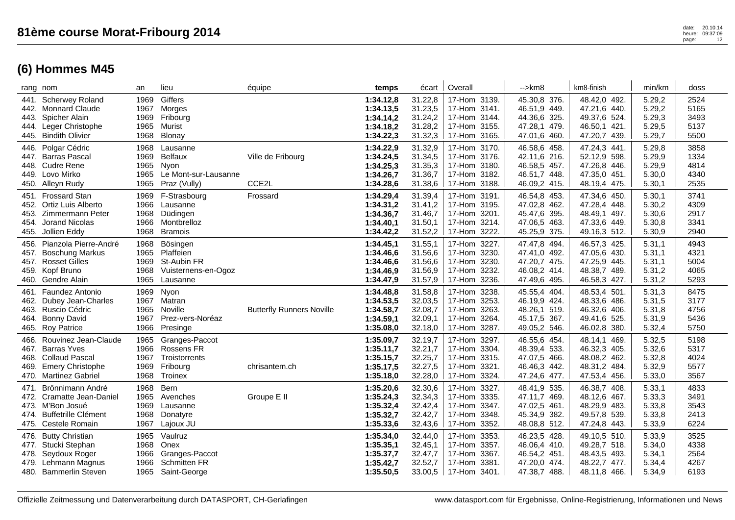# 81ème course Morat-Fribourg 2014

## (6) Hommes M45

| rang | nom | an | lieu | équipe | temps | écart | Overall | -->km8 | km8-finish | min/km | doss |
|---|---|---|---|---|---|---|---|---|---|---|---|
| 441. | Scherwey Roland | 1969 | Giffers | | **1:34.12,8** | 31.22,8 | 17-Hom 3139. | 45.30,8 376. | 48.42,0 492. | 5.29,2 | 2524 |
| 442. | Monnard Claude | 1967 | Morges | | **1:34.13,5** | 31.23,5 | 17-Hom 3141. | 46.51,9 449. | 47.21,6 440. | 5.29,2 | 5165 |
| 443. | Spicher Alain | 1969 | Fribourg | | **1:34.14,2** | 31.24,2 | 17-Hom 3144. | 44.36,6 325. | 49.37,6 524. | 5.29,3 | 3493 |
| 444. | Leger Christophe | 1965 | Murist | | **1:34.18,2** | 31.28,2 | 17-Hom 3155. | 47.28,1 479. | 46.50,1 421. | 5.29,5 | 5137 |
| 445. | Bindith Olivier | 1968 | Blonay | | **1:34.22,3** | 31.32,3 | 17-Hom 3165. | 47.01,6 460. | 47.20,7 439. | 5.29,7 | 5500 |
| 446. | Polgar Cédric | 1968 | Lausanne | | **1:34.22,9** | 31.32,9 | 17-Hom 3170. | 46.58,6 458. | 47.24,3 441. | 5.29,8 | 3858 |
| 447. | Barras Pascal | 1969 | Belfaux | Ville de Fribourg | **1:34.24,5** | 31.34,5 | 17-Hom 3176. | 42.11,6 216. | 52.12,9 598. | 5.29,9 | 1334 |
| 448. | Cudre Rene | 1965 | Nyon | | **1:34.25,3** | 31.35,3 | 17-Hom 3180. | 46.58,5 457. | 47.26,8 446. | 5.29,9 | 4814 |
| 449. | Lovo Mirko | 1965 | Le Mont-sur-Lausanne | | **1:34.26,7** | 31.36,7 | 17-Hom 3182. | 46.51,7 448. | 47.35,0 451. | 5.30,0 | 4340 |
| 450. | Alleyn Rudy | 1965 | Praz (Vully) | CCE2L | **1:34.28,6** | 31.38,6 | 17-Hom 3188. | 46.09,2 415. | 48.19,4 475. | 5.30,1 | 2535 |
| 451. | Frossard Stan | 1969 | F-Strasbourg | Frossard | **1:34.29,4** | 31.39,4 | 17-Hom 3191. | 46.54,8 453. | 47.34,6 450. | 5.30,1 | 3741 |
| 452. | Ortiz Luis Alberto | 1966 | Lausanne | | **1:34.31,2** | 31.41,2 | 17-Hom 3195. | 47.02,8 462. | 47.28,4 448. | 5.30,2 | 4309 |
| 453. | Zimmermann Peter | 1968 | Düdingen | | **1:34.36,7** | 31.46,7 | 17-Hom 3201. | 45.47,6 395. | 48.49,1 497. | 5.30,6 | 2917 |
| 454. | Jorand Nicolas | 1966 | Montbrelloz | | **1:34.40,1** | 31.50,1 | 17-Hom 3214. | 47.06,5 463. | 47.33,6 449. | 5.30,8 | 3341 |
| 455. | Jollien Eddy | 1968 | Bramois | | **1:34.42,2** | 31.52,2 | 17-Hom 3222. | 45.25,9 375. | 49.16,3 512. | 5.30,9 | 2940 |
| 456. | Pianzola Pierre-André | 1968 | Bösingen | | **1:34.45,1** | 31.55,1 | 17-Hom 3227. | 47.47,8 494. | 46.57,3 425. | 5.31,1 | 4943 |
| 457. | Boschung Markus | 1965 | Plaffeien | | **1:34.46,6** | 31.56,6 | 17-Hom 3230. | 47.41,0 492. | 47.05,6 430. | 5.31,1 | 4321 |
| 457. | Rosset Gilles | 1969 | St-Aubin FR | | **1:34.46,6** | 31.56,6 | 17-Hom 3230. | 47.20,7 475. | 47.25,9 445. | 5.31,1 | 5004 |
| 459. | Kopf Bruno | 1968 | Vuisternens-en-Ogoz | | **1:34.46,9** | 31.56,9 | 17-Hom 3232. | 46.08,2 414. | 48.38,7 489. | 5.31,2 | 4065 |
| 460. | Gendre Alain | 1965 | Lausanne | | **1:34.47,9** | 31.57,9 | 17-Hom 3236. | 47.49,6 495. | 46.58,3 427. | 5.31,2 | 5293 |
| 461. | Faundez Antonio | 1969 | Nyon | | **1:34.48,8** | 31.58,8 | 17-Hom 3238. | 45.55,4 404. | 48.53,4 501. | 5.31,3 | 8475 |
| 462. | Dubey Jean-Charles | 1967 | Matran | | **1:34.53,5** | 32.03,5 | 17-Hom 3253. | 46.19,9 424. | 48.33,6 486. | 5.31,5 | 3177 |
| 463. | Ruscio Cédric | 1965 | Noville | Butterfly Runners Noville | **1:34.58,7** | 32.08,7 | 17-Hom 3263. | 48.26,1 519. | 46.32,6 406. | 5.31,8 | 4756 |
| 464. | Bonny David | 1967 | Prez-vers-Noréaz | | **1:34.59,1** | 32.09,1 | 17-Hom 3264. | 45.17,5 367. | 49.41,6 525. | 5.31,9 | 5436 |
| 465. | Roy Patrice | 1966 | Presinge | | **1:35.08,0** | 32.18,0 | 17-Hom 3287. | 49.05,2 546. | 46.02,8 380. | 5.32,4 | 5750 |
| 466. | Rouvinez Jean-Claude | 1965 | Granges-Paccot | | **1:35.09,7** | 32.19,7 | 17-Hom 3297. | 46.55,6 454. | 48.14,1 469. | 5.32,5 | 5198 |
| 467. | Barras Yves | 1966 | Rossens FR | | **1:35.11,7** | 32.21,7 | 17-Hom 3304. | 48.39,4 533. | 46.32,3 405. | 5.32,6 | 5317 |
| 468. | Collaud Pascal | 1967 | Troistorrents | | **1:35.15,7** | 32.25,7 | 17-Hom 3315. | 47.07,5 466. | 48.08,2 462. | 5.32,8 | 4024 |
| 469. | Emery Christophe | 1969 | Fribourg | chrisantem.ch | **1:35.17,5** | 32.27,5 | 17-Hom 3321. | 46.46,3 442. | 48.31,2 484. | 5.32,9 | 5577 |
| 470. | Martinez Gabriel | 1968 | Troinex | | **1:35.18,0** | 32.28,0 | 17-Hom 3324. | 47.24,6 477. | 47.53,4 456. | 5.33,0 | 3567 |
| 471. | Brönnimann André | 1968 | Bern | | **1:35.20,6** | 32.30,6 | 17-Hom 3327. | 48.41,9 535. | 46.38,7 408. | 5.33,1 | 4833 |
| 472. | Cramatte Jean-Daniel | 1965 | Avenches | Groupe E II | **1:35.24,3** | 32.34,3 | 17-Hom 3335. | 47.11,7 469. | 48.12,6 467. | 5.33,3 | 3491 |
| 473. | M'Bon Josué | 1969 | Lausanne | | **1:35.32,4** | 32.42,4 | 17-Hom 3347. | 47.02,5 461. | 48.29,9 483. | 5.33,8 | 3543 |
| 474. | Buffetrille Clément | 1968 | Donatyre | | **1:35.32,7** | 32.42,7 | 17-Hom 3348. | 45.34,9 382. | 49.57,8 539. | 5.33,8 | 2413 |
| 475. | Cestele Romain | 1967 | Lajoux JU | | **1:35.33,6** | 32.43,6 | 17-Hom 3352. | 48.08,8 512. | 47.24,8 443. | 5.33,9 | 6224 |
| 476. | Butty Christian | 1965 | Vaulruz | | **1:35.34,0** | 32.44,0 | 17-Hom 3353. | 46.23,5 428. | 49.10,5 510. | 5.33,9 | 3525 |
| 477. | Stucki Stephan | 1968 | Onex | | **1:35.35,1** | 32.45,1 | 17-Hom 3357. | 46.06,4 410. | 49.28,7 518. | 5.34,0 | 4338 |
| 478. | Seydoux Roger | 1966 | Granges-Paccot | | **1:35.37,7** | 32.47,7 | 17-Hom 3367. | 46.54,2 451. | 48.43,5 493. | 5.34,1 | 2564 |
| 479. | Lehmann Magnus | 1966 | Schmitten FR | | **1:35.42,7** | 32.52,7 | 17-Hom 3381. | 47.20,0 474. | 48.22,7 477. | 5.34,4 | 4267 |
| 480. | Bammerlin Steven | 1965 | Saint-George | | **1:35.50,5** | 33.00,5 | 17-Hom 3401. | 47.38,7 488. | 48.11,8 466. | 5.34,9 | 6193 |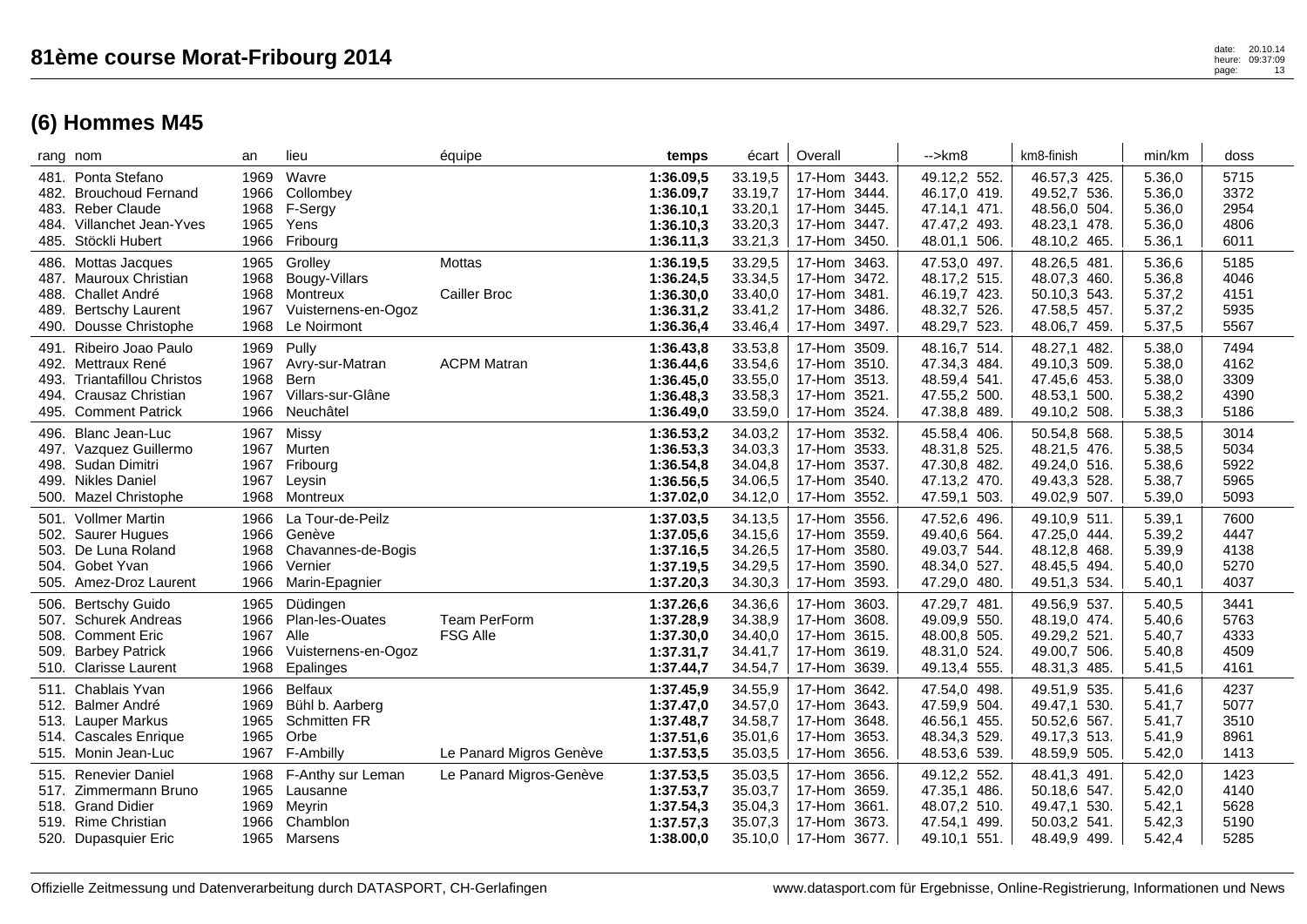# 81ème course Morat-Fribourg 2014

## (6) Hommes M45

| rang | nom | an | lieu | équipe | temps | écart | Overall | -->km8 | km8-finish | min/km | doss |
|---|---|---|---|---|---|---|---|---|---|---|---|
| 481. | Ponta Stefano | 1969 | Wavre | | **1:36.09,5** | 33.19,5 | 17-Hom 3443. | 49.12,2 552. | 46.57,3 425. | 5.36,0 | 5715 |
| 482. | Brouchoud Fernand | 1966 | Collombey | | **1:36.09,7** | 33.19,7 | 17-Hom 3444. | 46.17,0 419. | 49.52,7 536. | 5.36,0 | 3372 |
| 483. | Reber Claude | 1968 | F-Sergy | | **1:36.10,1** | 33.20,1 | 17-Hom 3445. | 47.14,1 471. | 48.56,0 504. | 5.36,0 | 2954 |
| 484. | Villanchet Jean-Yves | 1965 | Yens | | **1:36.10,3** | 33.20,3 | 17-Hom 3447. | 47.47,2 493. | 48.23,1 478. | 5.36,0 | 4806 |
| 485. | Stöckli Hubert | 1966 | Fribourg | | **1:36.11,3** | 33.21,3 | 17-Hom 3450. | 48.01,1 506. | 48.10,2 465. | 5.36,1 | 6011 |
| 486. | Mottas Jacques | 1965 | Grolley | Mottas | **1:36.19,5** | 33.29,5 | 17-Hom 3463. | 47.53,0 497. | 48.26,5 481. | 5.36,6 | 5185 |
| 487. | Mauroux Christian | 1968 | Bougy-Villars | | **1:36.24,5** | 33.34,5 | 17-Hom 3472. | 48.17,2 515. | 48.07,3 460. | 5.36,8 | 4046 |
| 488. | Challet André | 1968 | Montreux | Cailler Broc | **1:36.30,0** | 33.40,0 | 17-Hom 3481. | 46.19,7 423. | 50.10,3 543. | 5.37,2 | 4151 |
| 489. | Bertschy Laurent | 1967 | Vuisternens-en-Ogoz | | **1:36.31,2** | 33.41,2 | 17-Hom 3486. | 48.32,7 526. | 47.58,5 457. | 5.37,2 | 5935 |
| 490. | Dousse Christophe | 1968 | Le Noirmont | | **1:36.36,4** | 33.46,4 | 17-Hom 3497. | 48.29,7 523. | 48.06,7 459. | 5.37,5 | 5567 |
| 491. | Ribeiro Joao Paulo | 1969 | Pully | | **1:36.43,8** | 33.53,8 | 17-Hom 3509. | 48.16,7 514. | 48.27,1 482. | 5.38,0 | 7494 |
| 492. | Mettraux René | 1967 | Avry-sur-Matran | ACPM Matran | **1:36.44,6** | 33.54,6 | 17-Hom 3510. | 47.34,3 484. | 49.10,3 509. | 5.38,0 | 4162 |
| 493. | Triantafillou Christos | 1968 | Bern | | **1:36.45,0** | 33.55,0 | 17-Hom 3513. | 48.59,4 541. | 47.45,6 453. | 5.38,0 | 3309 |
| 494. | Crausaz Christian | 1967 | Villars-sur-Glâne | | **1:36.48,3** | 33.58,3 | 17-Hom 3521. | 47.55,2 500. | 48.53,1 500. | 5.38,2 | 4390 |
| 495. | Comment Patrick | 1966 | Neuchâtel | | **1:36.49,0** | 33.59,0 | 17-Hom 3524. | 47.38,8 489. | 49.10,2 508. | 5.38,3 | 5186 |
| 496. | Blanc Jean-Luc | 1967 | Missy | | **1:36.53,2** | 34.03,2 | 17-Hom 3532. | 45.58,4 406. | 50.54,8 568. | 5.38,5 | 3014 |
| 497. | Vazquez Guillermo | 1967 | Murten | | **1:36.53,3** | 34.03,3 | 17-Hom 3533. | 48.31,8 525. | 48.21,5 476. | 5.38,5 | 5034 |
| 498. | Sudan Dimitri | 1967 | Fribourg | | **1:36.54,8** | 34.04,8 | 17-Hom 3537. | 47.30,8 482. | 49.24,0 516. | 5.38,6 | 5922 |
| 499. | Nikles Daniel | 1967 | Leysin | | **1:36.56,5** | 34.06,5 | 17-Hom 3540. | 47.13,2 470. | 49.43,3 528. | 5.38,7 | 5965 |
| 500. | Mazel Christophe | 1968 | Montreux | | **1:37.02,0** | 34.12,0 | 17-Hom 3552. | 47.59,1 503. | 49.02,9 507. | 5.39,0 | 5093 |
| 501. | Vollmer Martin | 1966 | La Tour-de-Peilz | | **1:37.03,5** | 34.13,5 | 17-Hom 3556. | 47.52,6 496. | 49.10,9 511. | 5.39,1 | 7600 |
| 502. | Saurer Hugues | 1966 | Genève | | **1:37.05,6** | 34.15,6 | 17-Hom 3559. | 49.40,6 564. | 47.25,0 444. | 5.39,2 | 4447 |
| 503. | De Luna Roland | 1968 | Chavannes-de-Bogis | | **1:37.16,5** | 34.26,5 | 17-Hom 3580. | 49.03,7 544. | 48.12,8 468. | 5.39,9 | 4138 |
| 504. | Gobet Yvan | 1966 | Vernier | | **1:37.19,5** | 34.29,5 | 17-Hom 3590. | 48.34,0 527. | 48.45,5 494. | 5.40,0 | 5270 |
| 505. | Amez-Droz Laurent | 1966 | Marin-Epagnier | | **1:37.20,3** | 34.30,3 | 17-Hom 3593. | 47.29,0 480. | 49.51,3 534. | 5.40,1 | 4037 |
| 506. | Bertschy Guido | 1965 | Düdingen | | **1:37.26,6** | 34.36,6 | 17-Hom 3603. | 47.29,7 481. | 49.56,9 537. | 5.40,5 | 3441 |
| 507. | Schurek Andreas | 1966 | Plan-les-Ouates | Team PerForm | **1:37.28,9** | 34.38,9 | 17-Hom 3608. | 49.09,9 550. | 48.19,0 474. | 5.40,6 | 5763 |
| 508. | Comment Eric | 1967 | Alle | FSG Alle | **1:37.30,0** | 34.40,0 | 17-Hom 3615. | 48.00,8 505. | 49.29,2 521. | 5.40,7 | 4333 |
| 509. | Barbey Patrick | 1966 | Vuisternens-en-Ogoz | | **1:37.31,7** | 34.41,7 | 17-Hom 3619. | 48.31,0 524. | 49.00,7 506. | 5.40,8 | 4509 |
| 510. | Clarisse Laurent | 1968 | Epalinges | | **1:37.44,7** | 34.54,7 | 17-Hom 3639. | 49.13,4 555. | 48.31,3 485. | 5.41,5 | 4161 |
| 511. | Chablais Yvan | 1966 | Belfaux | | **1:37.45,9** | 34.55,9 | 17-Hom 3642. | 47.54,0 498. | 49.51,9 535. | 5.41,6 | 4237 |
| 512. | Balmer André | 1969 | Bühl b. Aarberg | | **1:37.47,0** | 34.57,0 | 17-Hom 3643. | 47.59,9 504. | 49.47,1 530. | 5.41,7 | 5077 |
| 513. | Lauper Markus | 1965 | Schmitten FR | | **1:37.48,7** | 34.58,7 | 17-Hom 3648. | 46.56,1 455. | 50.52,6 567. | 5.41,7 | 3510 |
| 514. | Cascales Enrique | 1965 | Orbe | | **1:37.51,6** | 35.01,6 | 17-Hom 3653. | 48.34,3 529. | 49.17,3 513. | 5.41,9 | 8961 |
| 515. | Monin Jean-Luc | 1967 | F-Ambilly | Le Panard Migros Genève | **1:37.53,5** | 35.03,5 | 17-Hom 3656. | 48.53,6 539. | 48.59,9 505. | 5.42,0 | 1413 |
| 515. | Renevier Daniel | 1968 | F-Anthy sur Leman | Le Panard Migros-Genève | **1:37.53,5** | 35.03,5 | 17-Hom 3656. | 49.12,2 552. | 48.41,3 491. | 5.42,0 | 1423 |
| 517. | Zimmermann Bruno | 1965 | Lausanne | | **1:37.53,7** | 35.03,7 | 17-Hom 3659. | 47.35,1 486. | 50.18,6 547. | 5.42,0 | 4140 |
| 518. | Grand Didier | 1969 | Meyrin | | **1:37.54,3** | 35.04,3 | 17-Hom 3661. | 48.07,2 510. | 49.47,1 530. | 5.42,1 | 5628 |
| 519. | Rime Christian | 1966 | Chamblon | | **1:37.57,3** | 35.07,3 | 17-Hom 3673. | 47.54,1 499. | 50.03,2 541. | 5.42,3 | 5190 |
| 520. | Dupasquier Eric | 1965 | Marsens | | **1:38.00,0** | 35.10,0 | 17-Hom 3677. | 49.10,1 551. | 48.49,9 499. | 5.42,4 | 5285 |

Offizielle Zeitmessung und Datenverarbeitung durch DATASPORT, CH-Gerlafingen — www.datasport.com für Ergebnisse, Online-Registrierung, Informationen und News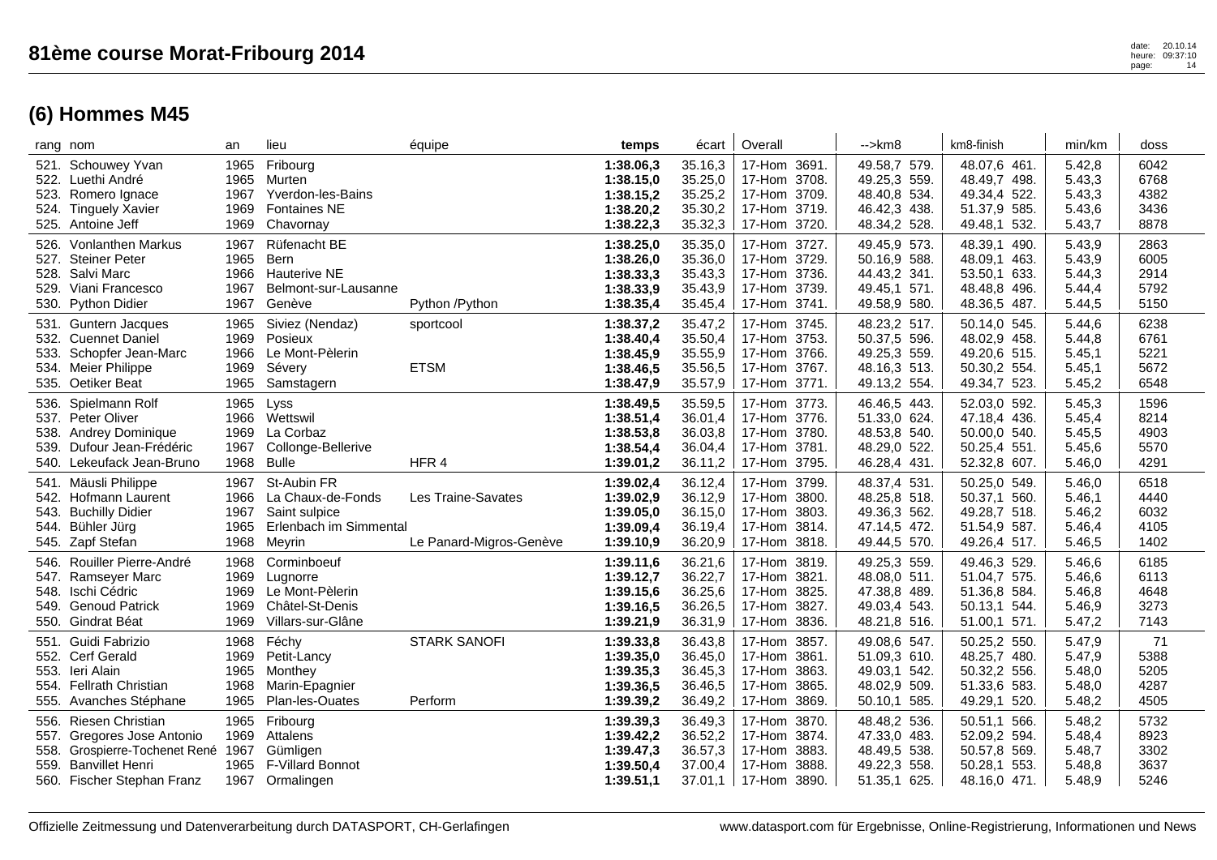# 81ème course Morat-Fribourg 2014

## (6) Hommes M45

| rang | nom | an | lieu | équipe | temps | écart | Overall | -->km8 | km8-finish | min/km | doss |
|---|---|---|---|---|---|---|---|---|---|---|---|
| 521. | Schouwey Yvan | 1965 | Fribourg | | **1:38.06,3** | 35.16,3 | 17-Hom 3691. | 49.58,7 579. | 48.07,6 461. | 5.42,8 | 6042 |
| 522. | Luethi André | 1965 | Murten | | **1:38.15,0** | 35.25,0 | 17-Hom 3708. | 49.25,3 559. | 48.49,7 498. | 5.43,3 | 6768 |
| 523. | Romero Ignace | 1967 | Yverdon-les-Bains | | **1:38.15,2** | 35.25,2 | 17-Hom 3709. | 48.40,8 534. | 49.34,4 522. | 5.43,3 | 4382 |
| 524. | Tinguely Xavier | 1969 | Fontaines NE | | **1:38.20,2** | 35.30,2 | 17-Hom 3719. | 46.42,3 438. | 51.37,9 585. | 5.43,6 | 3436 |
| 525. | Antoine Jeff | 1969 | Chavornay | | **1:38.22,3** | 35.32,3 | 17-Hom 3720. | 48.34,2 528. | 49.48,1 532. | 5.43,7 | 8878 |
| 526. | Vonlanthen Markus | 1967 | Rüfenacht BE | | **1:38.25,0** | 35.35,0 | 17-Hom 3727. | 49.45,9 573. | 48.39,1 490. | 5.43,9 | 2863 |
| 527. | Steiner Peter | 1965 | Bern | | **1:38.26,0** | 35.36,0 | 17-Hom 3729. | 50.16,9 588. | 48.09,1 463. | 5.43,9 | 6005 |
| 528. | Salvi Marc | 1966 | Hauterive NE | | **1:38.33,3** | 35.43,3 | 17-Hom 3736. | 44.43,2 341. | 53.50,1 633. | 5.44,3 | 2914 |
| 529. | Viani Francesco | 1967 | Belmont-sur-Lausanne | | **1:38.33,9** | 35.43,9 | 17-Hom 3739. | 49.45,1 571. | 48.48,8 496. | 5.44,4 | 5792 |
| 530. | Python Didier | 1967 | Genève | Python /Python | **1:38.35,4** | 35.45,4 | 17-Hom 3741. | 49.58,9 580. | 48.36,5 487. | 5.44,5 | 5150 |
| 531. | Guntern Jacques | 1965 | Siviez (Nendaz) | sportcool | **1:38.37,2** | 35.47,2 | 17-Hom 3745. | 48.23,2 517. | 50.14,0 545. | 5.44,6 | 6238 |
| 532. | Cuennet Daniel | 1969 | Posieux | | **1:38.40,4** | 35.50,4 | 17-Hom 3753. | 50.37,5 596. | 48.02,9 458. | 5.44,8 | 6761 |
| 533. | Schopfer Jean-Marc | 1966 | Le Mont-Pèlerin | | **1:38.45,9** | 35.55,9 | 17-Hom 3766. | 49.25,3 559. | 49.20,6 515. | 5.45,1 | 5221 |
| 534. | Meier Philippe | 1969 | Sévery | ETSM | **1:38.46,5** | 35.56,5 | 17-Hom 3767. | 48.16,3 513. | 50.30,2 554. | 5.45,1 | 5672 |
| 535. | Oetiker Beat | 1965 | Samstagern | | **1:38.47,9** | 35.57,9 | 17-Hom 3771. | 49.13,2 554. | 49.34,7 523. | 5.45,2 | 6548 |
| 536. | Spielmann Rolf | 1965 | Lyss | | **1:38.49,5** | 35.59,5 | 17-Hom 3773. | 46.46,5 443. | 52.03,0 592. | 5.45,3 | 1596 |
| 537. | Peter Oliver | 1966 | Wettswil | | **1:38.51,4** | 36.01,4 | 17-Hom 3776. | 51.33,0 624. | 47.18,4 436. | 5.45,4 | 8214 |
| 538. | Andrey Dominique | 1969 | La Corbaz | | **1:38.53,8** | 36.03,8 | 17-Hom 3780. | 48.53,8 540. | 50.00,0 540. | 5.45,5 | 4903 |
| 539. | Dufour Jean-Frédéric | 1967 | Collonge-Bellerive | | **1:38.54,4** | 36.04,4 | 17-Hom 3781. | 48.29,0 522. | 50.25,4 551. | 5.45,6 | 5570 |
| 540. | Lekeufack Jean-Bruno | 1968 | Bulle | HFR 4 | **1:39.01,2** | 36.11,2 | 17-Hom 3795. | 46.28,4 431. | 52.32,8 607. | 5.46,0 | 4291 |
| 541. | Mäusli Philippe | 1967 | St-Aubin FR | | **1:39.02,4** | 36.12,4 | 17-Hom 3799. | 48.37,4 531. | 50.25,0 549. | 5.46,0 | 6518 |
| 542. | Hofmann Laurent | 1966 | La Chaux-de-Fonds | Les Traine-Savates | **1:39.02,9** | 36.12,9 | 17-Hom 3800. | 48.25,8 518. | 50.37,1 560. | 5.46,1 | 4440 |
| 543. | Buchilly Didier | 1967 | Saint sulpice | | **1:39.05,0** | 36.15,0 | 17-Hom 3803. | 49.36,3 562. | 49.28,7 518. | 5.46,2 | 6032 |
| 544. | Bühler Jürg | 1965 | Erlenbach im Simmental | | **1:39.09,4** | 36.19,4 | 17-Hom 3814. | 47.14,5 472. | 51.54,9 587. | 5.46,4 | 4105 |
| 545. | Zapf Stefan | 1968 | Meyrin | Le Panard-Migros-Genève | **1:39.10,9** | 36.20,9 | 17-Hom 3818. | 49.44,5 570. | 49.26,4 517. | 5.46,5 | 1402 |
| 546. | Rouiller Pierre-André | 1968 | Corminboeuf | | **1:39.11,6** | 36.21,6 | 17-Hom 3819. | 49.25,3 559. | 49.46,3 529. | 5.46,6 | 6185 |
| 547. | Ramseyer Marc | 1969 | Lugnorre | | **1:39.12,7** | 36.22,7 | 17-Hom 3821. | 48.08,0 511. | 51.04,7 575. | 5.46,6 | 6113 |
| 548. | Ischi Cédric | 1969 | Le Mont-Pèlerin | | **1:39.15,6** | 36.25,6 | 17-Hom 3825. | 47.38,8 489. | 51.36,8 584. | 5.46,8 | 4648 |
| 549. | Genoud Patrick | 1969 | Châtel-St-Denis | | **1:39.16,5** | 36.26,5 | 17-Hom 3827. | 49.03,4 543. | 50.13,1 544. | 5.46,9 | 3273 |
| 550. | Gindrat Béat | 1969 | Villars-sur-Glâne | | **1:39.21,9** | 36.31,9 | 17-Hom 3836. | 48.21,8 516. | 51.00,1 571. | 5.47,2 | 7143 |
| 551. | Guidi Fabrizio | 1968 | Féchy | STARK SANOFI | **1:39.33,8** | 36.43,8 | 17-Hom 3857. | 49.08,6 547. | 50.25,2 550. | 5.47,9 | 71 |
| 552. | Cerf Gerald | 1969 | Petit-Lancy | | **1:39.35,0** | 36.45,0 | 17-Hom 3861. | 51.09,3 610. | 48.25,7 480. | 5.47,9 | 5388 |
| 553. | Ieri Alain | 1965 | Monthey | | **1:39.35,3** | 36.45,3 | 17-Hom 3863. | 49.03,1 542. | 50.32,2 556. | 5.48,0 | 5205 |
| 554. | Fellrath Christian | 1968 | Marin-Epagnier | | **1:39.36,5** | 36.46,5 | 17-Hom 3865. | 48.02,9 509. | 51.33,6 583. | 5.48,0 | 4287 |
| 555. | Avanches Stéphane | 1965 | Plan-les-Ouates | Perform | **1:39.39,2** | 36.49,2 | 17-Hom 3869. | 50.10,1 585. | 49.29,1 520. | 5.48,2 | 4505 |
| 556. | Riesen Christian | 1965 | Fribourg | | **1:39.39,3** | 36.49,3 | 17-Hom 3870. | 48.48,2 536. | 50.51,1 566. | 5.48,2 | 5732 |
| 557. | Gregores Jose Antonio | 1969 | Attalens | | **1:39.42,2** | 36.52,2 | 17-Hom 3874. | 47.33,0 483. | 52.09,2 594. | 5.48,4 | 8923 |
| 558. | Grospierre-Tochenet René | 1967 | Gümligen | | **1:39.47,3** | 36.57,3 | 17-Hom 3883. | 48.49,5 538. | 50.57,8 569. | 5.48,7 | 3302 |
| 559. | Banvillet Henri | 1965 | F-Villard Bonnot | | **1:39.50,4** | 37.00,4 | 17-Hom 3888. | 49.22,3 558. | 50.28,1 553. | 5.48,8 | 3637 |
| 560. | Fischer Stephan Franz | 1967 | Ormalingen | | **1:39.51,1** | 37.01,1 | 17-Hom 3890. | 51.35,1 625. | 48.16,0 471. | 5.48,9 | 5246 |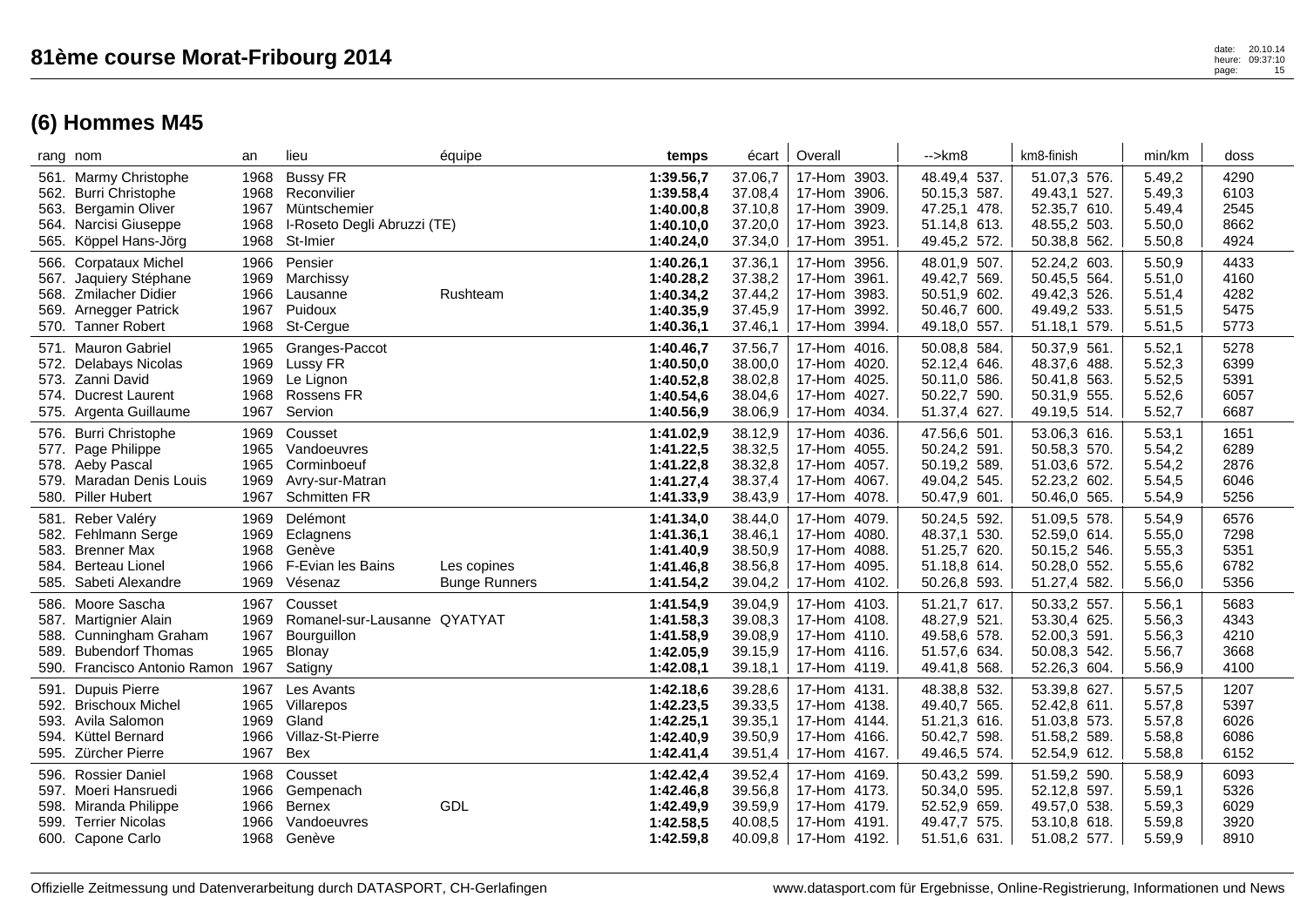# 81ème course Morat-Fribourg 2014

## (6) Hommes M45

| rang | nom | an | lieu | équipe | temps | écart | Overall | -->km8 | km8-finish | min/km | doss |
|---|---|---|---|---|---|---|---|---|---|---|---|
| 561. | Marmy Christophe | 1968 | Bussy FR | | **1:39.56,7** | 37.06,7 | 17-Hom 3903. | 48.49,4 537. | 51.07,3 576. | 5.49,2 | 4290 |
| 562. | Burri Christophe | 1968 | Reconvilier | | **1:39.58,4** | 37.08,4 | 17-Hom 3906. | 50.15,3 587. | 49.43,1 527. | 5.49,3 | 6103 |
| 563. | Bergamin Oliver | 1967 | Müntschemier | | **1:40.00,8** | 37.10,8 | 17-Hom 3909. | 47.25,1 478. | 52.35,7 610. | 5.49,4 | 2545 |
| 564. | Narcisi Giuseppe | 1968 | I-Roseto Degli Abruzzi (TE) | | **1:40.10,0** | 37.20,0 | 17-Hom 3923. | 51.14,8 613. | 48.55,2 503. | 5.50,0 | 8662 |
| 565. | Köppel Hans-Jörg | 1968 | St-Imier | | **1:40.24,0** | 37.34,0 | 17-Hom 3951. | 49.45,2 572. | 50.38,8 562. | 5.50,8 | 4924 |
| 566. | Corpataux Michel | 1966 | Pensier | | **1:40.26,1** | 37.36,1 | 17-Hom 3956. | 48.01,9 507. | 52.24,2 603. | 5.50,9 | 4433 |
| 567. | Jaquiery Stéphane | 1969 | Marchissy | | **1:40.28,2** | 37.38,2 | 17-Hom 3961. | 49.42,7 569. | 50.45,5 564. | 5.51,0 | 4160 |
| 568. | Zmilacher Didier | 1966 | Lausanne | Rushteam | **1:40.34,2** | 37.44,2 | 17-Hom 3983. | 50.51,9 602. | 49.42,3 526. | 5.51,4 | 4282 |
| 569. | Arnegger Patrick | 1967 | Puidoux | | **1:40.35,9** | 37.45,9 | 17-Hom 3992. | 50.46,7 600. | 49.49,2 533. | 5.51,5 | 5475 |
| 570. | Tanner Robert | 1968 | St-Cergue | | **1:40.36,1** | 37.46,1 | 17-Hom 3994. | 49.18,0 557. | 51.18,1 579. | 5.51,5 | 5773 |
| 571. | Mauron Gabriel | 1965 | Granges-Paccot | | **1:40.46,7** | 37.56,7 | 17-Hom 4016. | 50.08,8 584. | 50.37,9 561. | 5.52,1 | 5278 |
| 572. | Delabays Nicolas | 1969 | Lussy FR | | **1:40.50,0** | 38.00,0 | 17-Hom 4020. | 52.12,4 646. | 48.37,6 488. | 5.52,3 | 6399 |
| 573. | Zanni David | 1969 | Le Lignon | | **1:40.52,8** | 38.02,8 | 17-Hom 4025. | 50.11,0 586. | 50.41,8 563. | 5.52,5 | 5391 |
| 574. | Ducrest Laurent | 1968 | Rossens FR | | **1:40.54,6** | 38.04,6 | 17-Hom 4027. | 50.22,7 590. | 50.31,9 555. | 5.52,6 | 6057 |
| 575. | Argenta Guillaume | 1967 | Servion | | **1:40.56,9** | 38.06,9 | 17-Hom 4034. | 51.37,4 627. | 49.19,5 514. | 5.52,7 | 6687 |
| 576. | Burri Christophe | 1969 | Cousset | | **1:41.02,9** | 38.12,9 | 17-Hom 4036. | 47.56,6 501. | 53.06,3 616. | 5.53,1 | 1651 |
| 577. | Page Philippe | 1965 | Vandoeuvres | | **1:41.22,5** | 38.32,5 | 17-Hom 4055. | 50.24,2 591. | 50.58,3 570. | 5.54,2 | 6289 |
| 578. | Aeby Pascal | 1965 | Corminboeuf | | **1:41.22,8** | 38.32,8 | 17-Hom 4057. | 50.19,2 589. | 51.03,6 572. | 5.54,2 | 2876 |
| 579. | Maradan Denis Louis | 1969 | Avry-sur-Matran | | **1:41.27,4** | 38.37,4 | 17-Hom 4067. | 49.04,2 545. | 52.23,2 602. | 5.54,5 | 6046 |
| 580. | Piller Hubert | 1967 | Schmitten FR | | **1:41.33,9** | 38.43,9 | 17-Hom 4078. | 50.47,9 601. | 50.46,0 565. | 5.54,9 | 5256 |
| 581. | Reber Valéry | 1969 | Delémont | | **1:41.34,0** | 38.44,0 | 17-Hom 4079. | 50.24,5 592. | 51.09,5 578. | 5.54,9 | 6576 |
| 582. | Fehlmann Serge | 1969 | Eclagnens | | **1:41.36,1** | 38.46,1 | 17-Hom 4080. | 48.37,1 530. | 52.59,0 614. | 5.55,0 | 7298 |
| 583. | Brenner Max | 1968 | Genève | | **1:41.40,9** | 38.50,9 | 17-Hom 4088. | 51.25,7 620. | 50.15,2 546. | 5.55,3 | 5351 |
| 584. | Berteau Lionel | 1966 | F-Evian les Bains | Les copines | **1:41.46,8** | 38.56,8 | 17-Hom 4095. | 51.18,8 614. | 50.28,0 552. | 5.55,6 | 6782 |
| 585. | Sabeti Alexandre | 1969 | Vésenaz | Bunge Runners | **1:41.54,2** | 39.04,2 | 17-Hom 4102. | 50.26,8 593. | 51.27,4 582. | 5.56,0 | 5356 |
| 586. | Moore Sascha | 1967 | Cousset | | **1:41.54,9** | 39.04,9 | 17-Hom 4103. | 51.21,7 617. | 50.33,2 557. | 5.56,1 | 5683 |
| 587. | Martignier Alain | 1969 | Romanel-sur-Lausanne | QYATYAT | **1:41.58,3** | 39.08,3 | 17-Hom 4108. | 48.27,9 521. | 53.30,4 625. | 5.56,3 | 4343 |
| 588. | Cunningham Graham | 1967 | Bourguillon | | **1:41.58,9** | 39.08,9 | 17-Hom 4110. | 49.58,6 578. | 52.00,3 591. | 5.56,3 | 4210 |
| 589. | Bubendorf Thomas | 1965 | Blonay | | **1:42.05,9** | 39.15,9 | 17-Hom 4116. | 51.57,6 634. | 50.08,3 542. | 5.56,7 | 3668 |
| 590. | Francisco Antonio Ramon | 1967 | Satigny | | **1:42.08,1** | 39.18,1 | 17-Hom 4119. | 49.41,8 568. | 52.26,3 604. | 5.56,9 | 4100 |
| 591. | Dupuis Pierre | 1967 | Les Avants | | **1:42.18,6** | 39.28,6 | 17-Hom 4131. | 48.38,8 532. | 53.39,8 627. | 5.57,5 | 1207 |
| 592. | Brischoux Michel | 1965 | Villarepos | | **1:42.23,5** | 39.33,5 | 17-Hom 4138. | 49.40,7 565. | 52.42,8 611. | 5.57,8 | 5397 |
| 593. | Avila Salomon | 1969 | Gland | | **1:42.25,1** | 39.35,1 | 17-Hom 4144. | 51.21,3 616. | 51.03,8 573. | 5.57,8 | 6026 |
| 594. | Küttel Bernard | 1966 | Villaz-St-Pierre | | **1:42.40,9** | 39.50,9 | 17-Hom 4166. | 50.42,7 598. | 51.58,2 589. | 5.58,8 | 6086 |
| 595. | Zürcher Pierre | 1967 | Bex | | **1:42.41,4** | 39.51,4 | 17-Hom 4167. | 49.46,5 574. | 52.54,9 612. | 5.58,8 | 6152 |
| 596. | Rossier Daniel | 1968 | Cousset | | **1:42.42,4** | 39.52,4 | 17-Hom 4169. | 50.43,2 599. | 51.59,2 590. | 5.58,9 | 6093 |
| 597. | Moeri Hansruedi | 1966 | Gempenach | | **1:42.46,8** | 39.56,8 | 17-Hom 4173. | 50.34,0 595. | 52.12,8 597. | 5.59,1 | 5326 |
| 598. | Miranda Philippe | 1966 | Bernex | GDL | **1:42.49,9** | 39.59,9 | 17-Hom 4179. | 52.52,9 659. | 49.57,0 538. | 5.59,3 | 6029 |
| 599. | Terrier Nicolas | 1966 | Vandoeuvres | | **1:42.58,5** | 40.08,5 | 17-Hom 4191. | 49.47,7 575. | 53.10,8 618. | 5.59,8 | 3920 |
| 600. | Capone Carlo | 1968 | Genève | | **1:42.59,8** | 40.09,8 | 17-Hom 4192. | 51.51,6 631. | 51.08,2 577. | 5.59,9 | 8910 |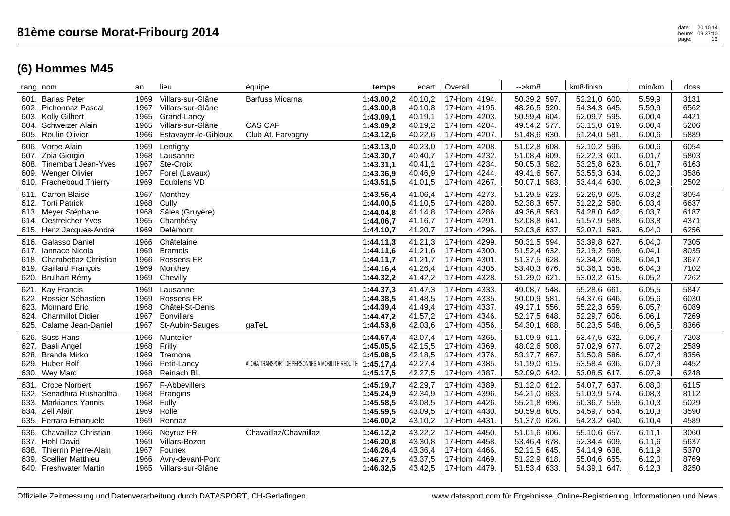# 81ème course Morat-Fribourg 2014

## (6) Hommes M45

| rang | nom | an | lieu | équipe | temps | écart | Overall | -->km8 | km8-finish | min/km | doss |
|---|---|---|---|---|---|---|---|---|---|---|---|
| 601. | Barlas Peter | 1969 | Villars-sur-Glâne | Barfuss Micarna | **1:43.00,2** | 40.10,2 | 17-Hom 4194. | 50.39,2 597. | 52.21,0 600. | 5.59,9 | 3131 |
| 602. | Pichonnaz Pascal | 1967 | Villars-sur-Glâne | | **1:43.00,8** | 40.10,8 | 17-Hom 4195. | 48.26,5 520. | 54.34,3 645. | 5.59,9 | 6562 |
| 603. | Kolly Gilbert | 1965 | Grand-Lancy | | **1:43.09,1** | 40.19,1 | 17-Hom 4203. | 50.59,4 604. | 52.09,7 595. | 6.00,4 | 4421 |
| 604. | Schweizer Alain | 1965 | Villars-sur-Glâne | CAS CAF | **1:43.09,2** | 40.19,2 | 17-Hom 4204. | 49.54,2 577. | 53.15,0 619. | 6.00,4 | 5206 |
| 605. | Roulin Olivier | 1966 | Estavayer-le-Gibloux | Club At. Farvagny | **1:43.12,6** | 40.22,6 | 17-Hom 4207. | 51.48,6 630. | 51.24,0 581. | 6.00,6 | 5889 |
| 606. | Vorpe Alain | 1969 | Lentigny | | **1:43.13,0** | 40.23,0 | 17-Hom 4208. | 51.02,8 608. | 52.10,2 596. | 6.00,6 | 6054 |
| 607. | Zoia Giorgio | 1968 | Lausanne | | **1:43.30,7** | 40.40,7 | 17-Hom 4232. | 51.08,4 609. | 52.22,3 601. | 6.01,7 | 5803 |
| 608. | Tinembart Jean-Yves | 1967 | Ste-Croix | | **1:43.31,1** | 40.41,1 | 17-Hom 4234. | 50.05,3 582. | 53.25,8 623. | 6.01,7 | 6163 |
| 609. | Wenger Olivier | 1967 | Forel (Lavaux) | | **1:43.36,9** | 40.46,9 | 17-Hom 4244. | 49.41,6 567. | 53.55,3 634. | 6.02,0 | 3586 |
| 610. | Fracheboud Thierry | 1969 | Ecublens VD | | **1:43.51,5** | 41.01,5 | 17-Hom 4267. | 50.07,1 583. | 53.44,4 630. | 6.02,9 | 2502 |
| 611. | Carron Blaise | 1967 | Monthey | | **1:43.56,4** | 41.06,4 | 17-Hom 4273. | 51.29,5 623. | 52.26,9 605. | 6.03,2 | 8054 |
| 612. | Torti Patrick | 1968 | Cully | | **1:44.00,5** | 41.10,5 | 17-Hom 4280. | 52.38,3 657. | 51.22,2 580. | 6.03,4 | 6637 |
| 613. | Meyer Stéphane | 1968 | Sâles (Gruyère) | | **1:44.04,8** | 41.14,8 | 17-Hom 4286. | 49.36,8 563. | 54.28,0 642. | 6.03,7 | 6187 |
| 614. | Oestreicher Yves | 1965 | Chambésy | | **1:44.06,7** | 41.16,7 | 17-Hom 4291. | 52.08,8 641. | 51.57,9 588. | 6.03,8 | 4371 |
| 615. | Henz Jacques-Andre | 1969 | Delémont | | **1:44.10,7** | 41.20,7 | 17-Hom 4296. | 52.03,6 637. | 52.07,1 593. | 6.04,0 | 6256 |
| 616. | Galasso Daniel | 1966 | Châtelaine | | **1:44.11,3** | 41.21,3 | 17-Hom 4299. | 50.31,5 594. | 53.39,8 627. | 6.04,0 | 7305 |
| 617. | Iannace Nicola | 1969 | Bramois | | **1:44.11,6** | 41.21,6 | 17-Hom 4300. | 51.52,4 632. | 52.19,2 599. | 6.04,1 | 8035 |
| 618. | Chambettaz Christian | 1966 | Rossens FR | | **1:44.11,7** | 41.21,7 | 17-Hom 4301. | 51.37,5 628. | 52.34,2 608. | 6.04,1 | 3677 |
| 619. | Gaillard François | 1969 | Monthey | | **1:44.16,4** | 41.26,4 | 17-Hom 4305. | 53.40,3 676. | 50.36,1 558. | 6.04,3 | 7102 |
| 620. | Brulhart Rémy | 1969 | Chevilly | | **1:44.32,2** | 41.42,2 | 17-Hom 4328. | 51.29,0 621. | 53.03,2 615. | 6.05,2 | 7262 |
| 621. | Kay Francis | 1969 | Lausanne | | **1:44.37,3** | 41.47,3 | 17-Hom 4333. | 49.08,7 548. | 55.28,6 661. | 6.05,5 | 5847 |
| 622. | Rossier Sébastien | 1969 | Rossens FR | | **1:44.38,5** | 41.48,5 | 17-Hom 4335. | 50.00,9 581. | 54.37,6 646. | 6.05,6 | 6030 |
| 623. | Monnard Eric | 1968 | Châtel-St-Denis | | **1:44.39,4** | 41.49,4 | 17-Hom 4337. | 49.17,1 556. | 55.22,3 659. | 6.05,7 | 6089 |
| 624. | Charmillot Didier | 1967 | Bonvillars | | **1:44.47,2** | 41.57,2 | 17-Hom 4346. | 52.17,5 648. | 52.29,7 606. | 6.06,1 | 7269 |
| 625. | Calame Jean-Daniel | 1967 | St-Aubin-Sauges | gaTeL | **1:44.53,6** | 42.03,6 | 17-Hom 4356. | 54.30,1 688. | 50.23,5 548. | 6.06,5 | 8366 |
| 626. | Süss Hans | 1966 | Muntelier | | **1:44.57,4** | 42.07,4 | 17-Hom 4365. | 51.09,9 611. | 53.47,5 632. | 6.06,7 | 7203 |
| 627. | Baali Angel | 1968 | Prilly | | **1:45.05,5** | 42.15,5 | 17-Hom 4369. | 48.02,6 508. | 57.02,9 677. | 6.07,2 | 2589 |
| 628. | Branda Mirko | 1969 | Tremona | | **1:45.08,5** | 42.18,5 | 17-Hom 4376. | 53.17,7 667. | 51.50,8 586. | 6.07,4 | 8356 |
| 629. | Huber Rolf | 1966 | Petit-Lancy | ALOHA TRANSPORT DE PERSONNES A MOBILITE REDUITE | **1:45.17,4** | 42.27,4 | 17-Hom 4385. | 51.19,0 615. | 53.58,4 636. | 6.07,9 | 4452 |
| 630. | Wey Marc | 1968 | Reinach BL | | **1:45.17,5** | 42.27,5 | 17-Hom 4387. | 52.09,0 642. | 53.08,5 617. | 6.07,9 | 6248 |
| 631. | Croce Norbert | 1967 | F-Abbevillers | | **1:45.19,7** | 42.29,7 | 17-Hom 4389. | 51.12,0 612. | 54.07,7 637. | 6.08,0 | 6115 |
| 632. | Senadhira Rushantha | 1968 | Prangins | | **1:45.24,9** | 42.34,9 | 17-Hom 4396. | 54.21,0 683. | 51.03,9 574. | 6.08,3 | 8112 |
| 633. | Markianos Yannis | 1968 | Fully | | **1:45.58,5** | 43.08,5 | 17-Hom 4426. | 55.21,8 696. | 50.36,7 559. | 6.10,3 | 5029 |
| 634. | Zell Alain | 1969 | Rolle | | **1:45.59,5** | 43.09,5 | 17-Hom 4430. | 50.59,8 605. | 54.59,7 654. | 6.10,3 | 3590 |
| 635. | Ferrara Emanuele | 1969 | Rennaz | | **1:46.00,2** | 43.10,2 | 17-Hom 4431. | 51.37,0 626. | 54.23,2 640. | 6.10,4 | 4589 |
| 636. | Chavaillaz Christian | 1966 | Neyruz FR | Chavaillaz/Chavaillaz | **1:46.12,2** | 43.22,2 | 17-Hom 4450. | 51.01,6 606. | 55.10,6 657. | 6.11,1 | 3060 |
| 637. | Hohl David | 1969 | Villars-Bozon | | **1:46.20,8** | 43.30,8 | 17-Hom 4458. | 53.46,4 678. | 52.34,4 609. | 6.11,6 | 5637 |
| 638. | Thierrin Pierre-Alain | 1967 | Founex | | **1:46.26,4** | 43.36,4 | 17-Hom 4466. | 52.11,5 645. | 54.14,9 638. | 6.11,9 | 5370 |
| 639. | Scellier Matthieu | 1966 | Avry-devant-Pont | | **1:46.27,5** | 43.37,5 | 17-Hom 4469. | 51.22,9 618. | 55.04,6 655. | 6.12,0 | 8769 |
| 640. | Freshwater Martin | 1965 | Villars-sur-Glâne | | **1:46.32,5** | 43.42,5 | 17-Hom 4479. | 51.53,4 633. | 54.39,1 647. | 6.12,3 | 8250 |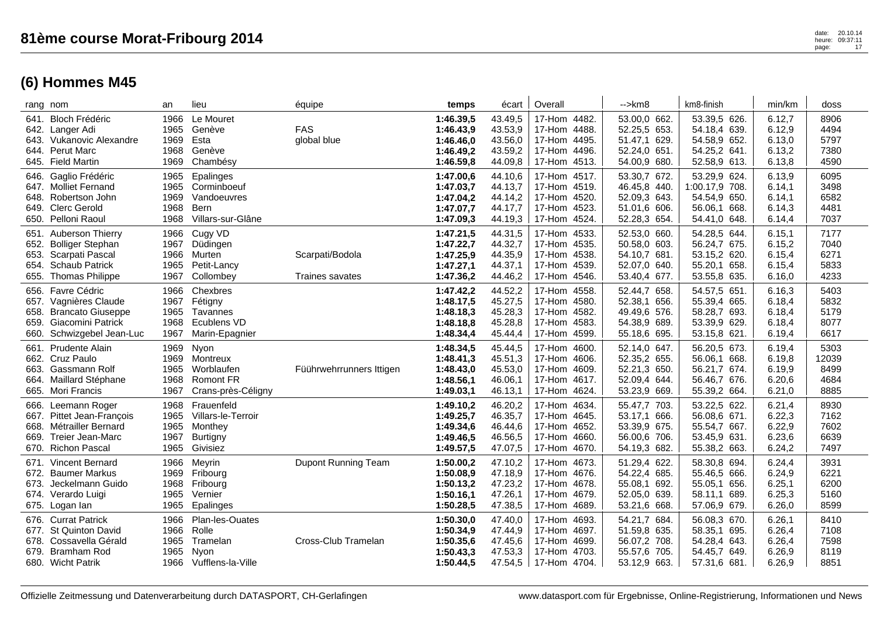# 81ème course Morat-Fribourg 2014

## (6) Hommes M45

| rang | nom | an | lieu | équipe | temps | écart | Overall | -->km8 | km8-finish | min/km | doss |
|---|---|---|---|---|---|---|---|---|---|---|---|
| 641. | Bloch Frédéric | 1966 | Le Mouret | | **1:46.39,5** | 43.49,5 | 17-Hom 4482. | 53.00,0 662. | 53.39,5 626. | 6.12,7 | 8906 |
| 642. | Langer Adi | 1965 | Genève | FAS | **1:46.43,9** | 43.53,9 | 17-Hom 4488. | 52.25,5 653. | 54.18,4 639. | 6.12,9 | 4494 |
| 643. | Vukanovic Alexandre | 1969 | Esta | global blue | **1:46.46,0** | 43.56,0 | 17-Hom 4495. | 51.47,1 629. | 54.58,9 652. | 6.13,0 | 5797 |
| 644. | Perut Marc | 1968 | Genève | | **1:46.49,2** | 43.59,2 | 17-Hom 4496. | 52.24,0 651. | 54.25,2 641. | 6.13,2 | 7380 |
| 645. | Field Martin | 1969 | Chambésy | | **1:46.59,8** | 44.09,8 | 17-Hom 4513. | 54.00,9 680. | 52.58,9 613. | 6.13,8 | 4590 |
| 646. | Gaglio Frédéric | 1965 | Epalinges | | **1:47.00,6** | 44.10,6 | 17-Hom 4517. | 53.30,7 672. | 53.29,9 624. | 6.13,9 | 6095 |
| 647. | Molliet Fernand | 1965 | Corminboeuf | | **1:47.03,7** | 44.13,7 | 17-Hom 4519. | 46.45,8 440. | 1:00.17,9 708. | 6.14,1 | 3498 |
| 648. | Robertson John | 1969 | Vandoeuvres | | **1:47.04,2** | 44.14,2 | 17-Hom 4520. | 52.09,3 643. | 54.54,9 650. | 6.14,1 | 6582 |
| 649. | Clerc Gerold | 1968 | Bern | | **1:47.07,7** | 44.17,7 | 17-Hom 4523. | 51.01,6 606. | 56.06,1 668. | 6.14,3 | 4481 |
| 650. | Pelloni Raoul | 1968 | Villars-sur-Glâne | | **1:47.09,3** | 44.19,3 | 17-Hom 4524. | 52.28,3 654. | 54.41,0 648. | 6.14,4 | 7037 |
| 651. | Auberson Thierry | 1966 | Cugy VD | | **1:47.21,5** | 44.31,5 | 17-Hom 4533. | 52.53,0 660. | 54.28,5 644. | 6.15,1 | 7177 |
| 652. | Bolliger Stephan | 1967 | Düdingen | | **1:47.22,7** | 44.32,7 | 17-Hom 4535. | 50.58,0 603. | 56.24,7 675. | 6.15,2 | 7040 |
| 653. | Scarpati Pascal | 1966 | Murten | Scarpati/Bodola | **1:47.25,9** | 44.35,9 | 17-Hom 4538. | 54.10,7 681. | 53.15,2 620. | 6.15,4 | 6271 |
| 654. | Schaub Patrick | 1965 | Petit-Lancy | | **1:47.27,1** | 44.37,1 | 17-Hom 4539. | 52.07,0 640. | 55.20,1 658. | 6.15,4 | 5833 |
| 655. | Thomas Philippe | 1967 | Collombey | Traines savates | **1:47.36,2** | 44.46,2 | 17-Hom 4546. | 53.40,4 677. | 53.55,8 635. | 6.16,0 | 4233 |
| 656. | Favre Cédric | 1966 | Chexbres | | **1:47.42,2** | 44.52,2 | 17-Hom 4558. | 52.44,7 658. | 54.57,5 651. | 6.16,3 | 5403 |
| 657. | Vagnières Claude | 1967 | Fétigny | | **1:48.17,5** | 45.27,5 | 17-Hom 4580. | 52.38,1 656. | 55.39,4 665. | 6.18,4 | 5832 |
| 658. | Brancato Giuseppe | 1965 | Tavannes | | **1:48.18,3** | 45.28,3 | 17-Hom 4582. | 49.49,6 576. | 58.28,7 693. | 6.18,4 | 5179 |
| 659. | Giacomini Patrick | 1968 | Ecublens VD | | **1:48.18,8** | 45.28,8 | 17-Hom 4583. | 54.38,9 689. | 53.39,9 629. | 6.18,4 | 8077 |
| 660. | Schwizgebel Jean-Luc | 1967 | Marin-Epagnier | | **1:48.34,4** | 45.44,4 | 17-Hom 4599. | 55.18,6 695. | 53.15,8 621. | 6.19,4 | 6617 |
| 661. | Prudente Alain | 1969 | Nyon | | **1:48.34,5** | 45.44,5 | 17-Hom 4600. | 52.14,0 647. | 56.20,5 673. | 6.19,4 | 5303 |
| 662. | Cruz Paulo | 1969 | Montreux | | **1:48.41,3** | 45.51,3 | 17-Hom 4606. | 52.35,2 655. | 56.06,1 668. | 6.19,8 | 12039 |
| 663. | Gassmann Rolf | 1965 | Worblaufen | Füührwehrrunners Ittigen | **1:48.43,0** | 45.53,0 | 17-Hom 4609. | 52.21,3 650. | 56.21,7 674. | 6.19,9 | 8499 |
| 664. | Maillard Stéphane | 1968 | Romont FR | | **1:48.56,1** | 46.06,1 | 17-Hom 4617. | 52.09,4 644. | 56.46,7 676. | 6.20,6 | 4684 |
| 665. | Mori Francis | 1967 | Crans-près-Céligny | | **1:49.03,1** | 46.13,1 | 17-Hom 4624. | 53.23,9 669. | 55.39,2 664. | 6.21,0 | 8885 |
| 666. | Leemann Roger | 1968 | Frauenfeld | | **1:49.10,2** | 46.20,2 | 17-Hom 4634. | 55.47,7 703. | 53.22,5 622. | 6.21,4 | 8930 |
| 667. | Pittet Jean-François | 1965 | Villars-le-Terroir | | **1:49.25,7** | 46.35,7 | 17-Hom 4645. | 53.17,1 666. | 56.08,6 671. | 6.22,3 | 7162 |
| 668. | Métrailler Bernard | 1965 | Monthey | | **1:49.34,6** | 46.44,6 | 17-Hom 4652. | 53.39,9 675. | 55.54,7 667. | 6.22,9 | 7602 |
| 669. | Treier Jean-Marc | 1967 | Burtigny | | **1:49.46,5** | 46.56,5 | 17-Hom 4660. | 56.00,6 706. | 53.45,9 631. | 6.23,6 | 6639 |
| 670. | Richon Pascal | 1965 | Givisiez | | **1:49.57,5** | 47.07,5 | 17-Hom 4670. | 54.19,3 682. | 55.38,2 663. | 6.24,2 | 7497 |
| 671. | Vincent Bernard | 1966 | Meyrin | Dupont Running Team | **1:50.00,2** | 47.10,2 | 17-Hom 4673. | 51.29,4 622. | 58.30,8 694. | 6.24,4 | 3931 |
| 672. | Baumer Markus | 1969 | Fribourg | | **1:50.08,9** | 47.18,9 | 17-Hom 4676. | 54.22,4 685. | 55.46,5 666. | 6.24,9 | 6221 |
| 673. | Jeckelmann Guido | 1968 | Fribourg | | **1:50.13,2** | 47.23,2 | 17-Hom 4678. | 55.08,1 692. | 55.05,1 656. | 6.25,1 | 6200 |
| 674. | Verardo Luigi | 1965 | Vernier | | **1:50.16,1** | 47.26,1 | 17-Hom 4679. | 52.05,0 639. | 58.11,1 689. | 6.25,3 | 5160 |
| 675. | Logan Ian | 1965 | Epalinges | | **1:50.28,5** | 47.38,5 | 17-Hom 4689. | 53.21,6 668. | 57.06,9 679. | 6.26,0 | 8599 |
| 676. | Currat Patrick | 1966 | Plan-les-Ouates | | **1:50.30,0** | 47.40,0 | 17-Hom 4693. | 54.21,7 684. | 56.08,3 670. | 6.26,1 | 8410 |
| 677. | St Quinton David | 1966 | Rolle | | **1:50.34,9** | 47.44,9 | 17-Hom 4697. | 51.59,8 635. | 58.35,1 695. | 6.26,4 | 7108 |
| 678. | Cossavella Gérald | 1965 | Tramelan | Cross-Club Tramelan | **1:50.35,6** | 47.45,6 | 17-Hom 4699. | 56.07,2 708. | 54.28,4 643. | 6.26,4 | 7598 |
| 679. | Bramham Rod | 1965 | Nyon | | **1:50.43,3** | 47.53,3 | 17-Hom 4703. | 55.57,6 705. | 54.45,7 649. | 6.26,9 | 8119 |
| 680. | Wicht Patrik | 1966 | Vufflens-la-Ville | | **1:50.44,5** | 47.54,5 | 17-Hom 4704. | 53.12,9 663. | 57.31,6 681. | 6.26,9 | 8851 |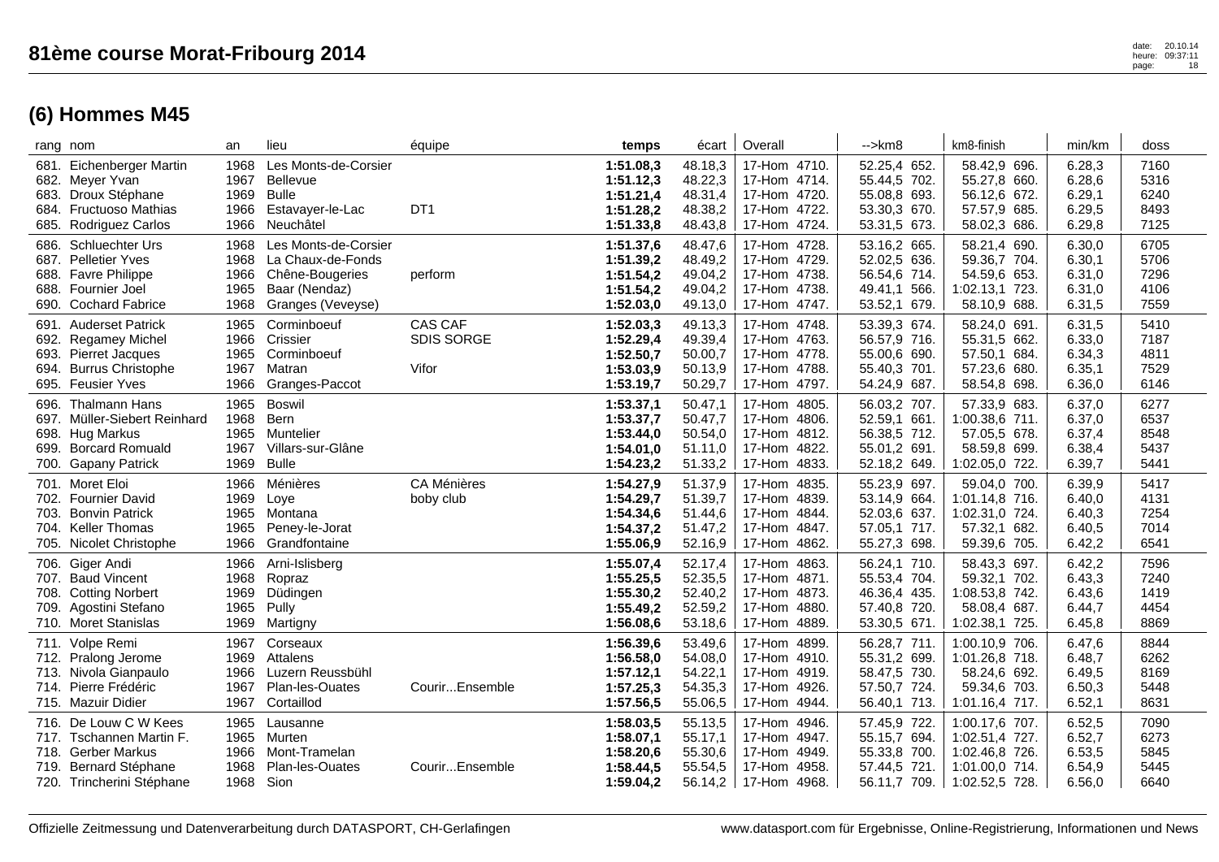# 81ème course Morat-Fribourg 2014

## (6) Hommes M45

| rang | nom | an | lieu | équipe | temps | écart | Overall | -->km8 | km8-finish | min/km | doss |
|---|---|---|---|---|---|---|---|---|---|---|---|
| 681. | Eichenberger Martin | 1968 | Les Monts-de-Corsier | | **1:51.08,3** | 48.18,3 | 17-Hom 4710. | 52.25,4 652. | 58.42,9 696. | 6.28,3 | 7160 |
| 682. | Meyer Yvan | 1967 | Bellevue | | **1:51.12,3** | 48.22,3 | 17-Hom 4714. | 55.44,5 702. | 55.27,8 660. | 6.28,6 | 5316 |
| 683. | Droux Stéphane | 1969 | Bulle | | **1:51.21,4** | 48.31,4 | 17-Hom 4720. | 55.08,8 693. | 56.12,6 672. | 6.29,1 | 6240 |
| 684. | Fructuoso Mathias | 1966 | Estavayer-le-Lac | DT1 | **1:51.28,2** | 48.38,2 | 17-Hom 4722. | 53.30,3 670. | 57.57,9 685. | 6.29,5 | 8493 |
| 685. | Rodriguez Carlos | 1966 | Neuchâtel | | **1:51.33,8** | 48.43,8 | 17-Hom 4724. | 53.31,5 673. | 58.02,3 686. | 6.29,8 | 7125 |
| 686. | Schluechter Urs | 1968 | Les Monts-de-Corsier | | **1:51.37,6** | 48.47,6 | 17-Hom 4728. | 53.16,2 665. | 58.21,4 690. | 6.30,0 | 6705 |
| 687. | Pelletier Yves | 1968 | La Chaux-de-Fonds | | **1:51.39,2** | 48.49,2 | 17-Hom 4729. | 52.02,5 636. | 59.36,7 704. | 6.30,1 | 5706 |
| 688. | Favre Philippe | 1966 | Chêne-Bougeries | perform | **1:51.54,2** | 49.04,2 | 17-Hom 4738. | 56.54,6 714. | 54.59,6 653. | 6.31,0 | 7296 |
| 688. | Fournier Joel | 1965 | Baar (Nendaz) | | **1:51.54,2** | 49.04,2 | 17-Hom 4738. | 49.41,1 566. | 1:02.13,1 723. | 6.31,0 | 4106 |
| 690. | Cochard Fabrice | 1968 | Granges (Veveyse) | | **1:52.03,0** | 49.13,0 | 17-Hom 4747. | 53.52,1 679. | 58.10,9 688. | 6.31,5 | 7559 |
| 691. | Auderset Patrick | 1965 | Corminboeuf | CAS CAF | **1:52.03,3** | 49.13,3 | 17-Hom 4748. | 53.39,3 674. | 58.24,0 691. | 6.31,5 | 5410 |
| 692. | Regamey Michel | 1966 | Crissier | SDIS SORGE | **1:52.29,4** | 49.39,4 | 17-Hom 4763. | 56.57,9 716. | 55.31,5 662. | 6.33,0 | 7187 |
| 693. | Pierret Jacques | 1965 | Corminboeuf | | **1:52.50,7** | 50.00,7 | 17-Hom 4778. | 55.00,6 690. | 57.50,1 684. | 6.34,3 | 4811 |
| 694. | Burrus Christophe | 1967 | Matran | Vifor | **1:53.03,9** | 50.13,9 | 17-Hom 4788. | 55.40,3 701. | 57.23,6 680. | 6.35,1 | 7529 |
| 695. | Feusier Yves | 1966 | Granges-Paccot | | **1:53.19,7** | 50.29,7 | 17-Hom 4797. | 54.24,9 687. | 58.54,8 698. | 6.36,0 | 6146 |
| 696. | Thalmann Hans | 1965 | Boswil | | **1:53.37,1** | 50.47,1 | 17-Hom 4805. | 56.03,2 707. | 57.33,9 683. | 6.37,0 | 6277 |
| 697. | Müller-Siebert Reinhard | 1968 | Bern | | **1:53.37,7** | 50.47,7 | 17-Hom 4806. | 52.59,1 661. | 1:00.38,6 711. | 6.37,0 | 6537 |
| 698. | Hug Markus | 1965 | Muntelier | | **1:53.44,0** | 50.54,0 | 17-Hom 4812. | 56.38,5 712. | 57.05,5 678. | 6.37,4 | 8548 |
| 699. | Borcard Romuald | 1967 | Villars-sur-Glâne | | **1:54.01,0** | 51.11,0 | 17-Hom 4822. | 55.01,2 691. | 58.59,8 699. | 6.38,4 | 5437 |
| 700. | Gapany Patrick | 1969 | Bulle | | **1:54.23,2** | 51.33,2 | 17-Hom 4833. | 52.18,2 649. | 1:02.05,0 722. | 6.39,7 | 5441 |
| 701. | Moret Eloi | 1966 | Ménières | CA Ménières | **1:54.27,9** | 51.37,9 | 17-Hom 4835. | 55.23,9 697. | 59.04,0 700. | 6.39,9 | 5417 |
| 702. | Fournier David | 1969 | Loye | boby club | **1:54.29,7** | 51.39,7 | 17-Hom 4839. | 53.14,9 664. | 1:01.14,8 716. | 6.40,0 | 4131 |
| 703. | Bonvin Patrick | 1965 | Montana | | **1:54.34,6** | 51.44,6 | 17-Hom 4844. | 52.03,6 637. | 1:02.31,0 724. | 6.40,3 | 7254 |
| 704. | Keller Thomas | 1965 | Peney-le-Jorat | | **1:54.37,2** | 51.47,2 | 17-Hom 4847. | 57.05,1 717. | 57.32,1 682. | 6.40,5 | 7014 |
| 705. | Nicolet Christophe | 1966 | Grandfontaine | | **1:55.06,9** | 52.16,9 | 17-Hom 4862. | 55.27,3 698. | 59.39,6 705. | 6.42,2 | 6541 |
| 706. | Giger Andi | 1966 | Arni-Islisberg | | **1:55.07,4** | 52.17,4 | 17-Hom 4863. | 56.24,1 710. | 58.43,3 697. | 6.42,2 | 7596 |
| 707. | Baud Vincent | 1968 | Ropraz | | **1:55.25,5** | 52.35,5 | 17-Hom 4871. | 55.53,4 704. | 59.32,1 702. | 6.43,3 | 7240 |
| 708. | Cotting Norbert | 1969 | Düdingen | | **1:55.30,2** | 52.40,2 | 17-Hom 4873. | 46.36,4 435. | 1:08.53,8 742. | 6.43,6 | 1419 |
| 709. | Agostini Stefano | 1965 | Pully | | **1:55.49,2** | 52.59,2 | 17-Hom 4880. | 57.40,8 720. | 58.08,4 687. | 6.44,7 | 4454 |
| 710. | Moret Stanislas | 1969 | Martigny | | **1:56.08,6** | 53.18,6 | 17-Hom 4889. | 53.30,5 671. | 1:02.38,1 725. | 6.45,8 | 8869 |
| 711. | Volpe Remi | 1967 | Corseaux | | **1:56.39,6** | 53.49,6 | 17-Hom 4899. | 56.28,7 711. | 1:00.10,9 706. | 6.47,6 | 8844 |
| 712. | Pralong Jerome | 1969 | Attalens | | **1:56.58,0** | 54.08,0 | 17-Hom 4910. | 55.31,2 699. | 1:01.26,8 718. | 6.48,7 | 6262 |
| 713. | Nivola Gianpaulo | 1966 | Luzern Reussbühl | | **1:57.12,1** | 54.22,1 | 17-Hom 4919. | 58.47,5 730. | 58.24,6 692. | 6.49,5 | 8169 |
| 714. | Pierre Frédéric | 1967 | Plan-les-Ouates | Courir...Ensemble | **1:57.25,3** | 54.35,3 | 17-Hom 4926. | 57.50,7 724. | 59.34,6 703. | 6.50,3 | 5448 |
| 715. | Mazuir Didier | 1967 | Cortaillod | | **1:57.56,5** | 55.06,5 | 17-Hom 4944. | 56.40,1 713. | 1:01.16,4 717. | 6.52,1 | 8631 |
| 716. | De Louw C W Kees | 1965 | Lausanne | | **1:58.03,5** | 55.13,5 | 17-Hom 4946. | 57.45,9 722. | 1:00.17,6 707. | 6.52,5 | 7090 |
| 717. | Tschannen Martin F. | 1965 | Murten | | **1:58.07,1** | 55.17,1 | 17-Hom 4947. | 55.15,7 694. | 1:02.51,4 727. | 6.52,7 | 6273 |
| 718. | Gerber Markus | 1966 | Mont-Tramelan | | **1:58.20,6** | 55.30,6 | 17-Hom 4949. | 55.33,8 700. | 1:02.46,8 726. | 6.53,5 | 5845 |
| 719. | Bernard Stéphane | 1968 | Plan-les-Ouates | Courir...Ensemble | **1:58.44,5** | 55.54,5 | 17-Hom 4958. | 57.44,5 721. | 1:01.00,0 714. | 6.54,9 | 5445 |
| 720. | Trincherini Stéphane | 1968 | Sion | | **1:59.04,2** | 56.14,2 | 17-Hom 4968. | 56.11,7 709. | 1:02.52,5 728. | 6.56,0 | 6640 |

Offizielle Zeitmessung und Datenverarbeitung durch DATASPORT, CH-Gerlafingen

www.datasport.com für Ergebnisse, Online-Registrierung, Informationen und News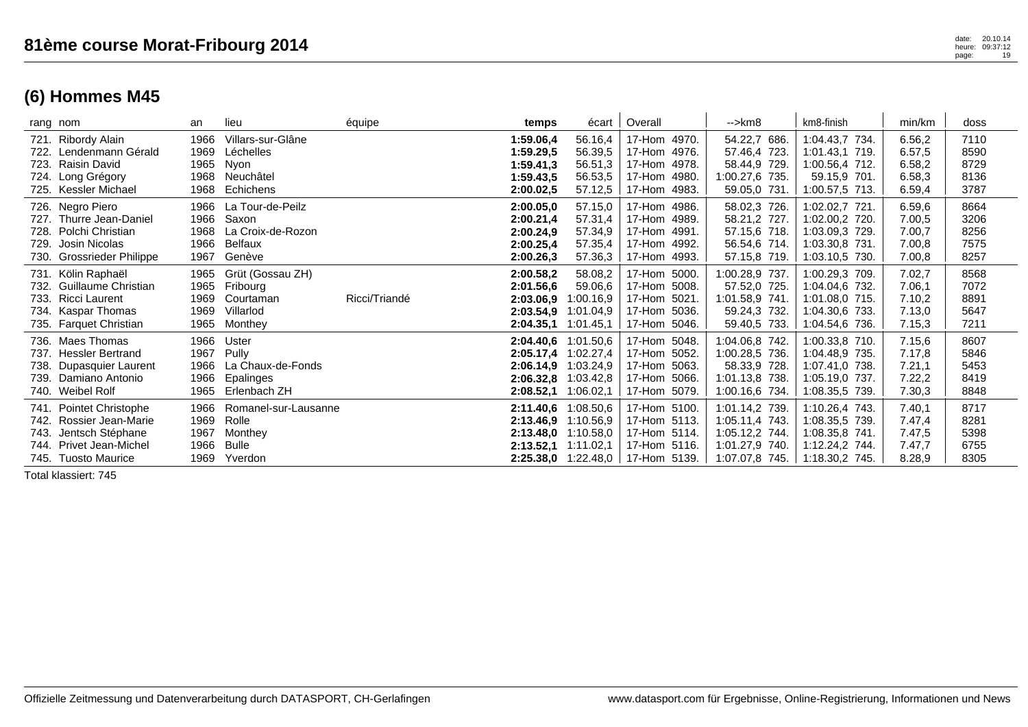# 81ème course Morat-Fribourg 2014

## (6) Hommes M45

| rang | nom | an | lieu | équipe | temps | écart | Overall | -->km8 | km8-finish | min/km | doss |
|---|---|---|---|---|---|---|---|---|---|---|---|
| 721. | Ribordy Alain | 1966 | Villars-sur-Glâne | | **1:59.06,4** | 56.16,4 | 17-Hom 4970. | 54.22,7 686. | 1:04.43,7 734. | 6.56,2 | 7110 |
| 722. | Lendenmann Gérald | 1969 | Léchelles | | **1:59.29,5** | 56.39,5 | 17-Hom 4976. | 57.46,4 723. | 1:01.43,1 719. | 6.57,5 | 8590 |
| 723. | Raisin David | 1965 | Nyon | | **1:59.41,3** | 56.51,3 | 17-Hom 4978. | 58.44,9 729. | 1:00.56,4 712. | 6.58,2 | 8729 |
| 724. | Long Grégory | 1968 | Neuchâtel | | **1:59.43,5** | 56.53,5 | 17-Hom 4980. | 1:00.27,6 735. | 59.15,9 701. | 6.58,3 | 8136 |
| 725. | Kessler Michael | 1968 | Echichens | | **2:00.02,5** | 57.12,5 | 17-Hom 4983. | 59.05,0 731. | 1:00.57,5 713. | 6.59,4 | 3787 |
| 726. | Negro Piero | 1966 | La Tour-de-Peilz | | **2:00.05,0** | 57.15,0 | 17-Hom 4986. | 58.02,3 726. | 1:02.02,7 721. | 6.59,6 | 8664 |
| 727. | Thurre Jean-Daniel | 1966 | Saxon | | **2:00.21,4** | 57.31,4 | 17-Hom 4989. | 58.21,2 727. | 1:02.00,2 720. | 7.00,5 | 3206 |
| 728. | Polchi Christian | 1968 | La Croix-de-Rozon | | **2:00.24,9** | 57.34,9 | 17-Hom 4991. | 57.15,6 718. | 1:03.09,3 729. | 7.00,7 | 8256 |
| 729. | Josin Nicolas | 1966 | Belfaux | | **2:00.25,4** | 57.35,4 | 17-Hom 4992. | 56.54,6 714. | 1:03.30,8 731. | 7.00,8 | 7575 |
| 730. | Grossrieder Philippe | 1967 | Genève | | **2:00.26,3** | 57.36,3 | 17-Hom 4993. | 57.15,8 719. | 1:03.10,5 730. | 7.00,8 | 8257 |
| 731. | Kölin Raphaël | 1965 | Grüt (Gossau ZH) | | **2:00.58,2** | 58.08,2 | 17-Hom 5000. | 1:00.28,9 737. | 1:00.29,3 709. | 7.02,7 | 8568 |
| 732. | Guillaume Christian | 1965 | Fribourg | | **2:01.56,6** | 59.06,6 | 17-Hom 5008. | 57.52,0 725. | 1:04.04,6 732. | 7.06,1 | 7072 |
| 733. | Ricci Laurent | 1969 | Courtaman | Ricci/Triandé | **2:03.06,9** | 1:00.16,9 | 17-Hom 5021. | 1:01.58,9 741. | 1:01.08,0 715. | 7.10,2 | 8891 |
| 734. | Kaspar Thomas | 1969 | Villarlod | | **2:03.54,9** | 1:01.04,9 | 17-Hom 5036. | 59.24,3 732. | 1:04.30,6 733. | 7.13,0 | 5647 |
| 735. | Farquet Christian | 1965 | Monthey | | **2:04.35,1** | 1:01.45,1 | 17-Hom 5046. | 59.40,5 733. | 1:04.54,6 736. | 7.15,3 | 7211 |
| 736. | Maes Thomas | 1966 | Uster | | **2:04.40,6** | 1:01.50,6 | 17-Hom 5048. | 1:04.06,8 742. | 1:00.33,8 710. | 7.15,6 | 8607 |
| 737. | Hessler Bertrand | 1967 | Pully | | **2:05.17,4** | 1:02.27,4 | 17-Hom 5052. | 1:00.28,5 736. | 1:04.48,9 735. | 7.17,8 | 5846 |
| 738. | Dupasquier Laurent | 1966 | La Chaux-de-Fonds | | **2:06.14,9** | 1:03.24,9 | 17-Hom 5063. | 58.33,9 728. | 1:07.41,0 738. | 7.21,1 | 5453 |
| 739. | Damiano Antonio | 1966 | Epalinges | | **2:06.32,8** | 1:03.42,8 | 17-Hom 5066. | 1:01.13,8 738. | 1:05.19,0 737. | 7.22,2 | 8419 |
| 740. | Weibel Rolf | 1965 | Erlenbach ZH | | **2:08.52,1** | 1:06.02,1 | 17-Hom 5079. | 1:00.16,6 734. | 1:08.35,5 739. | 7.30,3 | 8848 |
| 741. | Pointet Christophe | 1966 | Romanel-sur-Lausanne | | **2:11.40,6** | 1:08.50,6 | 17-Hom 5100. | 1:01.14,2 739. | 1:10.26,4 743. | 7.40,1 | 8717 |
| 742. | Rossier Jean-Marie | 1969 | Rolle | | **2:13.46,9** | 1:10.56,9 | 17-Hom 5113. | 1:05.11,4 743. | 1:08.35,5 739. | 7.47,4 | 8281 |
| 743. | Jentsch Stéphane | 1967 | Monthey | | **2:13.48,0** | 1:10.58,0 | 17-Hom 5114. | 1:05.12,2 744. | 1:08.35,8 741. | 7.47,5 | 5398 |
| 744. | Privet Jean-Michel | 1966 | Bulle | | **2:13.52,1** | 1:11.02,1 | 17-Hom 5116. | 1:01.27,9 740. | 1:12.24,2 744. | 7.47,7 | 6755 |
| 745. | Tuosto Maurice | 1969 | Yverdon | | **2:25.38,0** | 1:22.48,0 | 17-Hom 5139. | 1:07.07,8 745. | 1:18.30,2 745. | 8.28,9 | 8305 |

Total klassiert: 745